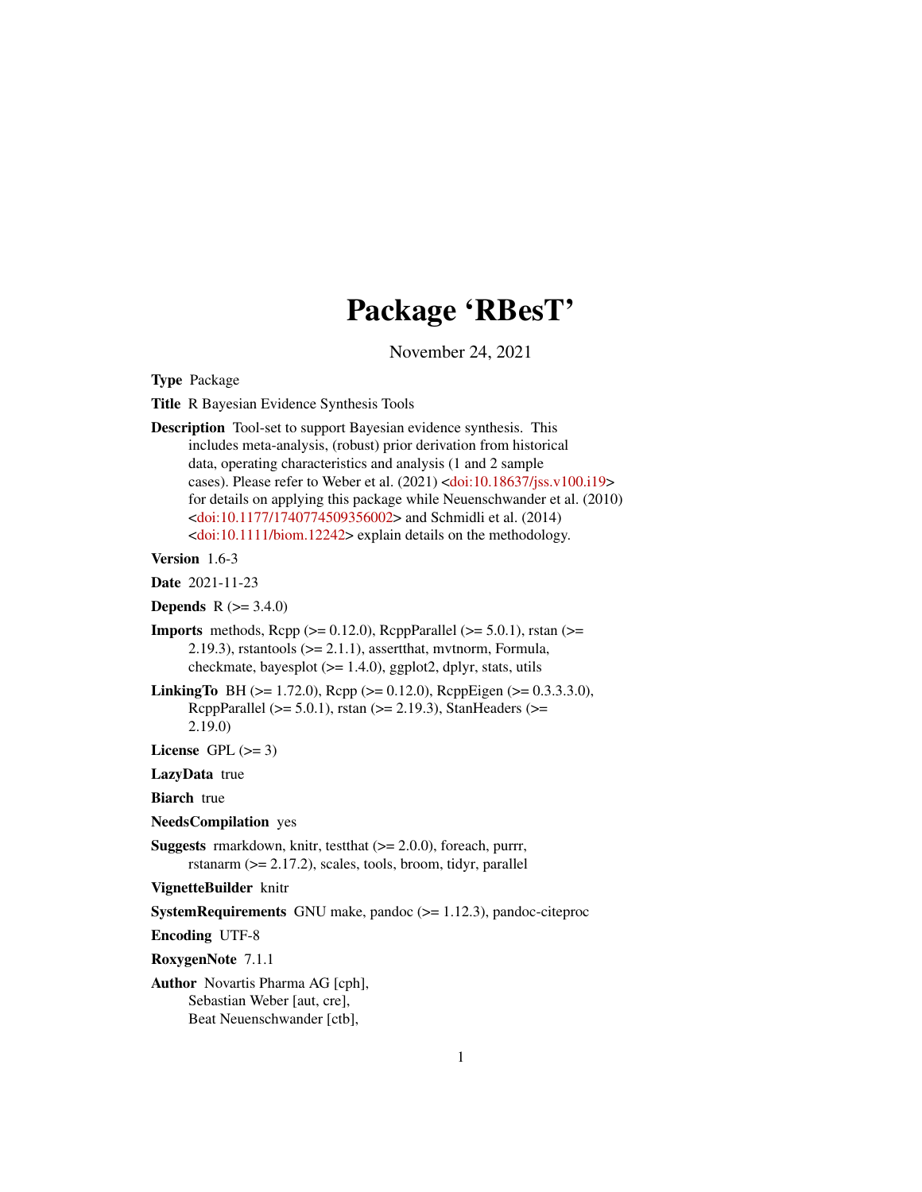# Package 'RBesT'

November 24, 2021

**Type** Package

**Title** R Bayesian Evidence Synthesis Tools

**Description** Tool-set to support Bayesian evidence synthesis. This includes meta-analysis, (robust) prior derivation from historical data, operating characteristics and analysis (1 and 2 sample cases). Please refer to Weber et al. (2021) <doi:10.18637/jss.v100.i19> for details on applying this package while Neuenschwander et al. (2010) <doi:10.1177/1740774509356002> and Schmidli et al. (2014) <doi:10.1111/biom.12242> explain details on the methodology.

**Version** 1.6-3

**Date** 2021-11-23

**Depends** R (>= 3.4.0)

**Imports** methods, Rcpp (>= 0.12.0), RcppParallel (>= 5.0.1), rstan (>= 2.19.3), rstantools (>= 2.1.1), assertthat, mvtnorm, Formula, checkmate, bayesplot (>= 1.4.0), ggplot2, dplyr, stats, utils

**LinkingTo** BH (>= 1.72.0), Rcpp (>= 0.12.0), RcppEigen (>= 0.3.3.3.0), RcppParallel (>= 5.0.1), rstan (>= 2.19.3), StanHeaders (>= 2.19.0)

**License** GPL (>= 3)

**LazyData** true

**Biarch** true

**NeedsCompilation** yes

**Suggests** rmarkdown, knitr, testthat (>= 2.0.0), foreach, purrr, rstanarm (>= 2.17.2), scales, tools, broom, tidyr, parallel

**VignetteBuilder** knitr

**SystemRequirements** GNU make, pandoc (>= 1.12.3), pandoc-citeproc

**Encoding** UTF-8

**RoxygenNote** 7.1.1

**Author** Novartis Pharma AG [cph],
Sebastian Weber [aut, cre],
Beat Neuenschwander [ctb],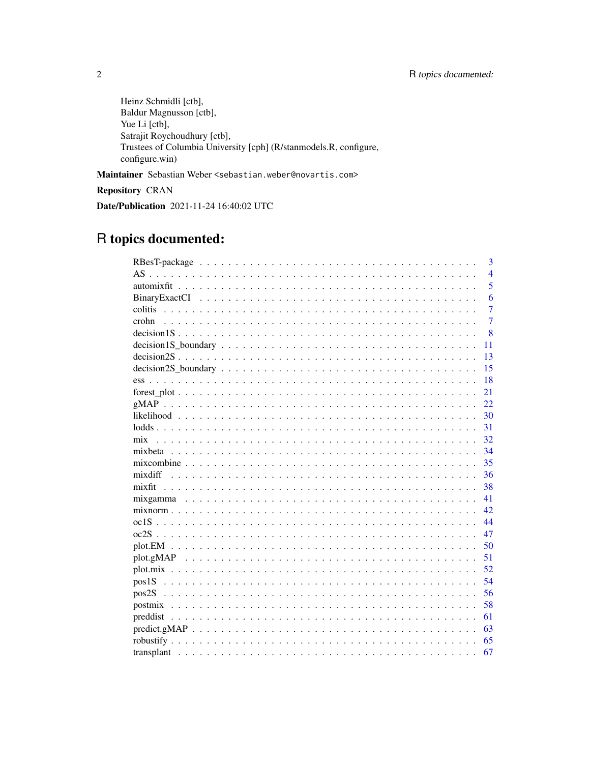Heinz Schmidli [ctb],
Baldur Magnusson [ctb],
Yue Li [ctb],
Satrajit Roychoudhury [ctb],
Trustees of Columbia University [cph] (R/stanmodels.R, configure, configure.win)

**Maintainer** Sebastian Weber <sebastian.weber@novartis.com>

**Repository** CRAN

**Date/Publication** 2021-11-24 16:40:02 UTC

# R topics documented:

| | |
|---|---|
| RBesT-package | 3 |
| AS | 4 |
| automixfit | 5 |
| BinaryExactCI | 6 |
| colitis | 7 |
| crohn | 7 |
| decision1S | 8 |
| decision1S_boundary | 11 |
| decision2S | 13 |
| decision2S_boundary | 15 |
| ess | 18 |
| forest_plot | 21 |
| gMAP | 22 |
| likelihood | 30 |
| lodds | 31 |
| mix | 32 |
| mixbeta | 34 |
| mixcombine | 35 |
| mixdiff | 36 |
| mixfit | 38 |
| mixgamma | 41 |
| mixnorm | 42 |
| oc1S | 44 |
| oc2S | 47 |
| plot.EM | 50 |
| plot.gMAP | 51 |
| plot.mix | 52 |
| pos1S | 54 |
| pos2S | 56 |
| postmix | 58 |
| preddist | 61 |
| predict.gMAP | 63 |
| robustify | 65 |
| transplant | 67 |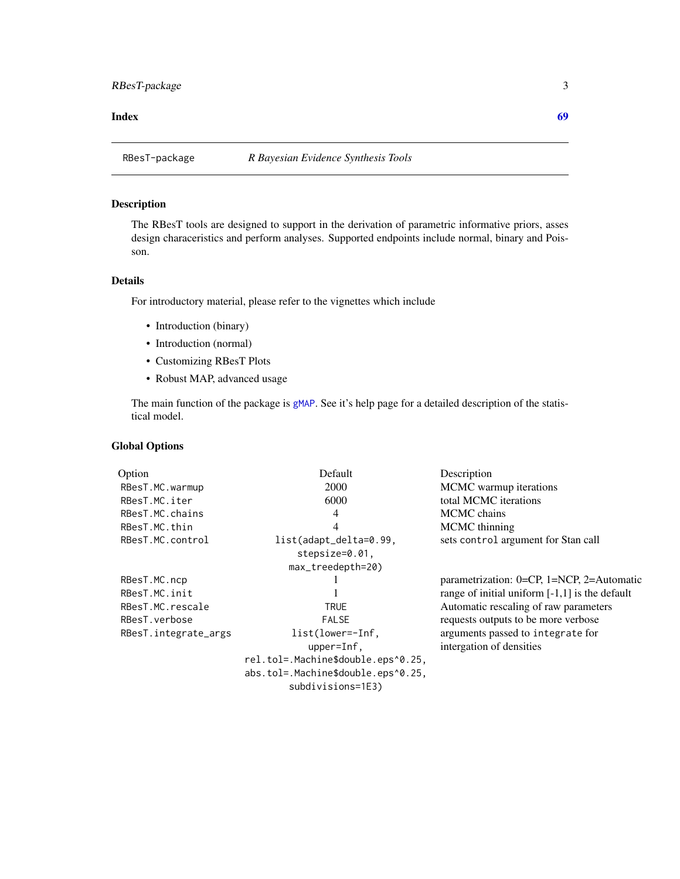**Index** **69**

## RBesT-package *R Bayesian Evidence Synthesis Tools*

### Description

The RBesT tools are designed to support in the derivation of parametric informative priors, asses design characeristics and perform analyses. Supported endpoints include normal, binary and Poisson.

### Details

For introductory material, please refer to the vignettes which include

- Introduction (binary)
- Introduction (normal)
- Customizing RBesT Plots
- Robust MAP, advanced usage

The main function of the package is `gMAP`. See it's help page for a detailed description of the statistical model.

### Global Options

| Option | Default | Description |
| --- | --- | --- |
| `RBesT.MC.warmup` | 2000 | MCMC warmup iterations |
| `RBesT.MC.iter` | 6000 | total MCMC iterations |
| `RBesT.MC.chains` | 4 | MCMC chains |
| `RBesT.MC.thin` | 4 | MCMC thinning |
| `RBesT.MC.control` | `list(adapt_delta=0.99, stepsize=0.01, max_treedepth=20)` | sets `control` argument for Stan call |
| `RBesT.MC.ncp` | 1 | parametrization: 0=CP, 1=NCP, 2=Automatic |
| `RBesT.MC.init` | 1 | range of initial uniform [-1,1] is the default |
| `RBesT.MC.rescale` | `TRUE` | Automatic rescaling of raw parameters |
| `RBesT.verbose` | `FALSE` | requests outputs to be more verbose |
| `RBesT.integrate_args` | `list(lower=-Inf, upper=Inf, rel.tol=.Machine$double.eps^0.25, abs.tol=.Machine$double.eps^0.25, subdivisions=1E3)` | arguments passed to `integrate` for intergation of densities |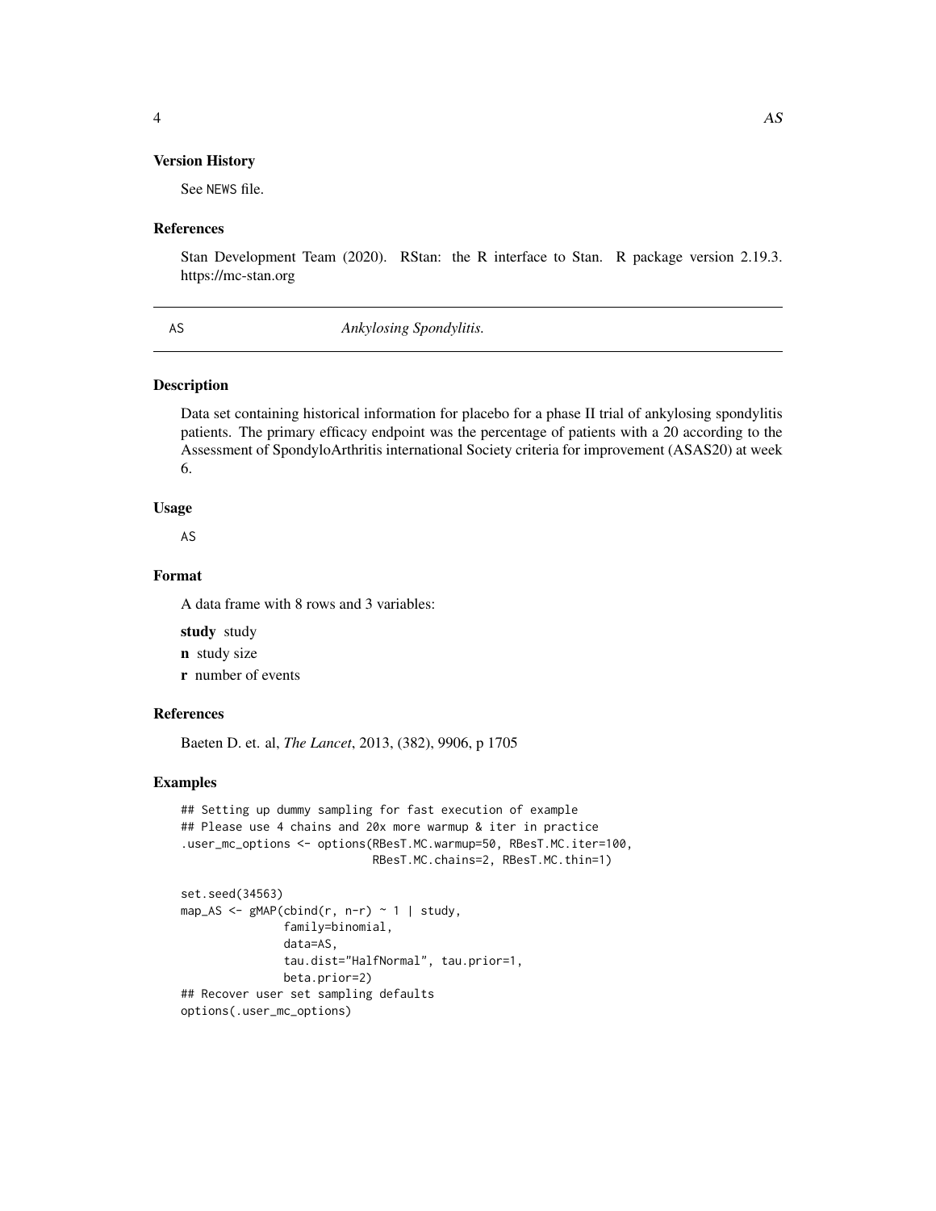### Version History

See NEWS file.

### References

Stan Development Team (2020). RStan: the R interface to Stan. R package version 2.19.3. https://mc-stan.org

---

## AS    *Ankylosing Spondylitis.*

---

### Description

Data set containing historical information for placebo for a phase II trial of ankylosing spondylitis patients. The primary efficacy endpoint was the percentage of patients with a 20 according to the Assessment of SpondyloArthritis international Society criteria for improvement (ASAS20) at week 6.

### Usage

```
AS
```

### Format

A data frame with 8 rows and 3 variables:

**study** study

**n** study size

**r** number of events

### References

Baeten D. et. al, *The Lancet*, 2013, (382), 9906, p 1705

### Examples

```
## Setting up dummy sampling for fast execution of example
## Please use 4 chains and 20x more warmup & iter in practice
.user_mc_options <- options(RBesT.MC.warmup=50, RBesT.MC.iter=100,
                            RBesT.MC.chains=2, RBesT.MC.thin=1)

set.seed(34563)
map_AS <- gMAP(cbind(r, n-r) ~ 1 | study,
               family=binomial,
               data=AS,
               tau.dist="HalfNormal", tau.prior=1,
               beta.prior=2)
## Recover user set sampling defaults
options(.user_mc_options)
```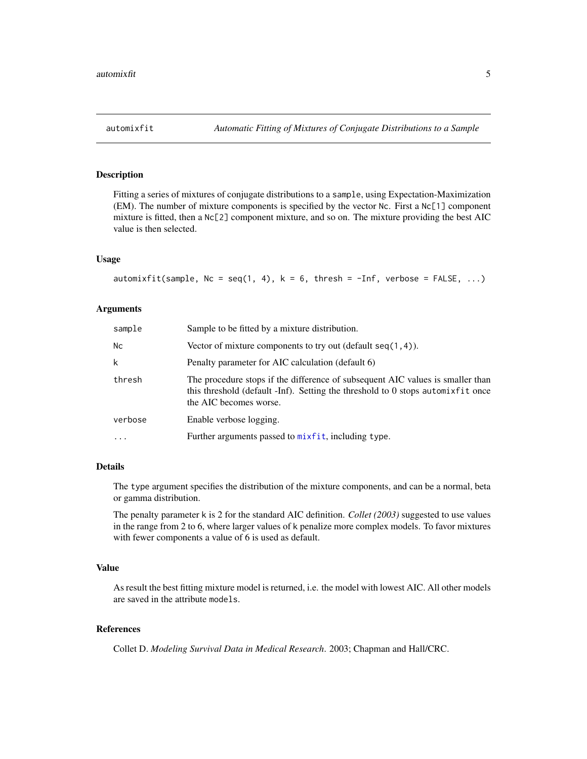# automixfit — *Automatic Fitting of Mixtures of Conjugate Distributions to a Sample*

## Description

Fitting a series of mixtures of conjugate distributions to a `sample`, using Expectation-Maximization (EM). The number of mixture components is specified by the vector `Nc`. First a `Nc[1]` component mixture is fitted, then a `Nc[2]` component mixture, and so on. The mixture providing the best AIC value is then selected.

## Usage

```
automixfit(sample, Nc = seq(1, 4), k = 6, thresh = -Inf, verbose = FALSE, ...)
```

## Arguments

| | |
|---|---|
| `sample` | Sample to be fitted by a mixture distribution. |
| `Nc` | Vector of mixture components to try out (default `seq(1,4)`). |
| `k` | Penalty parameter for AIC calculation (default 6) |
| `thresh` | The procedure stops if the difference of subsequent AIC values is smaller than this threshold (default -Inf). Setting the threshold to 0 stops `automixfit` once the AIC becomes worse. |
| `verbose` | Enable verbose logging. |
| `...` | Further arguments passed to `mixfit`, including `type`. |

## Details

The `type` argument specifies the distribution of the mixture components, and can be a normal, beta or gamma distribution.

The penalty parameter `k` is 2 for the standard AIC definition. *Collet (2003)* suggested to use values in the range from 2 to 6, where larger values of `k` penalize more complex models. To favor mixtures with fewer components a value of 6 is used as default.

## Value

As result the best fitting mixture model is returned, i.e. the model with lowest AIC. All other models are saved in the attribute `models`.

## References

Collet D. *Modeling Survival Data in Medical Research*. 2003; Chapman and Hall/CRC.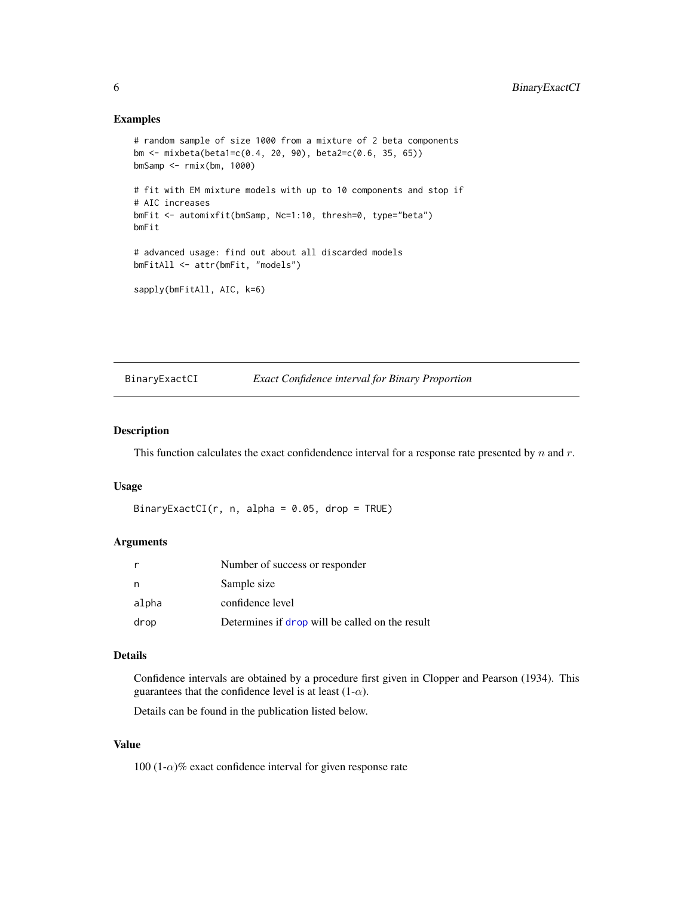## Examples

```
# random sample of size 1000 from a mixture of 2 beta components
bm <- mixbeta(beta1=c(0.4, 20, 90), beta2=c(0.6, 35, 65))
bmSamp <- rmix(bm, 1000)

# fit with EM mixture models with up to 10 components and stop if
# AIC increases
bmFit <- automixfit(bmSamp, Nc=1:10, thresh=0, type="beta")
bmFit

# advanced usage: find out about all discarded models
bmFitAll <- attr(bmFit, "models")

sapply(bmFitAll, AIC, k=6)
```

---

# BinaryExactCI — *Exact Confidence interval for Binary Proportion*

## Description

This function calculates the exact confidendence interval for a response rate presented by $n$ and $r$.

## Usage

```
BinaryExactCI(r, n, alpha = 0.05, drop = TRUE)
```

## Arguments

| | |
|---|---|
| r | Number of success or responder |
| n | Sample size |
| alpha | confidence level |
| drop | Determines if drop will be called on the result |

## Details

Confidence intervals are obtained by a procedure first given in Clopper and Pearson (1934). This guarantees that the confidence level is at least (1-$\alpha$).

Details can be found in the publication listed below.

## Value

100 (1-$\alpha$)% exact confidence interval for given response rate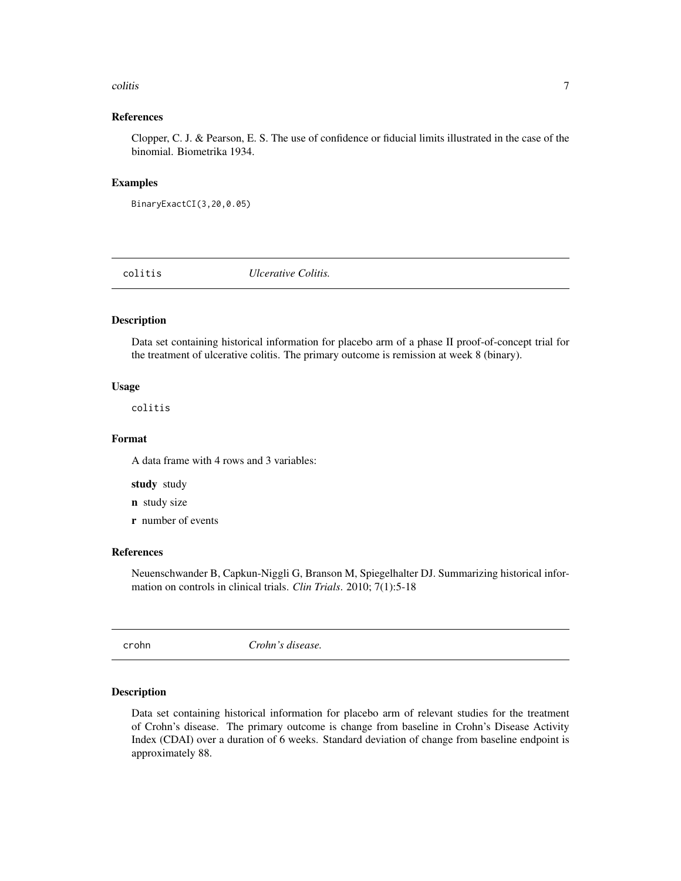## References

Clopper, C. J. & Pearson, E. S. The use of confidence or fiducial limits illustrated in the case of the binomial. Biometrika 1934.

## Examples

```
BinaryExactCI(3,20,0.05)
```

---

# colitis *Ulcerative Colitis.*

---

## Description

Data set containing historical information for placebo arm of a phase II proof-of-concept trial for the treatment of ulcerative colitis. The primary outcome is remission at week 8 (binary).

## Usage

```
colitis
```

## Format

A data frame with 4 rows and 3 variables:

**study** study

**n** study size

**r** number of events

## References

Neuenschwander B, Capkun-Niggli G, Branson M, Spiegelhalter DJ. Summarizing historical information on controls in clinical trials. *Clin Trials*. 2010; 7(1):5-18

---

# crohn *Crohn's disease.*

---

## Description

Data set containing historical information for placebo arm of relevant studies for the treatment of Crohn's disease. The primary outcome is change from baseline in Crohn's Disease Activity Index (CDAI) over a duration of 6 weeks. Standard deviation of change from baseline endpoint is approximately 88.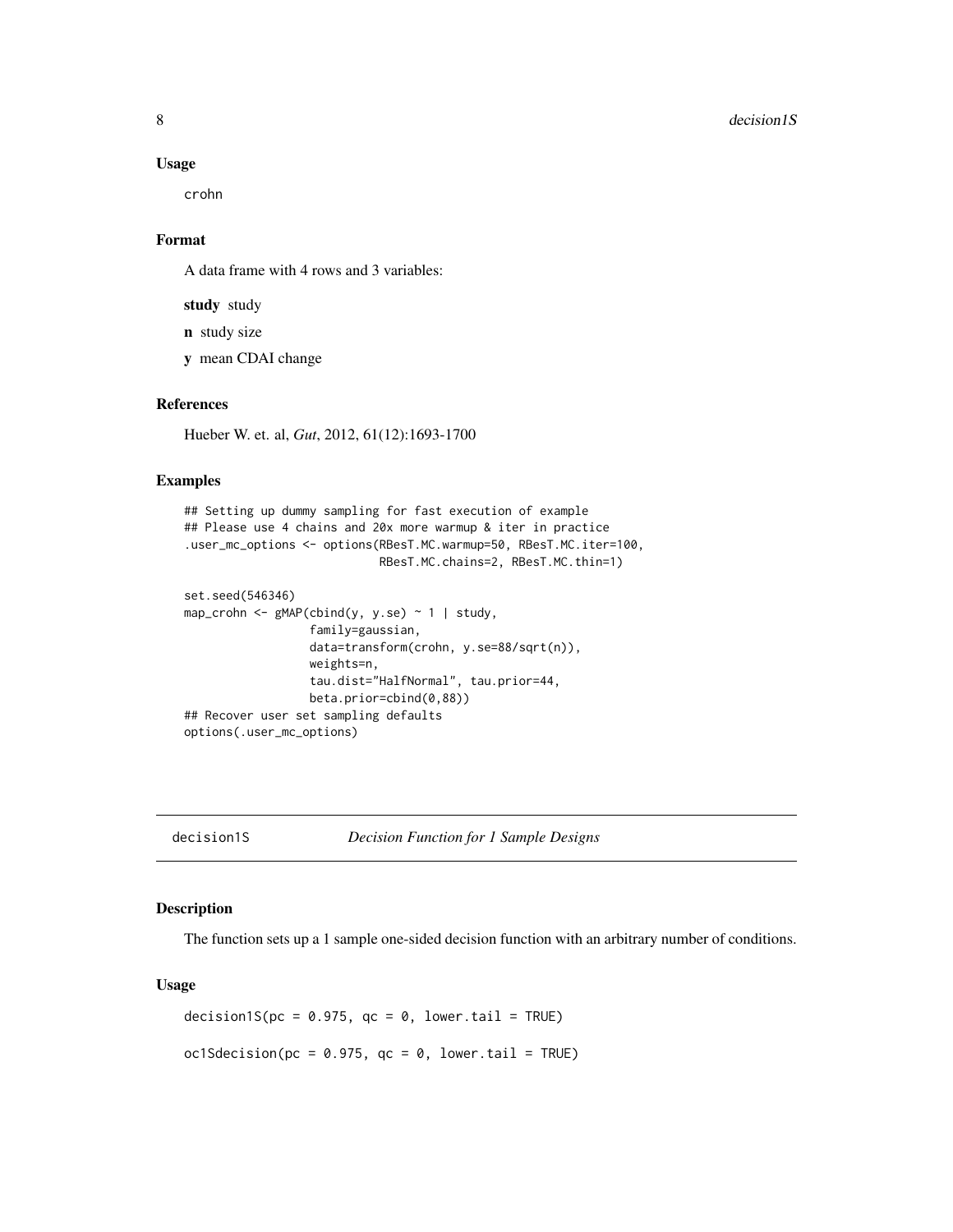### Usage

```
crohn
```

### Format

A data frame with 4 rows and 3 variables:

**study** study

**n** study size

**y** mean CDAI change

### References

Hueber W. et. al, *Gut*, 2012, 61(12):1693-1700

### Examples

```
## Setting up dummy sampling for fast execution of example
## Please use 4 chains and 20x more warmup & iter in practice
.user_mc_options <- options(RBesT.MC.warmup=50, RBesT.MC.iter=100,
                            RBesT.MC.chains=2, RBesT.MC.thin=1)

set.seed(546346)
map_crohn <- gMAP(cbind(y, y.se) ~ 1 | study,
                  family=gaussian,
                  data=transform(crohn, y.se=88/sqrt(n)),
                  weights=n,
                  tau.dist="HalfNormal", tau.prior=44,
                  beta.prior=cbind(0,88))
## Recover user set sampling defaults
options(.user_mc_options)
```

---

## decision1S *Decision Function for 1 Sample Designs*

### Description

The function sets up a 1 sample one-sided decision function with an arbitrary number of conditions.

### Usage

```
decision1S(pc = 0.975, qc = 0, lower.tail = TRUE)

oc1Sdecision(pc = 0.975, qc = 0, lower.tail = TRUE)
```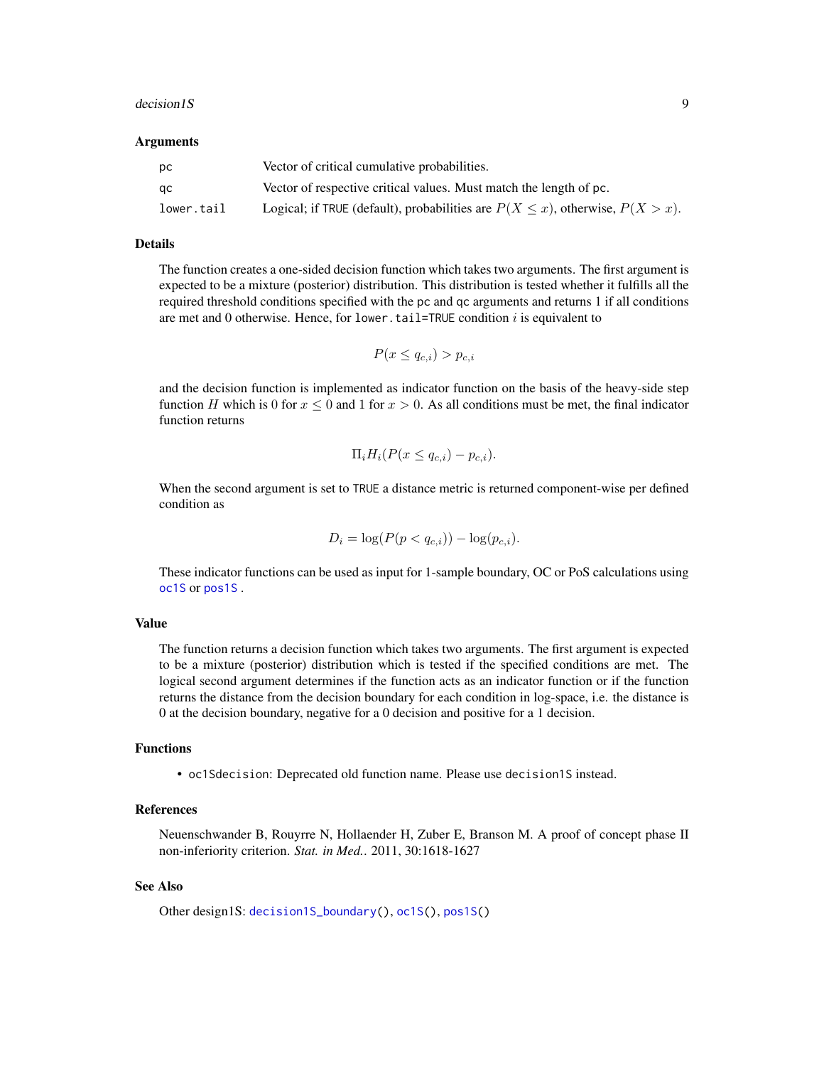### Arguments

| | |
|---|---|
| `pc` | Vector of critical cumulative probabilities. |
| `qc` | Vector of respective critical values. Must match the length of `pc`. |
| `lower.tail` | Logical; if `TRUE` (default), probabilities are $P(X \leq x)$, otherwise, $P(X > x)$. |

### Details

The function creates a one-sided decision function which takes two arguments. The first argument is expected to be a mixture (posterior) distribution. This distribution is tested whether it fulfills all the required threshold conditions specified with the `pc` and `qc` arguments and returns 1 if all conditions are met and 0 otherwise. Hence, for `lower.tail=TRUE` condition $i$ is equivalent to

$$P(x \leq q_{c,i}) > p_{c,i}$$

and the decision function is implemented as indicator function on the basis of the heavy-side step function $H$ which is 0 for $x \leq 0$ and 1 for $x > 0$. As all conditions must be met, the final indicator function returns

$$\Pi_i H_i(P(x \leq q_{c,i}) - p_{c,i}).$$

When the second argument is set to `TRUE` a distance metric is returned component-wise per defined condition as

$$D_i = \log(P(p < q_{c,i})) - \log(p_{c,i}).$$

These indicator functions can be used as input for 1-sample boundary, OC or PoS calculations using `oc1S` or `pos1S` .

### Value

The function returns a decision function which takes two arguments. The first argument is expected to be a mixture (posterior) distribution which is tested if the specified conditions are met. The logical second argument determines if the function acts as an indicator function or if the function returns the distance from the decision boundary for each condition in log-space, i.e. the distance is 0 at the decision boundary, negative for a 0 decision and positive for a 1 decision.

### Functions

- `oc1Sdecision`: Deprecated old function name. Please use `decision1S` instead.

### References

Neuenschwander B, Rouyrre N, Hollaender H, Zuber E, Branson M. A proof of concept phase II non-inferiority criterion. *Stat. in Med.*. 2011, 30:1618-1627

### See Also

Other design1S: `decision1S_boundary()`, `oc1S()`, `pos1S()`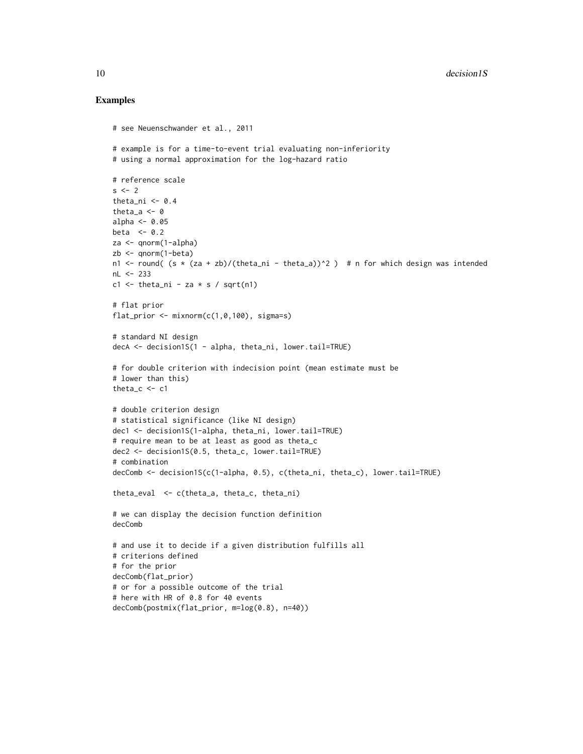## Examples

```
# see Neuenschwander et al., 2011

# example is for a time-to-event trial evaluating non-inferiority
# using a normal approximation for the log-hazard ratio

# reference scale
s <- 2
theta_ni <- 0.4
theta_a <- 0
alpha <- 0.05
beta  <- 0.2
za <- qnorm(1-alpha)
zb <- qnorm(1-beta)
n1 <- round( (s * (za + zb)/(theta_ni - theta_a))^2 )  # n for which design was intended
nL <- 233
c1 <- theta_ni - za * s / sqrt(n1)

# flat prior
flat_prior <- mixnorm(c(1,0,100), sigma=s)

# standard NI design
decA <- decision1S(1 - alpha, theta_ni, lower.tail=TRUE)

# for double criterion with indecision point (mean estimate must be
# lower than this)
theta_c <- c1

# double criterion design
# statistical significance (like NI design)
dec1 <- decision1S(1-alpha, theta_ni, lower.tail=TRUE)
# require mean to be at least as good as theta_c
dec2 <- decision1S(0.5, theta_c, lower.tail=TRUE)
# combination
decComb <- decision1S(c(1-alpha, 0.5), c(theta_ni, theta_c), lower.tail=TRUE)

theta_eval  <- c(theta_a, theta_c, theta_ni)

# we can display the decision function definition
decComb

# and use it to decide if a given distribution fulfills all
# criterions defined
# for the prior
decComb(flat_prior)
# or for a possible outcome of the trial
# here with HR of 0.8 for 40 events
decComb(postmix(flat_prior, m=log(0.8), n=40))
```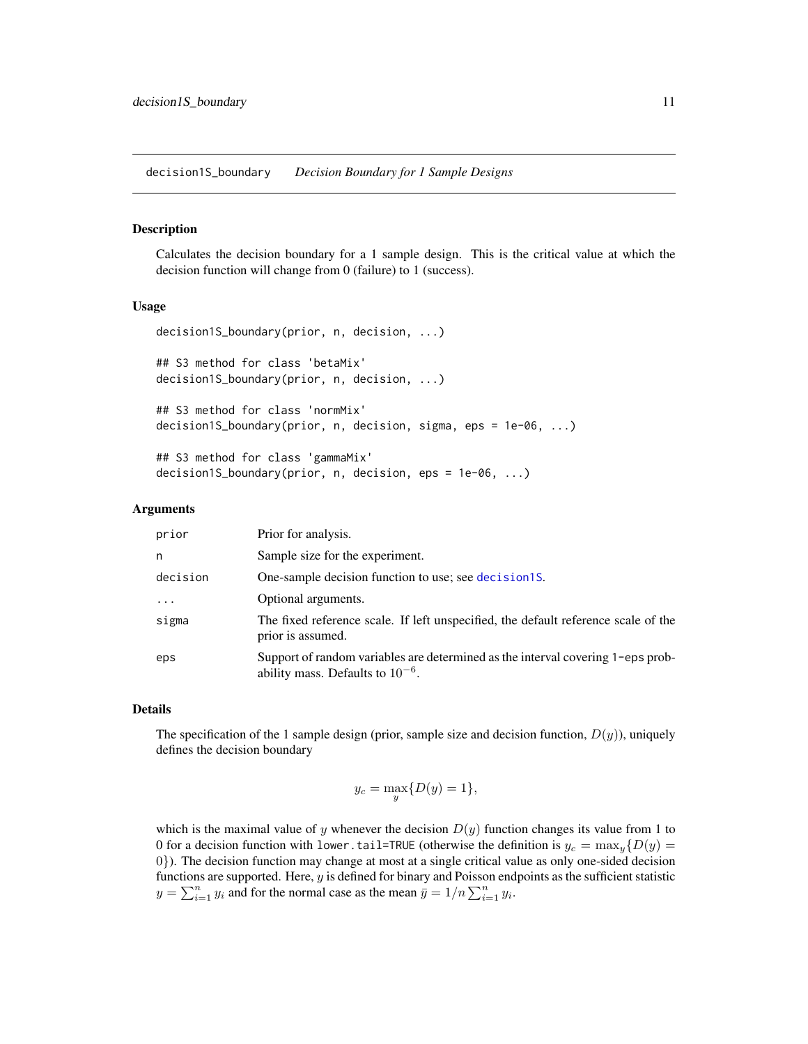decision1S_boundary *Decision Boundary for 1 Sample Designs*

## Description

Calculates the decision boundary for a 1 sample design. This is the critical value at which the decision function will change from 0 (failure) to 1 (success).

## Usage

```
decision1S_boundary(prior, n, decision, ...)

## S3 method for class 'betaMix'
decision1S_boundary(prior, n, decision, ...)

## S3 method for class 'normMix'
decision1S_boundary(prior, n, decision, sigma, eps = 1e-06, ...)

## S3 method for class 'gammaMix'
decision1S_boundary(prior, n, decision, eps = 1e-06, ...)
```

## Arguments

| | |
|---|---|
| prior | Prior for analysis. |
| n | Sample size for the experiment. |
| decision | One-sample decision function to use; see decision1S. |
| ... | Optional arguments. |
| sigma | The fixed reference scale. If left unspecified, the default reference scale of the prior is assumed. |
| eps | Support of random variables are determined as the interval covering 1-eps probability mass. Defaults to $10^{-6}$. |

## Details

The specification of the 1 sample design (prior, sample size and decision function, $D(y)$), uniquely defines the decision boundary

$$y_c = \max_y \{D(y) = 1\},$$

which is the maximal value of $y$ whenever the decision $D(y)$ function changes its value from 1 to 0 for a decision function with `lower.tail=TRUE` (otherwise the definition is $y_c = \max_y\{D(y) = 0\}$). The decision function may change at most at a single critical value as only one-sided decision functions are supported. Here, $y$ is defined for binary and Poisson endpoints as the sufficient statistic $y = \sum_{i=1}^{n} y_i$ and for the normal case as the mean $\bar{y} = 1/n \sum_{i=1}^{n} y_i$.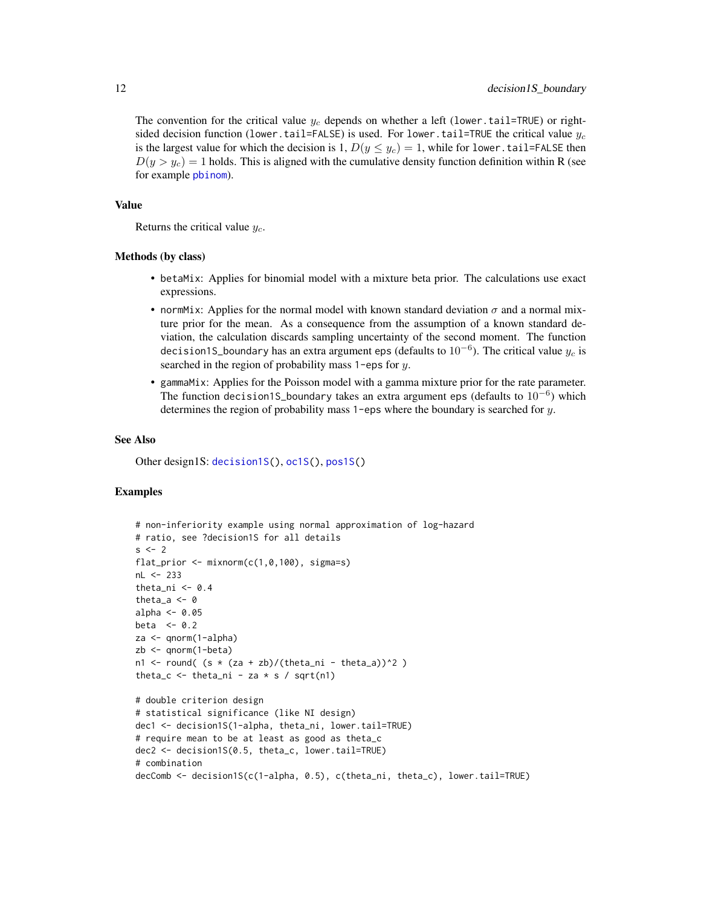The convention for the critical value $y_c$ depends on whether a left (`lower.tail=TRUE`) or right-sided decision function (`lower.tail=FALSE`) is used. For `lower.tail=TRUE` the critical value $y_c$ is the largest value for which the decision is 1, $D(y \leq y_c) = 1$, while for `lower.tail=FALSE` then $D(y > y_c) = 1$ holds. This is aligned with the cumulative density function definition within R (see for example `pbinom`).

## Value

Returns the critical value $y_c$.

## Methods (by class)

- `betaMix`: Applies for binomial model with a mixture beta prior. The calculations use exact expressions.
- `normMix`: Applies for the normal model with known standard deviation $\sigma$ and a normal mixture prior for the mean. As a consequence from the assumption of a known standard deviation, the calculation discards sampling uncertainty of the second moment. The function `decision1S_boundary` has an extra argument `eps` (defaults to $10^{-6}$). The critical value $y_c$ is searched in the region of probability mass `1-eps` for $y$.
- `gammaMix`: Applies for the Poisson model with a gamma mixture prior for the rate parameter. The function `decision1S_boundary` takes an extra argument `eps` (defaults to $10^{-6}$) which determines the region of probability mass `1-eps` where the boundary is searched for $y$.

## See Also

Other design1S: `decision1S()`, `oc1S()`, `pos1S()`

## Examples

```
# non-inferiority example using normal approximation of log-hazard
# ratio, see ?decision1S for all details
s <- 2
flat_prior <- mixnorm(c(1,0,100), sigma=s)
nL <- 233
theta_ni <- 0.4
theta_a <- 0
alpha <- 0.05
beta  <- 0.2
za <- qnorm(1-alpha)
zb <- qnorm(1-beta)
n1 <- round( (s * (za + zb)/(theta_ni - theta_a))^2 )
theta_c <- theta_ni - za * s / sqrt(n1)

# double criterion design
# statistical significance (like NI design)
dec1 <- decision1S(1-alpha, theta_ni, lower.tail=TRUE)
# require mean to be at least as good as theta_c
dec2 <- decision1S(0.5, theta_c, lower.tail=TRUE)
# combination
decComb <- decision1S(c(1-alpha, 0.5), c(theta_ni, theta_c), lower.tail=TRUE)
```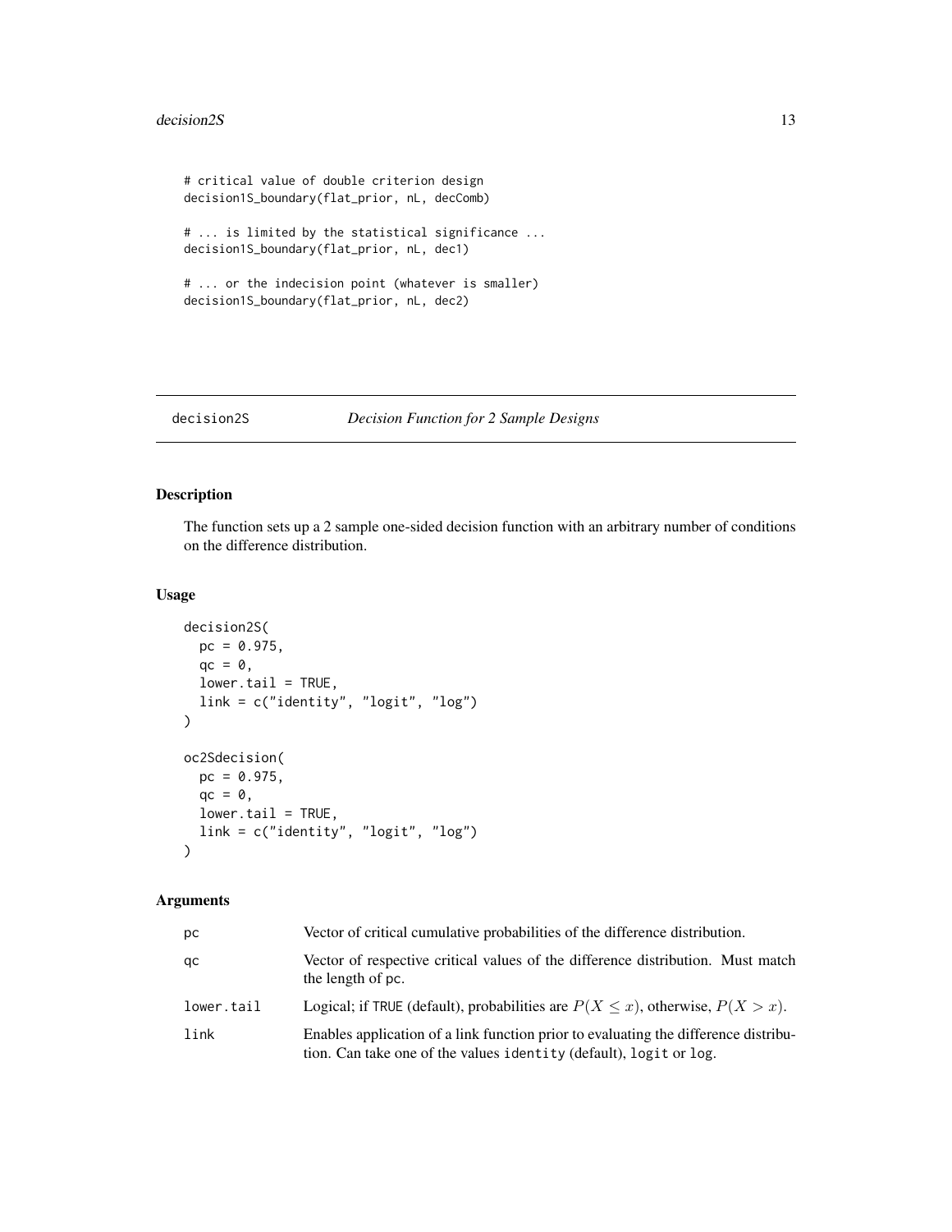```
# critical value of double criterion design
decision1S_boundary(flat_prior, nL, decComb)

# ... is limited by the statistical significance ...
decision1S_boundary(flat_prior, nL, dec1)

# ... or the indecision point (whatever is smaller)
decision1S_boundary(flat_prior, nL, dec2)
```

## decision2S — *Decision Function for 2 Sample Designs*

### Description

The function sets up a 2 sample one-sided decision function with an arbitrary number of conditions on the difference distribution.

### Usage

```
decision2S(
  pc = 0.975,
  qc = 0,
  lower.tail = TRUE,
  link = c("identity", "logit", "log")
)

oc2Sdecision(
  pc = 0.975,
  qc = 0,
  lower.tail = TRUE,
  link = c("identity", "logit", "log")
)
```

### Arguments

| | |
|---|---|
| pc | Vector of critical cumulative probabilities of the difference distribution. |
| qc | Vector of respective critical values of the difference distribution. Must match the length of pc. |
| lower.tail | Logical; if TRUE (default), probabilities are $P(X \leq x)$, otherwise, $P(X > x)$. |
| link | Enables application of a link function prior to evaluating the difference distribution. Can take one of the values identity (default), logit or log. |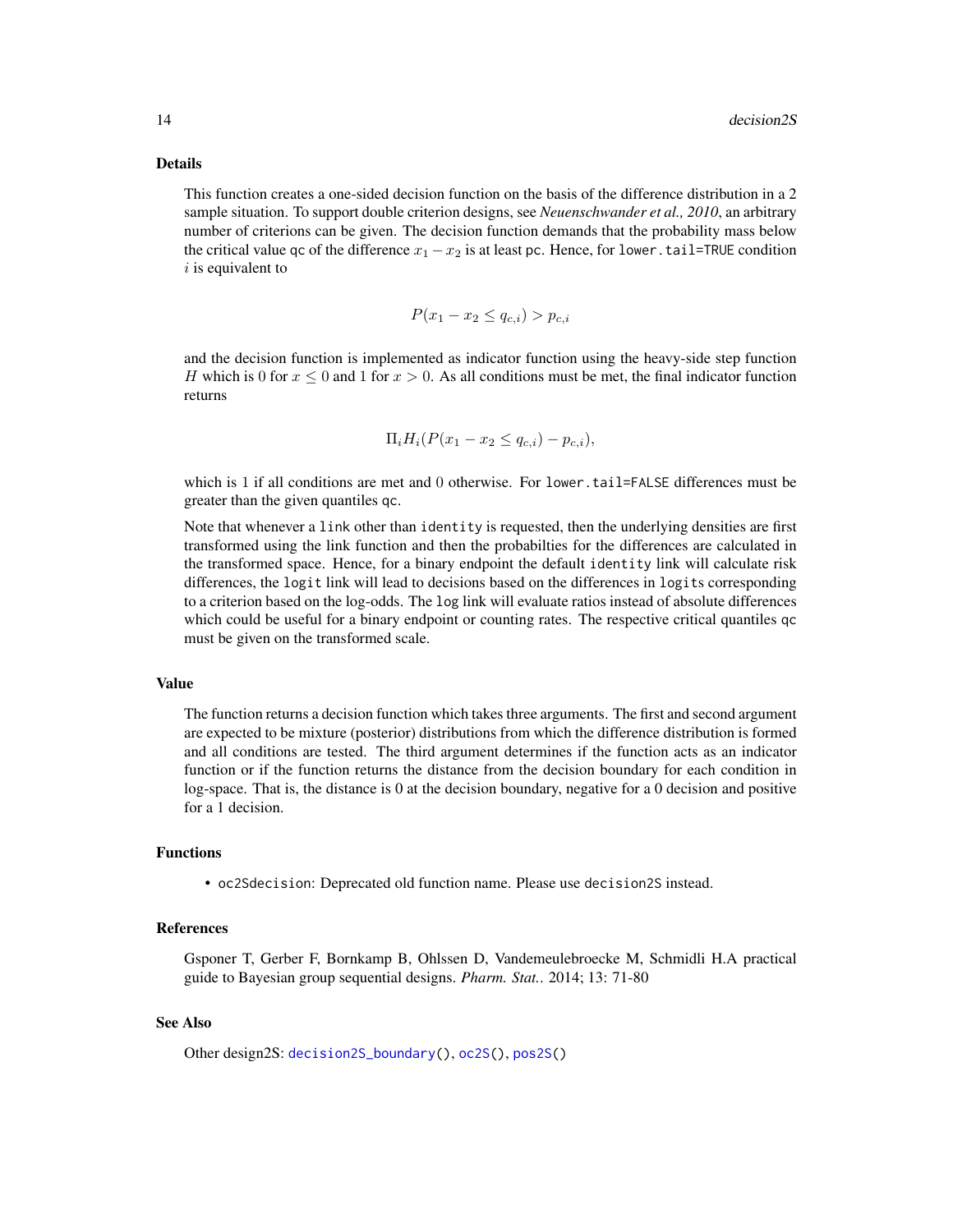## Details

This function creates a one-sided decision function on the basis of the difference distribution in a 2 sample situation. To support double criterion designs, see *Neuenschwander et al., 2010*, an arbitrary number of criterions can be given. The decision function demands that the probability mass below the critical value qc of the difference $x_1 - x_2$ is at least pc. Hence, for lower.tail=TRUE condition $i$ is equivalent to

$$P(x_1 - x_2 \leq q_{c,i}) > p_{c,i}$$

and the decision function is implemented as indicator function using the heavy-side step function $H$ which is 0 for $x \leq 0$ and 1 for $x > 0$. As all conditions must be met, the final indicator function returns

$$\Pi_i H_i(P(x_1 - x_2 \leq q_{c,i}) - p_{c,i}),$$

which is 1 if all conditions are met and 0 otherwise. For lower.tail=FALSE differences must be greater than the given quantiles qc.

Note that whenever a link other than identity is requested, then the underlying densities are first transformed using the link function and then the probabilties for the differences are calculated in the transformed space. Hence, for a binary endpoint the default identity link will calculate risk differences, the logit link will lead to decisions based on the differences in logits corresponding to a criterion based on the log-odds. The log link will evaluate ratios instead of absolute differences which could be useful for a binary endpoint or counting rates. The respective critical quantiles qc must be given on the transformed scale.

## Value

The function returns a decision function which takes three arguments. The first and second argument are expected to be mixture (posterior) distributions from which the difference distribution is formed and all conditions are tested. The third argument determines if the function acts as an indicator function or if the function returns the distance from the decision boundary for each condition in log-space. That is, the distance is 0 at the decision boundary, negative for a 0 decision and positive for a 1 decision.

## Functions

- oc2Sdecision: Deprecated old function name. Please use decision2S instead.

## References

Gsponer T, Gerber F, Bornkamp B, Ohlssen D, Vandemeulebroecke M, Schmidli H.A practical guide to Bayesian group sequential designs. *Pharm. Stat.*. 2014; 13: 71-80

## See Also

Other design2S: decision2S_boundary(), oc2S(), pos2S()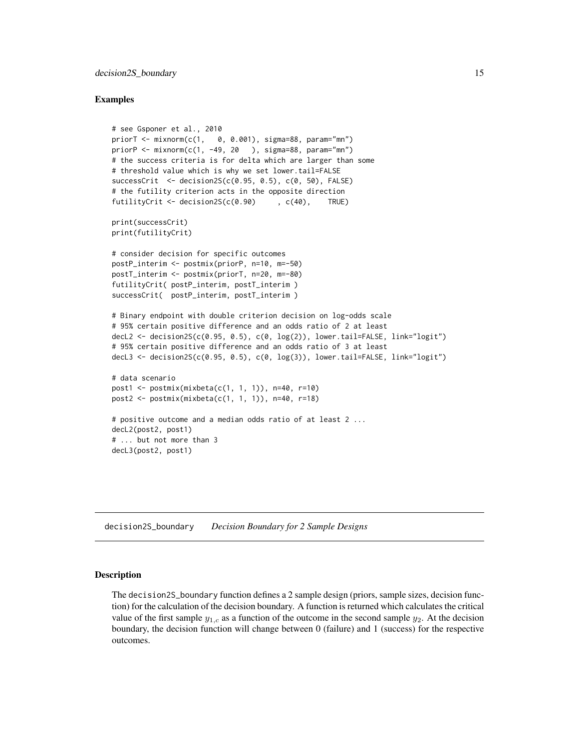## Examples

```
# see Gsponer et al., 2010
priorT <- mixnorm(c(1,   0, 0.001), sigma=88, param="mn")
priorP <- mixnorm(c(1, -49, 20   ), sigma=88, param="mn")
# the success criteria is for delta which are larger than some
# threshold value which is why we set lower.tail=FALSE
successCrit  <- decision2S(c(0.95, 0.5), c(0, 50), FALSE)
# the futility criterion acts in the opposite direction
futilityCrit <- decision2S(c(0.90)     , c(40),    TRUE)

print(successCrit)
print(futilityCrit)

# consider decision for specific outcomes
postP_interim <- postmix(priorP, n=10, m=-50)
postT_interim <- postmix(priorT, n=20, m=-80)
futilityCrit( postP_interim, postT_interim )
successCrit(  postP_interim, postT_interim )

# Binary endpoint with double criterion decision on log-odds scale
# 95% certain positive difference and an odds ratio of 2 at least
decL2 <- decision2S(c(0.95, 0.5), c(0, log(2)), lower.tail=FALSE, link="logit")
# 95% certain positive difference and an odds ratio of 3 at least
decL3 <- decision2S(c(0.95, 0.5), c(0, log(3)), lower.tail=FALSE, link="logit")

# data scenario
post1 <- postmix(mixbeta(c(1, 1, 1)), n=40, r=10)
post2 <- postmix(mixbeta(c(1, 1, 1)), n=40, r=18)

# positive outcome and a median odds ratio of at least 2 ...
decL2(post2, post1)
# ... but not more than 3
decL3(post2, post1)
```

---

decision2S_boundary    *Decision Boundary for 2 Sample Designs*

---

## Description

The decision2S_boundary function defines a 2 sample design (priors, sample sizes, decision function) for the calculation of the decision boundary. A function is returned which calculates the critical value of the first sample $y_{1,c}$ as a function of the outcome in the second sample $y_2$. At the decision boundary, the decision function will change between 0 (failure) and 1 (success) for the respective outcomes.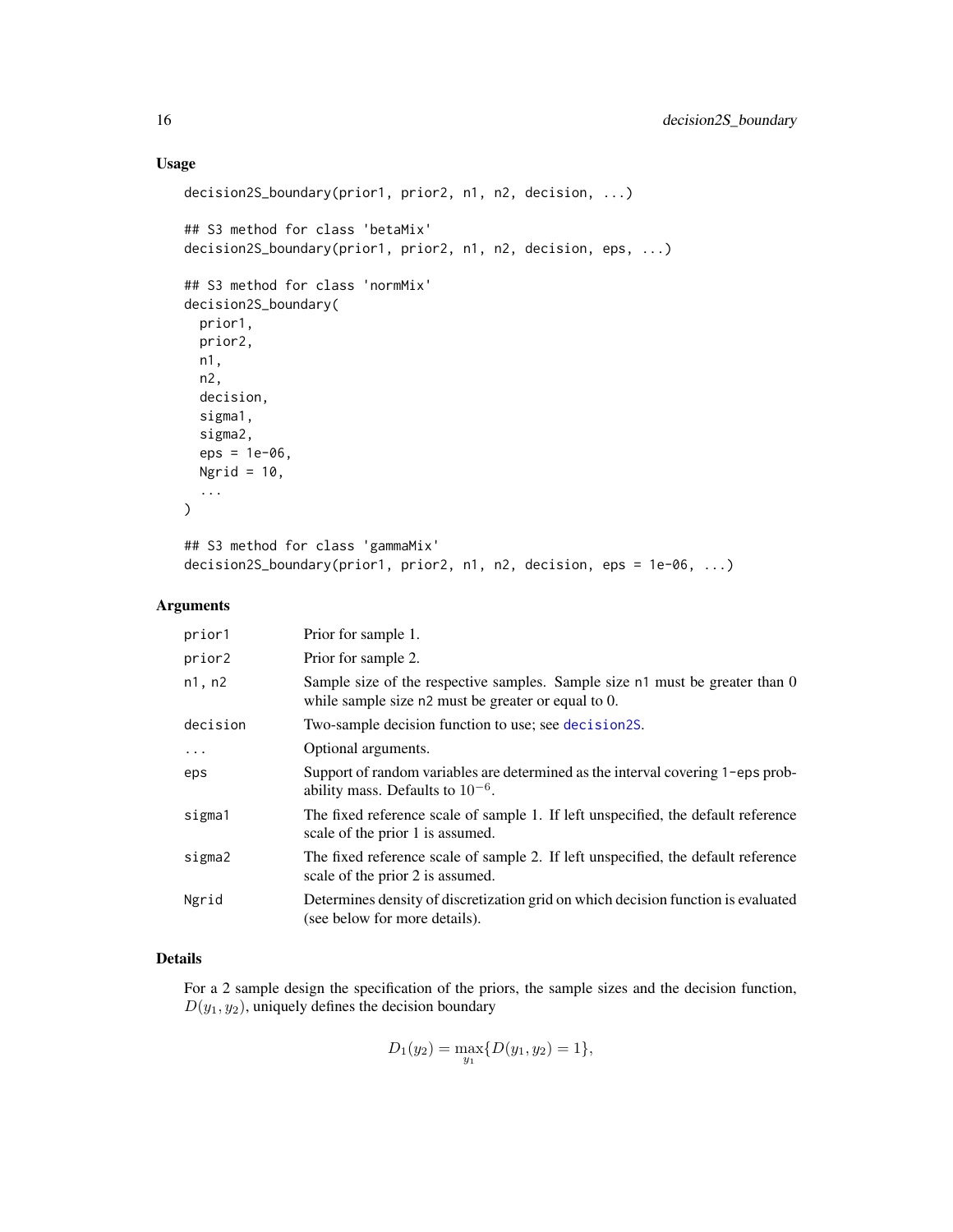## Usage

```
decision2S_boundary(prior1, prior2, n1, n2, decision, ...)

## S3 method for class 'betaMix'
decision2S_boundary(prior1, prior2, n1, n2, decision, eps, ...)

## S3 method for class 'normMix'
decision2S_boundary(
  prior1,
  prior2,
  n1,
  n2,
  decision,
  sigma1,
  sigma2,
  eps = 1e-06,
  Ngrid = 10,
  ...
)

## S3 method for class 'gammaMix'
decision2S_boundary(prior1, prior2, n1, n2, decision, eps = 1e-06, ...)
```

## Arguments

| | |
|---|---|
| prior1 | Prior for sample 1. |
| prior2 | Prior for sample 2. |
| n1, n2 | Sample size of the respective samples. Sample size n1 must be greater than 0 while sample size n2 must be greater or equal to 0. |
| decision | Two-sample decision function to use; see decision2S. |
| ... | Optional arguments. |
| eps | Support of random variables are determined as the interval covering 1-eps probability mass. Defaults to $10^{-6}$. |
| sigma1 | The fixed reference scale of sample 1. If left unspecified, the default reference scale of the prior 1 is assumed. |
| sigma2 | The fixed reference scale of sample 2. If left unspecified, the default reference scale of the prior 2 is assumed. |
| Ngrid | Determines density of discretization grid on which decision function is evaluated (see below for more details). |

## Details

For a 2 sample design the specification of the priors, the sample sizes and the decision function, $D(y_1, y_2)$, uniquely defines the decision boundary

$$D_1(y_2) = \max_{y_1}\{D(y_1, y_2) = 1\},$$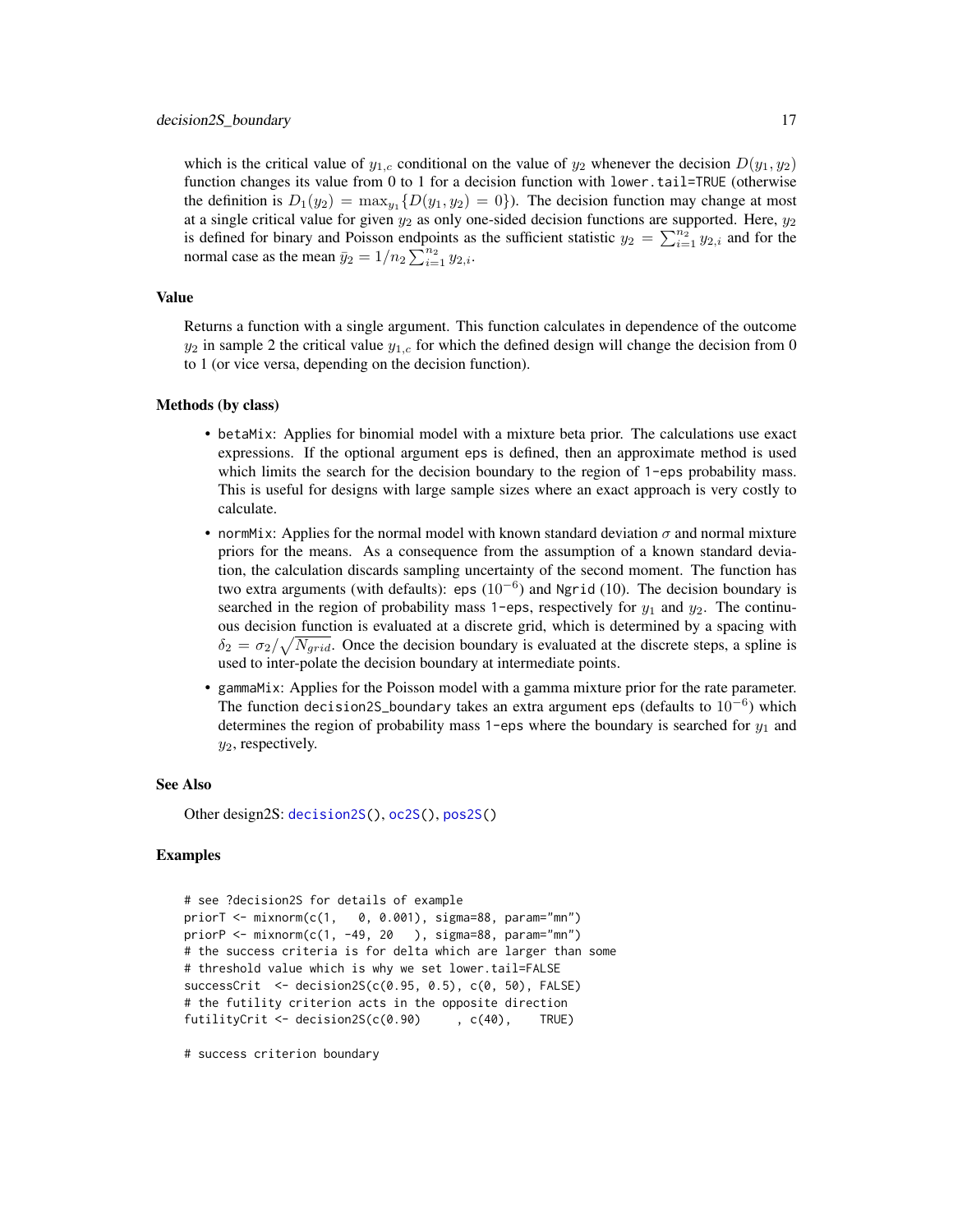which is the critical value of $y_{1,c}$ conditional on the value of $y_2$ whenever the decision $D(y_1, y_2)$ function changes its value from 0 to 1 for a decision function with `lower.tail=TRUE` (otherwise the definition is $D_1(y_2) = \max_{y_1}\{D(y_1, y_2) = 0\}$). The decision function may change at most at a single critical value for given $y_2$ as only one-sided decision functions are supported. Here, $y_2$ is defined for binary and Poisson endpoints as the sufficient statistic $y_2 = \sum_{i=1}^{n_2} y_{2,i}$ and for the normal case as the mean $\bar{y}_2 = 1/n_2 \sum_{i=1}^{n_2} y_{2,i}$.

### Value

Returns a function with a single argument. This function calculates in dependence of the outcome $y_2$ in sample 2 the critical value $y_{1,c}$ for which the defined design will change the decision from 0 to 1 (or vice versa, depending on the decision function).

### Methods (by class)

- `betaMix`: Applies for binomial model with a mixture beta prior. The calculations use exact expressions. If the optional argument `eps` is defined, then an approximate method is used which limits the search for the decision boundary to the region of `1-eps` probability mass. This is useful for designs with large sample sizes where an exact approach is very costly to calculate.
- `normMix`: Applies for the normal model with known standard deviation $\sigma$ and normal mixture priors for the means. As a consequence from the assumption of a known standard deviation, the calculation discards sampling uncertainty of the second moment. The function has two extra arguments (with defaults): `eps` ($10^{-6}$) and `Ngrid` (10). The decision boundary is searched in the region of probability mass `1-eps`, respectively for $y_1$ and $y_2$. The continuous decision function is evaluated at a discrete grid, which is determined by a spacing with $\delta_2 = \sigma_2/\sqrt{N_{grid}}$. Once the decision boundary is evaluated at the discrete steps, a spline is used to inter-polate the decision boundary at intermediate points.
- `gammaMix`: Applies for the Poisson model with a gamma mixture prior for the rate parameter. The function `decision2S_boundary` takes an extra argument `eps` (defaults to $10^{-6}$) which determines the region of probability mass `1-eps` where the boundary is searched for $y_1$ and $y_2$, respectively.

### See Also

Other design2S: `decision2S()`, `oc2S()`, `pos2S()`

### Examples

```
# see ?decision2S for details of example
priorT <- mixnorm(c(1,   0, 0.001), sigma=88, param="mn")
priorP <- mixnorm(c(1, -49, 20   ), sigma=88, param="mn")
# the success criteria is for delta which are larger than some
# threshold value which is why we set lower.tail=FALSE
successCrit  <- decision2S(c(0.95, 0.5), c(0, 50), FALSE)
# the futility criterion acts in the opposite direction
futilityCrit <- decision2S(c(0.90)     , c(40),    TRUE)

# success criterion boundary
```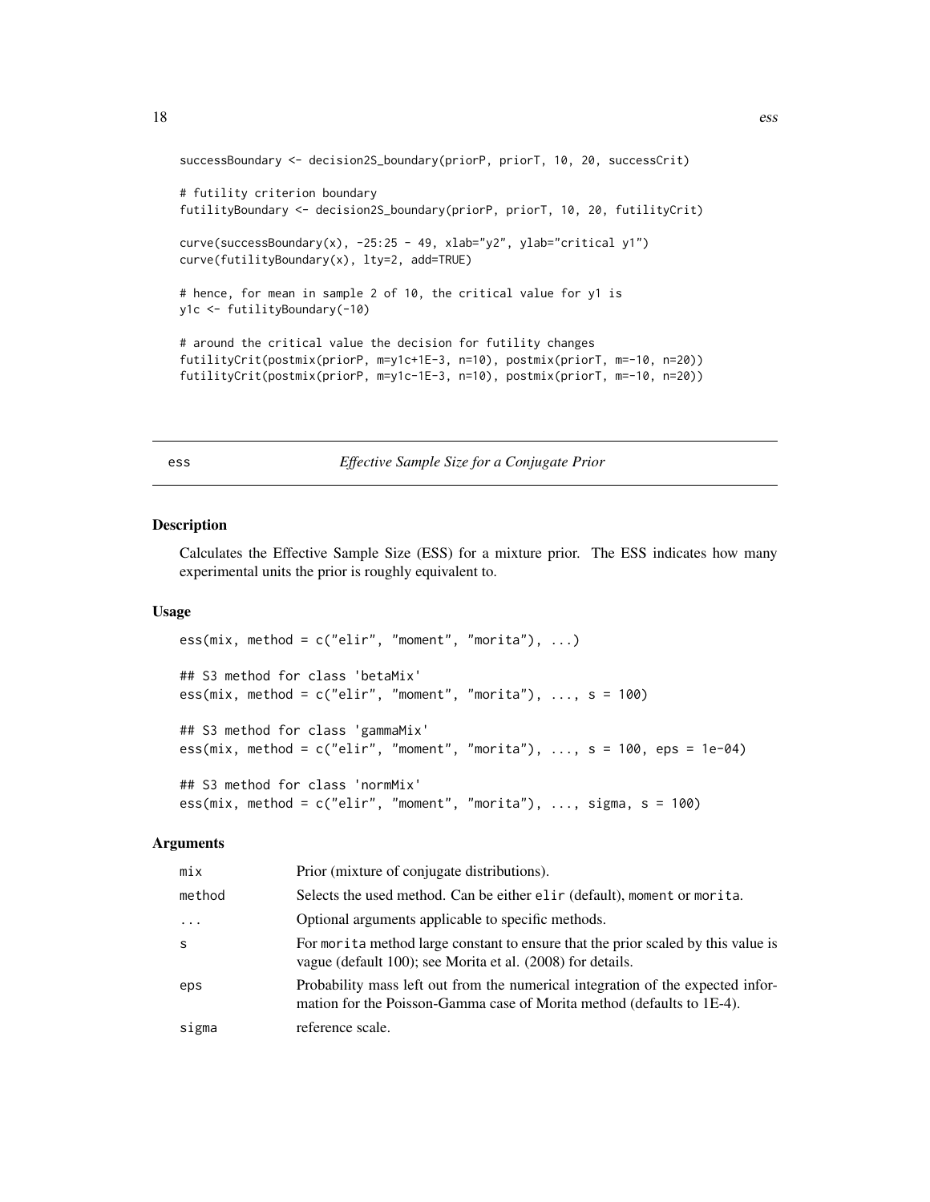```
successBoundary <- decision2S_boundary(priorP, priorT, 10, 20, successCrit)

# futility criterion boundary
futilityBoundary <- decision2S_boundary(priorP, priorT, 10, 20, futilityCrit)

curve(successBoundary(x), -25:25 - 49, xlab="y2", ylab="critical y1")
curve(futilityBoundary(x), lty=2, add=TRUE)

# hence, for mean in sample 2 of 10, the critical value for y1 is
y1c <- futilityBoundary(-10)

# around the critical value the decision for futility changes
futilityCrit(postmix(priorP, m=y1c+1E-3, n=10), postmix(priorT, m=-10, n=20))
futilityCrit(postmix(priorP, m=y1c-1E-3, n=10), postmix(priorT, m=-10, n=20))
```

## ess — *Effective Sample Size for a Conjugate Prior*

### Description

Calculates the Effective Sample Size (ESS) for a mixture prior. The ESS indicates how many experimental units the prior is roughly equivalent to.

### Usage

```
ess(mix, method = c("elir", "moment", "morita"), ...)

## S3 method for class 'betaMix'
ess(mix, method = c("elir", "moment", "morita"), ..., s = 100)

## S3 method for class 'gammaMix'
ess(mix, method = c("elir", "moment", "morita"), ..., s = 100, eps = 1e-04)

## S3 method for class 'normMix'
ess(mix, method = c("elir", "moment", "morita"), ..., sigma, s = 100)
```

### Arguments

| | |
|---|---|
| mix | Prior (mixture of conjugate distributions). |
| method | Selects the used method. Can be either elir (default), moment or morita. |
| ... | Optional arguments applicable to specific methods. |
| s | For morita method large constant to ensure that the prior scaled by this value is vague (default 100); see Morita et al. (2008) for details. |
| eps | Probability mass left out from the numerical integration of the expected information for the Poisson-Gamma case of Morita method (defaults to 1E-4). |
| sigma | reference scale. |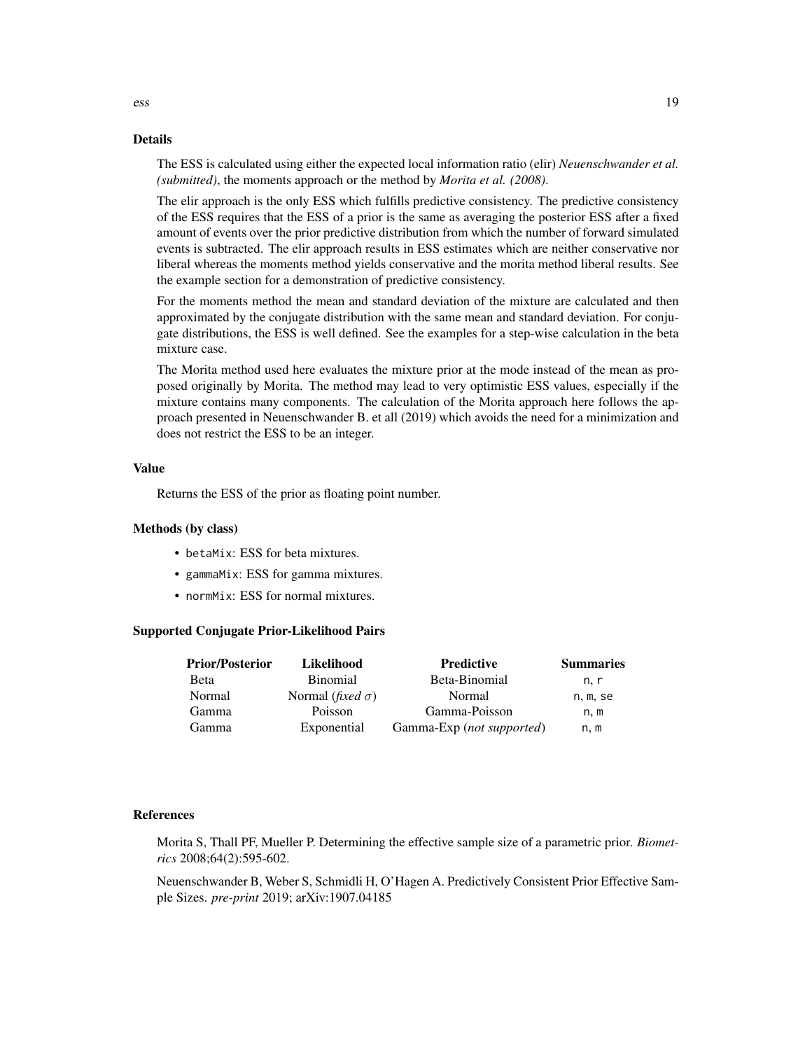### Details

The ESS is calculated using either the expected local information ratio (elir) *Neuenschwander et al. (submitted)*, the moments approach or the method by *Morita et al. (2008)*.

The elir approach is the only ESS which fulfills predictive consistency. The predictive consistency of the ESS requires that the ESS of a prior is the same as averaging the posterior ESS after a fixed amount of events over the prior predictive distribution from which the number of forward simulated events is subtracted. The elir approach results in ESS estimates which are neither conservative nor liberal whereas the moments method yields conservative and the morita method liberal results. See the example section for a demonstration of predictive consistency.

For the moments method the mean and standard deviation of the mixture are calculated and then approximated by the conjugate distribution with the same mean and standard deviation. For conjugate distributions, the ESS is well defined. See the examples for a step-wise calculation in the beta mixture case.

The Morita method used here evaluates the mixture prior at the mode instead of the mean as proposed originally by Morita. The method may lead to very optimistic ESS values, especially if the mixture contains many components. The calculation of the Morita approach here follows the approach presented in Neuenschwander B. et all (2019) which avoids the need for a minimization and does not restrict the ESS to be an integer.

### Value

Returns the ESS of the prior as floating point number.

### Methods (by class)

- `betaMix`: ESS for beta mixtures.
- `gammaMix`: ESS for gamma mixtures.
- `normMix`: ESS for normal mixtures.

### Supported Conjugate Prior-Likelihood Pairs

| Prior/Posterior | Likelihood | Predictive | Summaries |
|---|---|---|---|
| Beta | Binomial | Beta-Binomial | `n`, `r` |
| Normal | Normal (*fixed* $\sigma$) | Normal | `n`, `m`, `se` |
| Gamma | Poisson | Gamma-Poisson | `n`, `m` |
| Gamma | Exponential | Gamma-Exp (*not supported*) | `n`, `m` |

### References

Morita S, Thall PF, Mueller P. Determining the effective sample size of a parametric prior. *Biometrics* 2008;64(2):595-602.

Neuenschwander B, Weber S, Schmidli H, O'Hagen A. Predictively Consistent Prior Effective Sample Sizes. *pre-print* 2019; arXiv:1907.04185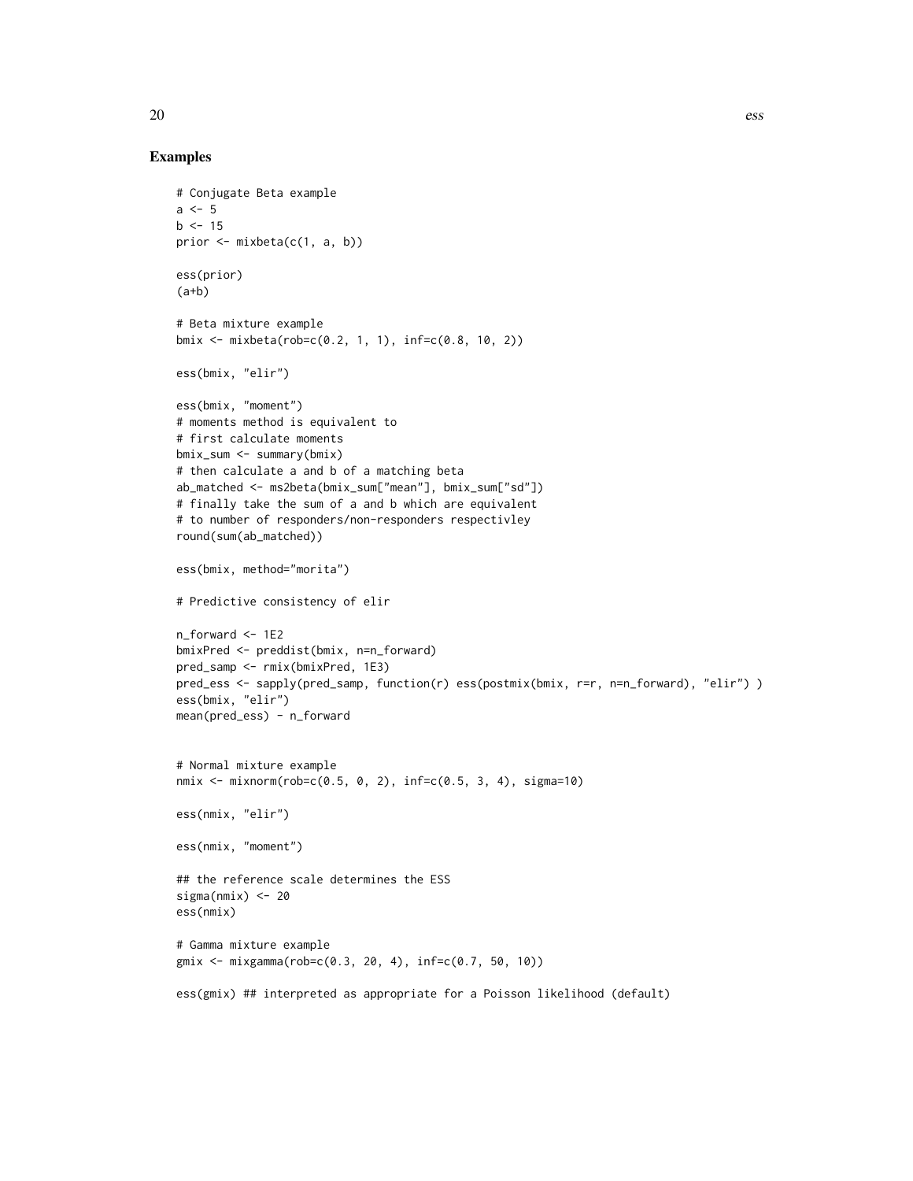## Examples

```
# Conjugate Beta example
a <- 5
b <- 15
prior <- mixbeta(c(1, a, b))

ess(prior)
(a+b)

# Beta mixture example
bmix <- mixbeta(rob=c(0.2, 1, 1), inf=c(0.8, 10, 2))

ess(bmix, "elir")

ess(bmix, "moment")
# moments method is equivalent to
# first calculate moments
bmix_sum <- summary(bmix)
# then calculate a and b of a matching beta
ab_matched <- ms2beta(bmix_sum["mean"], bmix_sum["sd"])
# finally take the sum of a and b which are equivalent
# to number of responders/non-responders respectivley
round(sum(ab_matched))

ess(bmix, method="morita")

# Predictive consistency of elir

n_forward <- 1E2
bmixPred <- preddist(bmix, n=n_forward)
pred_samp <- rmix(bmixPred, 1E3)
pred_ess <- sapply(pred_samp, function(r) ess(postmix(bmix, r=r, n=n_forward), "elir") )
ess(bmix, "elir")
mean(pred_ess) - n_forward


# Normal mixture example
nmix <- mixnorm(rob=c(0.5, 0, 2), inf=c(0.5, 3, 4), sigma=10)

ess(nmix, "elir")

ess(nmix, "moment")

## the reference scale determines the ESS
sigma(nmix) <- 20
ess(nmix)

# Gamma mixture example
gmix <- mixgamma(rob=c(0.3, 20, 4), inf=c(0.7, 50, 10))

ess(gmix) ## interpreted as appropriate for a Poisson likelihood (default)
```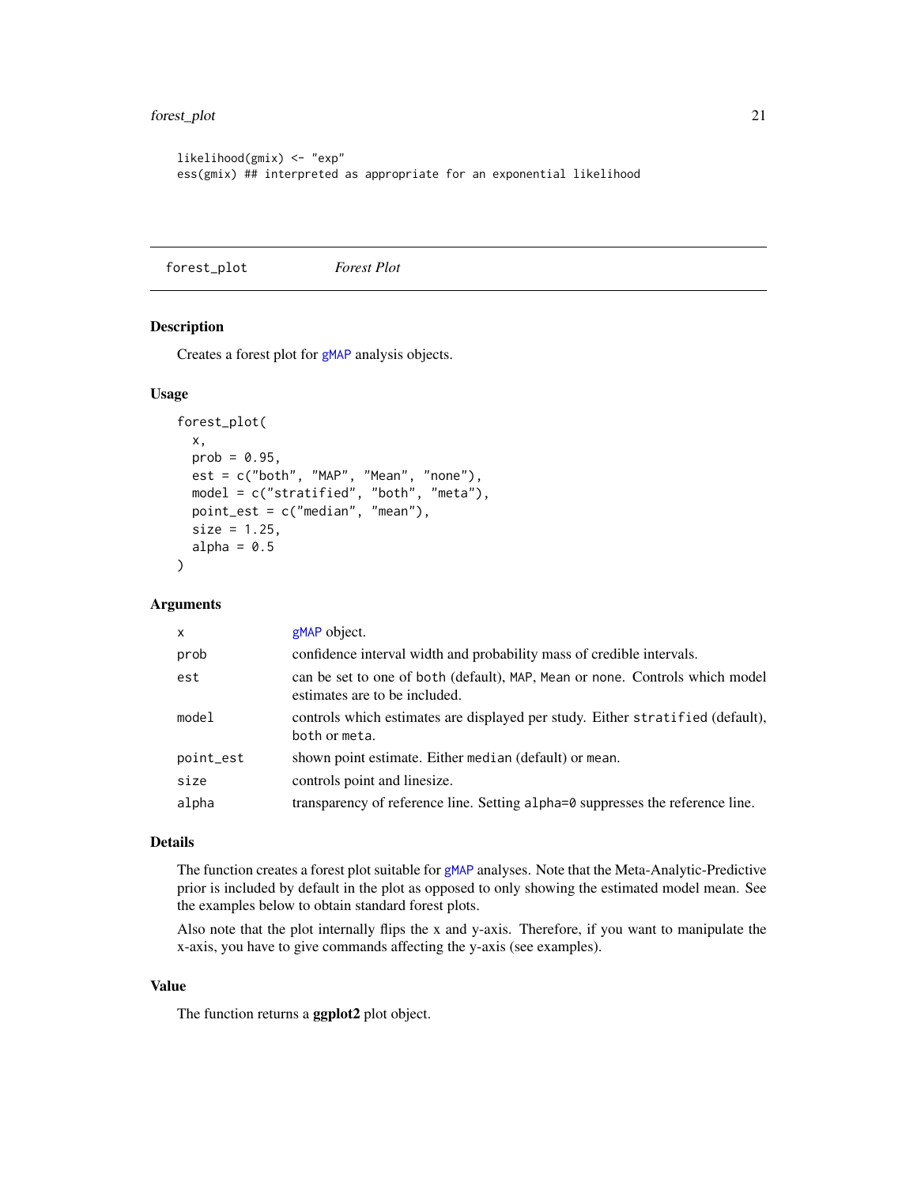```
likelihood(gmix) <- "exp"
ess(gmix) ## interpreted as appropriate for an exponential likelihood
```

## forest_plot — *Forest Plot*

### Description

Creates a forest plot for gMAP analysis objects.

### Usage

```
forest_plot(
  x,
  prob = 0.95,
  est = c("both", "MAP", "Mean", "none"),
  model = c("stratified", "both", "meta"),
  point_est = c("median", "mean"),
  size = 1.25,
  alpha = 0.5
)
```

### Arguments

| | |
|---|---|
| `x` | gMAP object. |
| `prob` | confidence interval width and probability mass of credible intervals. |
| `est` | can be set to one of `both` (default), `MAP`, `Mean` or `none`. Controls which model estimates are to be included. |
| `model` | controls which estimates are displayed per study. Either `stratified` (default), `both` or `meta`. |
| `point_est` | shown point estimate. Either `median` (default) or `mean`. |
| `size` | controls point and linesize. |
| `alpha` | transparency of reference line. Setting `alpha=0` suppresses the reference line. |

### Details

The function creates a forest plot suitable for gMAP analyses. Note that the Meta-Analytic-Predictive prior is included by default in the plot as opposed to only showing the estimated model mean. See the examples below to obtain standard forest plots.

Also note that the plot internally flips the x and y-axis. Therefore, if you want to manipulate the x-axis, you have to give commands affecting the y-axis (see examples).

### Value

The function returns a **ggplot2** plot object.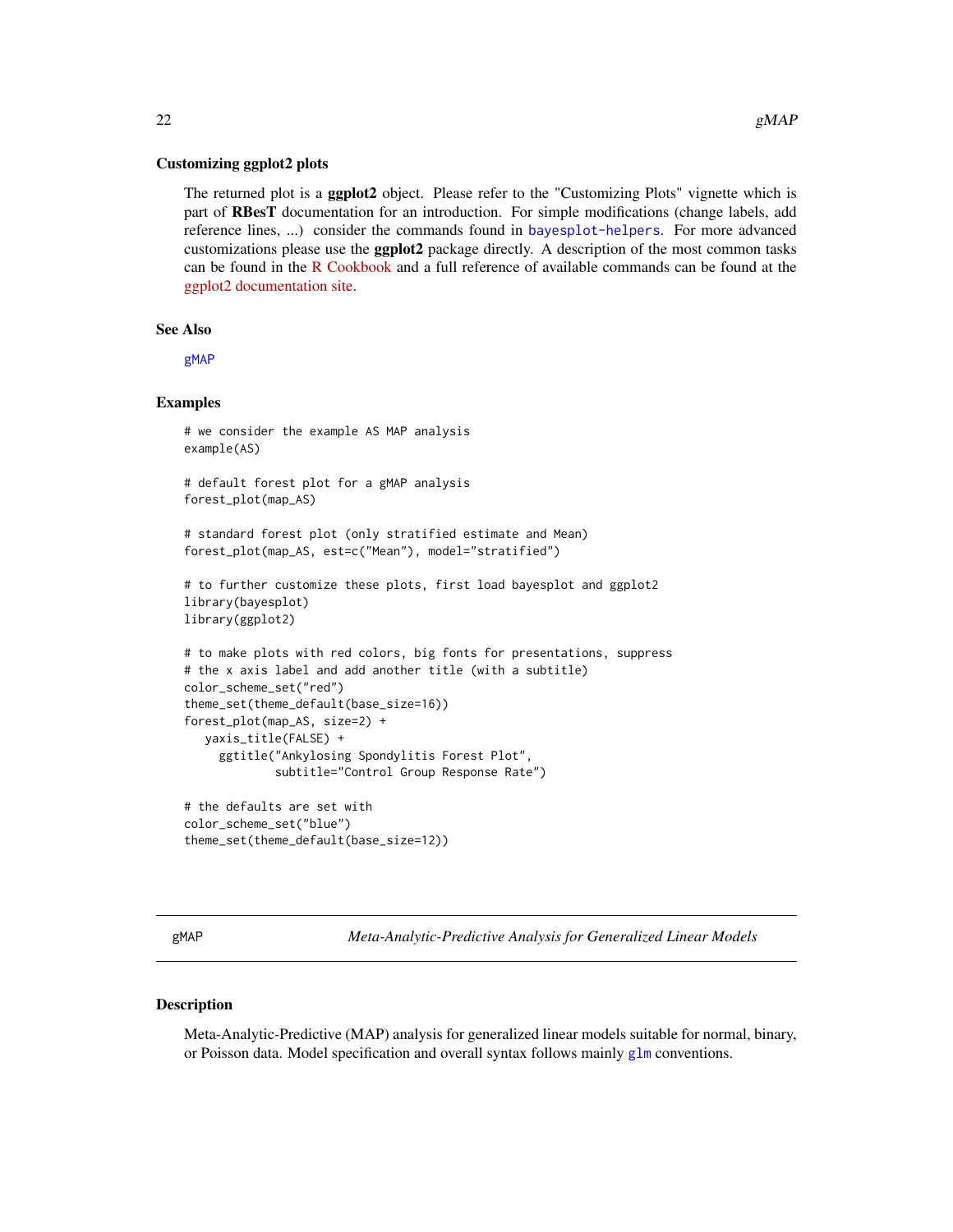### Customizing ggplot2 plots

The returned plot is a **ggplot2** object. Please refer to the "Customizing Plots" vignette which is part of **RBesT** documentation for an introduction. For simple modifications (change labels, add reference lines, ...) consider the commands found in `bayesplot-helpers`. For more advanced customizations please use the **ggplot2** package directly. A description of the most common tasks can be found in the R Cookbook and a full reference of available commands can be found at the ggplot2 documentation site.

### See Also

`gMAP`

### Examples

```
# we consider the example AS MAP analysis
example(AS)

# default forest plot for a gMAP analysis
forest_plot(map_AS)

# standard forest plot (only stratified estimate and Mean)
forest_plot(map_AS, est=c("Mean"), model="stratified")

# to further customize these plots, first load bayesplot and ggplot2
library(bayesplot)
library(ggplot2)

# to make plots with red colors, big fonts for presentations, suppress
# the x axis label and add another title (with a subtitle)
color_scheme_set("red")
theme_set(theme_default(base_size=16))
forest_plot(map_AS, size=2) +
   yaxis_title(FALSE) +
     ggtitle("Ankylosing Spondylitis Forest Plot",
             subtitle="Control Group Response Rate")

# the defaults are set with
color_scheme_set("blue")
theme_set(theme_default(base_size=12))
```

---

## gMAP — *Meta-Analytic-Predictive Analysis for Generalized Linear Models*

### Description

Meta-Analytic-Predictive (MAP) analysis for generalized linear models suitable for normal, binary, or Poisson data. Model specification and overall syntax follows mainly `glm` conventions.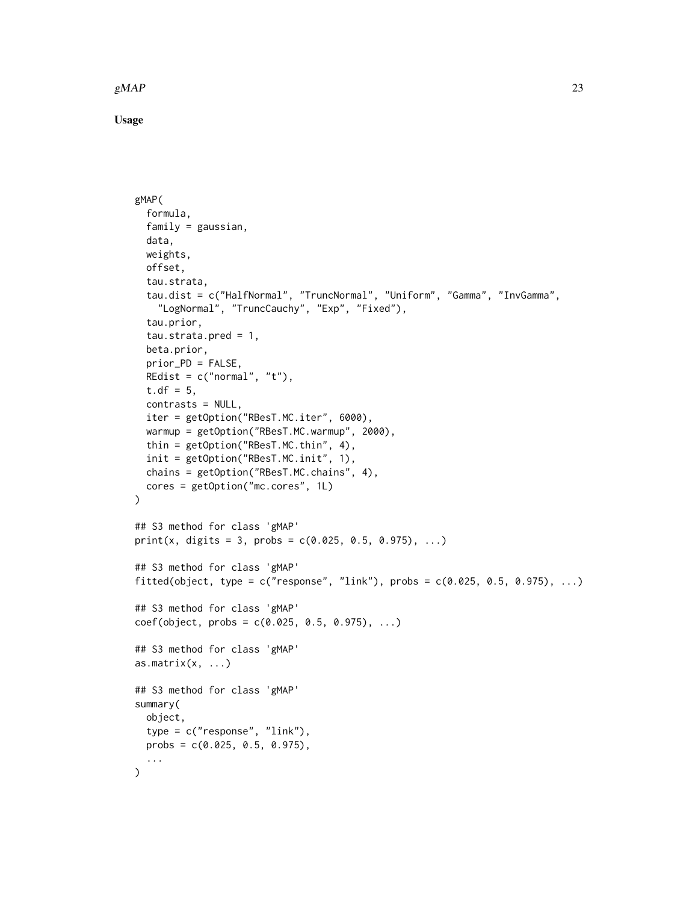### Usage

```
gMAP(
  formula,
  family = gaussian,
  data,
  weights,
  offset,
  tau.strata,
  tau.dist = c("HalfNormal", "TruncNormal", "Uniform", "Gamma", "InvGamma",
    "LogNormal", "TruncCauchy", "Exp", "Fixed"),
  tau.prior,
  tau.strata.pred = 1,
  beta.prior,
  prior_PD = FALSE,
  REdist = c("normal", "t"),
  t.df = 5,
  contrasts = NULL,
  iter = getOption("RBesT.MC.iter", 6000),
  warmup = getOption("RBesT.MC.warmup", 2000),
  thin = getOption("RBesT.MC.thin", 4),
  init = getOption("RBesT.MC.init", 1),
  chains = getOption("RBesT.MC.chains", 4),
  cores = getOption("mc.cores", 1L)
)

## S3 method for class 'gMAP'
print(x, digits = 3, probs = c(0.025, 0.5, 0.975), ...)

## S3 method for class 'gMAP'
fitted(object, type = c("response", "link"), probs = c(0.025, 0.5, 0.975), ...)

## S3 method for class 'gMAP'
coef(object, probs = c(0.025, 0.5, 0.975), ...)

## S3 method for class 'gMAP'
as.matrix(x, ...)

## S3 method for class 'gMAP'
summary(
  object,
  type = c("response", "link"),
  probs = c(0.025, 0.5, 0.975),
  ...
)
```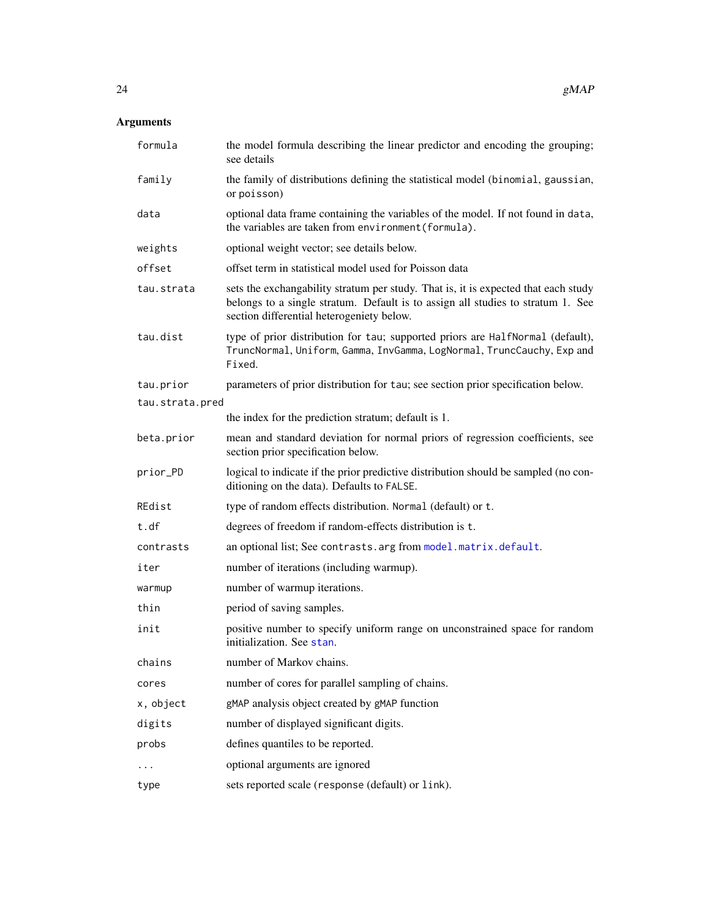## Arguments

| | |
|---|---|
| formula | the model formula describing the linear predictor and encoding the grouping; see details |
| family | the family of distributions defining the statistical model (binomial, gaussian, or poisson) |
| data | optional data frame containing the variables of the model. If not found in data, the variables are taken from environment(formula). |
| weights | optional weight vector; see details below. |
| offset | offset term in statistical model used for Poisson data |
| tau.strata | sets the exchangability stratum per study. That is, it is expected that each study belongs to a single stratum. Default is to assign all studies to stratum 1. See section differential heterogeniety below. |
| tau.dist | type of prior distribution for tau; supported priors are HalfNormal (default), TruncNormal, Uniform, Gamma, InvGamma, LogNormal, TruncCauchy, Exp and Fixed. |
| tau.prior | parameters of prior distribution for tau; see section prior specification below. |
| tau.strata.pred | the index for the prediction stratum; default is 1. |
| beta.prior | mean and standard deviation for normal priors of regression coefficients, see section prior specification below. |
| prior_PD | logical to indicate if the prior predictive distribution should be sampled (no conditioning on the data). Defaults to FALSE. |
| REdist | type of random effects distribution. Normal (default) or t. |
| t.df | degrees of freedom if random-effects distribution is t. |
| contrasts | an optional list; See contrasts.arg from model.matrix.default. |
| iter | number of iterations (including warmup). |
| warmup | number of warmup iterations. |
| thin | period of saving samples. |
| init | positive number to specify uniform range on unconstrained space for random initialization. See stan. |
| chains | number of Markov chains. |
| cores | number of cores for parallel sampling of chains. |
| x, object | gMAP analysis object created by gMAP function |
| digits | number of displayed significant digits. |
| probs | defines quantiles to be reported. |
| ... | optional arguments are ignored |
| type | sets reported scale (response (default) or link). |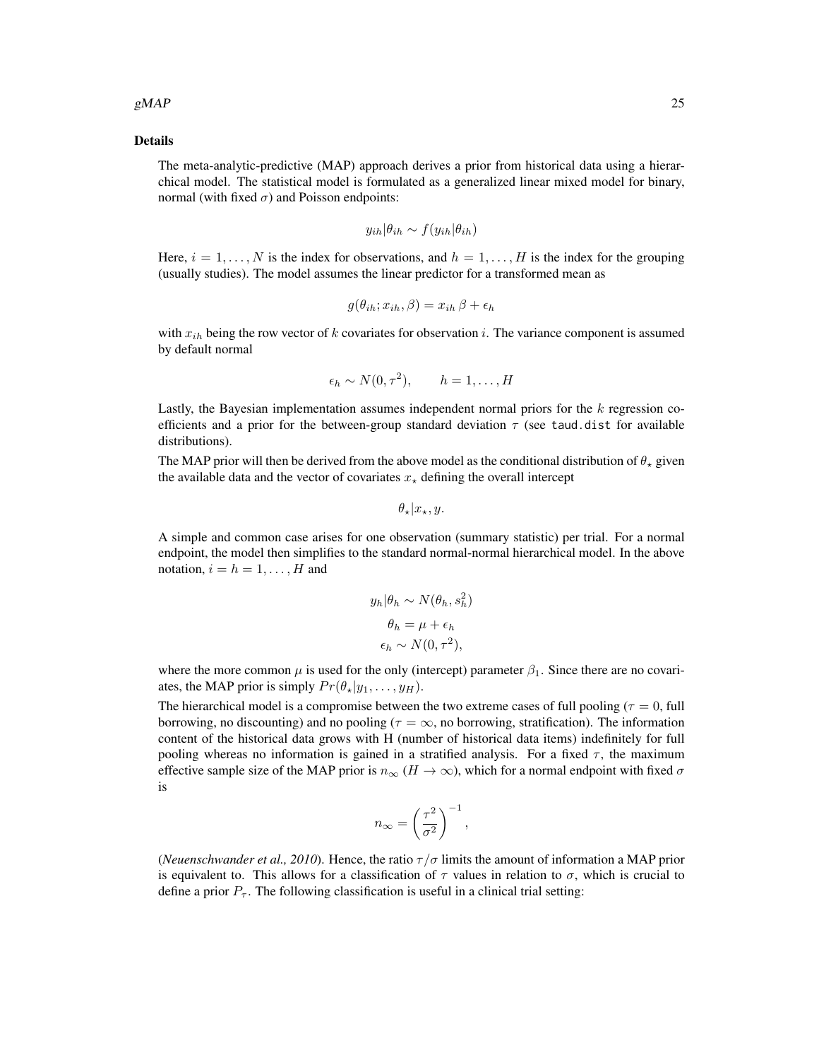### Details

The meta-analytic-predictive (MAP) approach derives a prior from historical data using a hierarchical model. The statistical model is formulated as a generalized linear mixed model for binary, normal (with fixed $\sigma$) and Poisson endpoints:

$$y_{ih}|\theta_{ih} \sim f(y_{ih}|\theta_{ih})$$

Here, $i = 1, \ldots, N$ is the index for observations, and $h = 1, \ldots, H$ is the index for the grouping (usually studies). The model assumes the linear predictor for a transformed mean as

$$g(\theta_{ih}; x_{ih}, \beta) = x_{ih}\,\beta + \epsilon_h$$

with $x_{ih}$ being the row vector of $k$ covariates for observation $i$. The variance component is assumed by default normal

$$\epsilon_h \sim N(0, \tau^2), \qquad h = 1, \ldots, H$$

Lastly, the Bayesian implementation assumes independent normal priors for the $k$ regression coefficients and a prior for the between-group standard deviation $\tau$ (see taud.dist for available distributions).

The MAP prior will then be derived from the above model as the conditional distribution of $\theta_\star$ given the available data and the vector of covariates $x_\star$ defining the overall intercept

$$\theta_\star | x_\star, y.$$

A simple and common case arises for one observation (summary statistic) per trial. For a normal endpoint, the model then simplifies to the standard normal-normal hierarchical model. In the above notation, $i = h = 1, \ldots, H$ and

$$y_h|\theta_h \sim N(\theta_h, s_h^2)$$
$$\theta_h = \mu + \epsilon_h$$
$$\epsilon_h \sim N(0, \tau^2),$$

where the more common $\mu$ is used for the only (intercept) parameter $\beta_1$. Since there are no covariates, the MAP prior is simply $Pr(\theta_\star | y_1, \ldots, y_H)$.

The hierarchical model is a compromise between the two extreme cases of full pooling ($\tau = 0$, full borrowing, no discounting) and no pooling ($\tau = \infty$, no borrowing, stratification). The information content of the historical data grows with H (number of historical data items) indefinitely for full pooling whereas no information is gained in a stratified analysis. For a fixed $\tau$, the maximum effective sample size of the MAP prior is $n_\infty$ ($H \to \infty$), which for a normal endpoint with fixed $\sigma$ is

$$n_\infty = \left(\frac{\tau^2}{\sigma^2}\right)^{-1},$$

(*Neuenschwander et al., 2010*). Hence, the ratio $\tau/\sigma$ limits the amount of information a MAP prior is equivalent to. This allows for a classification of $\tau$ values in relation to $\sigma$, which is crucial to define a prior $P_\tau$. The following classification is useful in a clinical trial setting: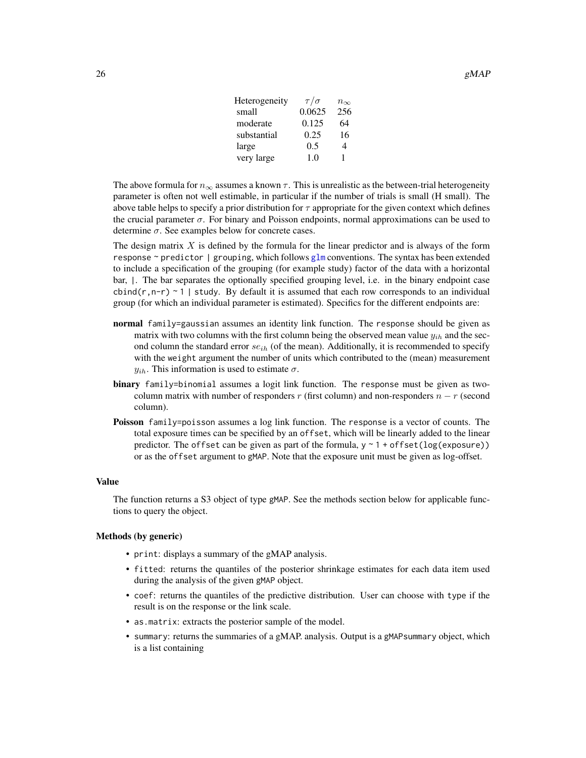| Heterogeneity | $\tau/\sigma$ | $n_\infty$ |
|---|---|---|
| small | 0.0625 | 256 |
| moderate | 0.125 | 64 |
| substantial | 0.25 | 16 |
| large | 0.5 | 4 |
| very large | 1.0 | 1 |

The above formula for $n_\infty$ assumes a known $\tau$. This is unrealistic as the between-trial heterogeneity parameter is often not well estimable, in particular if the number of trials is small (H small). The above table helps to specify a prior distribution for $\tau$ appropriate for the given context which defines the crucial parameter $\sigma$. For binary and Poisson endpoints, normal approximations can be used to determine $\sigma$. See examples below for concrete cases.

The design matrix $X$ is defined by the formula for the linear predictor and is always of the form `response ~ predictor | grouping`, which follows glm conventions. The syntax has been extended to include a specification of the grouping (for example study) factor of the data with a horizontal bar, `|`. The bar separates the optionally specified grouping level, i.e. in the binary endpoint case `cbind(r,n-r) ~ 1 | study`. By default it is assumed that each row corresponds to an individual group (for which an individual parameter is estimated). Specifics for the different endpoints are:

**normal** `family=gaussian` assumes an identity link function. The `response` should be given as matrix with two columns with the first column being the observed mean value $y_{ih}$ and the second column the standard error $se_{ih}$ (of the mean). Additionally, it is recommended to specify with the `weight` argument the number of units which contributed to the (mean) measurement $y_{ih}$. This information is used to estimate $\sigma$.

**binary** `family=binomial` assumes a logit link function. The `response` must be given as two-column matrix with number of responders $r$ (first column) and non-responders $n - r$ (second column).

**Poisson** `family=poisson` assumes a log link function. The `response` is a vector of counts. The total exposure times can be specified by an `offset`, which will be linearly added to the linear predictor. The `offset` can be given as part of the formula, `y ~ 1 + offset(log(exposure))` or as the `offset` argument to `gMAP`. Note that the exposure unit must be given as log-offset.

### Value

The function returns a S3 object of type `gMAP`. See the methods section below for applicable functions to query the object.

### Methods (by generic)

- `print`: displays a summary of the gMAP analysis.
- `fitted`: returns the quantiles of the posterior shrinkage estimates for each data item used during the analysis of the given `gMAP` object.
- `coef`: returns the quantiles of the predictive distribution. User can choose with `type` if the result is on the response or the link scale.
- `as.matrix`: extracts the posterior sample of the model.
- `summary`: returns the summaries of a gMAP. analysis. Output is a `gMAPsummary` object, which is a list containing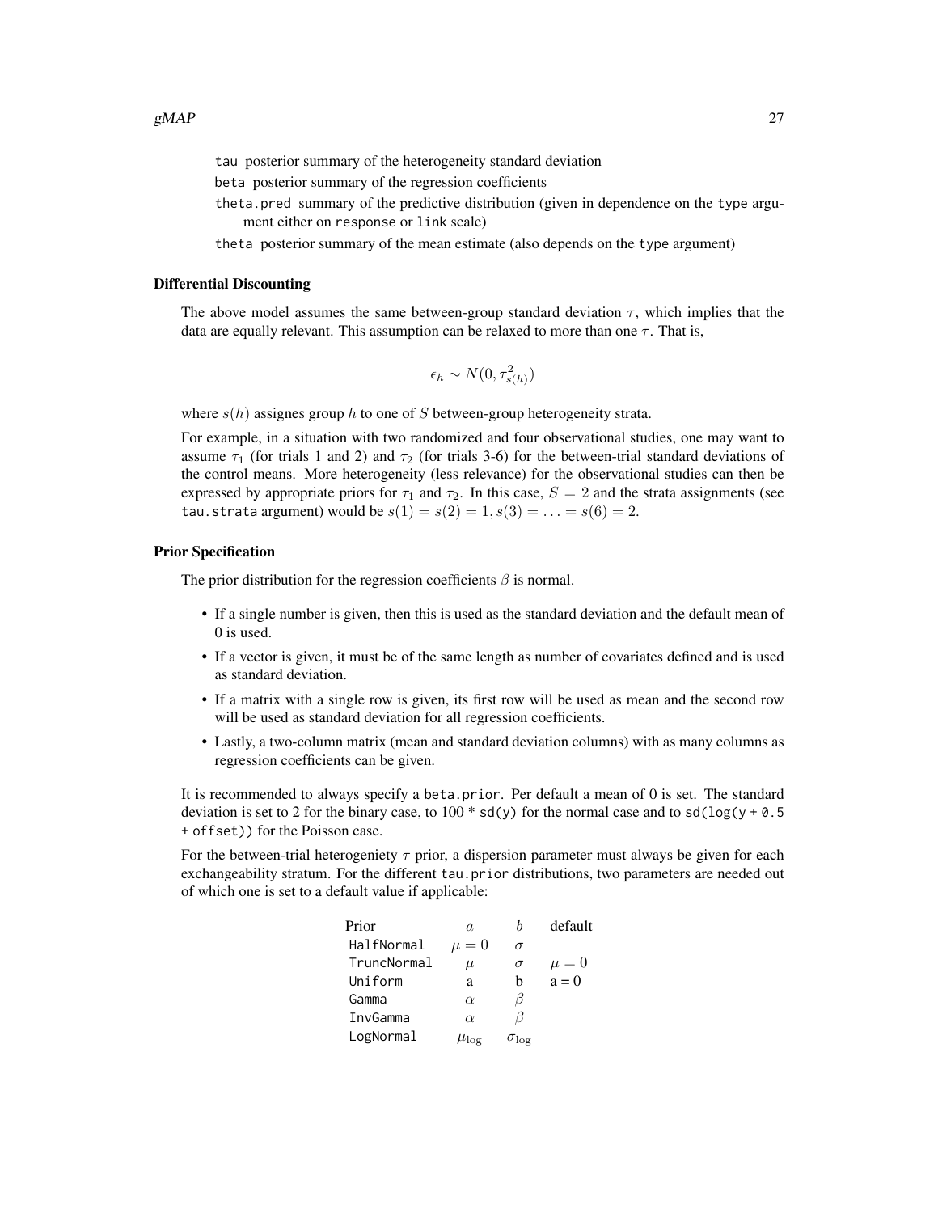tau posterior summary of the heterogeneity standard deviation

beta posterior summary of the regression coefficients

theta.pred summary of the predictive distribution (given in dependence on the type argument either on response or link scale)

theta posterior summary of the mean estimate (also depends on the type argument)

### Differential Discounting

The above model assumes the same between-group standard deviation $\tau$, which implies that the data are equally relevant. This assumption can be relaxed to more than one $\tau$. That is,

$$\epsilon_h \sim N(0, \tau^2_{s(h)})$$

where $s(h)$ assignes group $h$ to one of $S$ between-group heterogeneity strata.

For example, in a situation with two randomized and four observational studies, one may want to assume $\tau_1$ (for trials 1 and 2) and $\tau_2$ (for trials 3-6) for the between-trial standard deviations of the control means. More heterogeneity (less relevance) for the observational studies can then be expressed by appropriate priors for $\tau_1$ and $\tau_2$. In this case, $S = 2$ and the strata assignments (see tau.strata argument) would be $s(1) = s(2) = 1, s(3) = \ldots = s(6) = 2$.

### Prior Specification

The prior distribution for the regression coefficients $\beta$ is normal.

- If a single number is given, then this is used as the standard deviation and the default mean of 0 is used.
- If a vector is given, it must be of the same length as number of covariates defined and is used as standard deviation.
- If a matrix with a single row is given, its first row will be used as mean and the second row will be used as standard deviation for all regression coefficients.
- Lastly, a two-column matrix (mean and standard deviation columns) with as many columns as regression coefficients can be given.

It is recommended to always specify a beta.prior. Per default a mean of 0 is set. The standard deviation is set to 2 for the binary case, to 100 * sd(y) for the normal case and to sd(log(y + 0.5 + offset)) for the Poisson case.

For the between-trial heterogeniety $\tau$ prior, a dispersion parameter must always be given for each exchangeability stratum. For the different tau.prior distributions, two parameters are needed out of which one is set to a default value if applicable:

| Prior | $a$ | $b$ | default |
|---|---|---|---|
| HalfNormal | $\mu = 0$ | $\sigma$ | |
| TruncNormal | $\mu$ | $\sigma$ | $\mu = 0$ |
| Uniform | a | b | a = 0 |
| Gamma | $\alpha$ | $\beta$ | |
| InvGamma | $\alpha$ | $\beta$ | |
| LogNormal | $\mu_{\log}$ | $\sigma_{\log}$ | |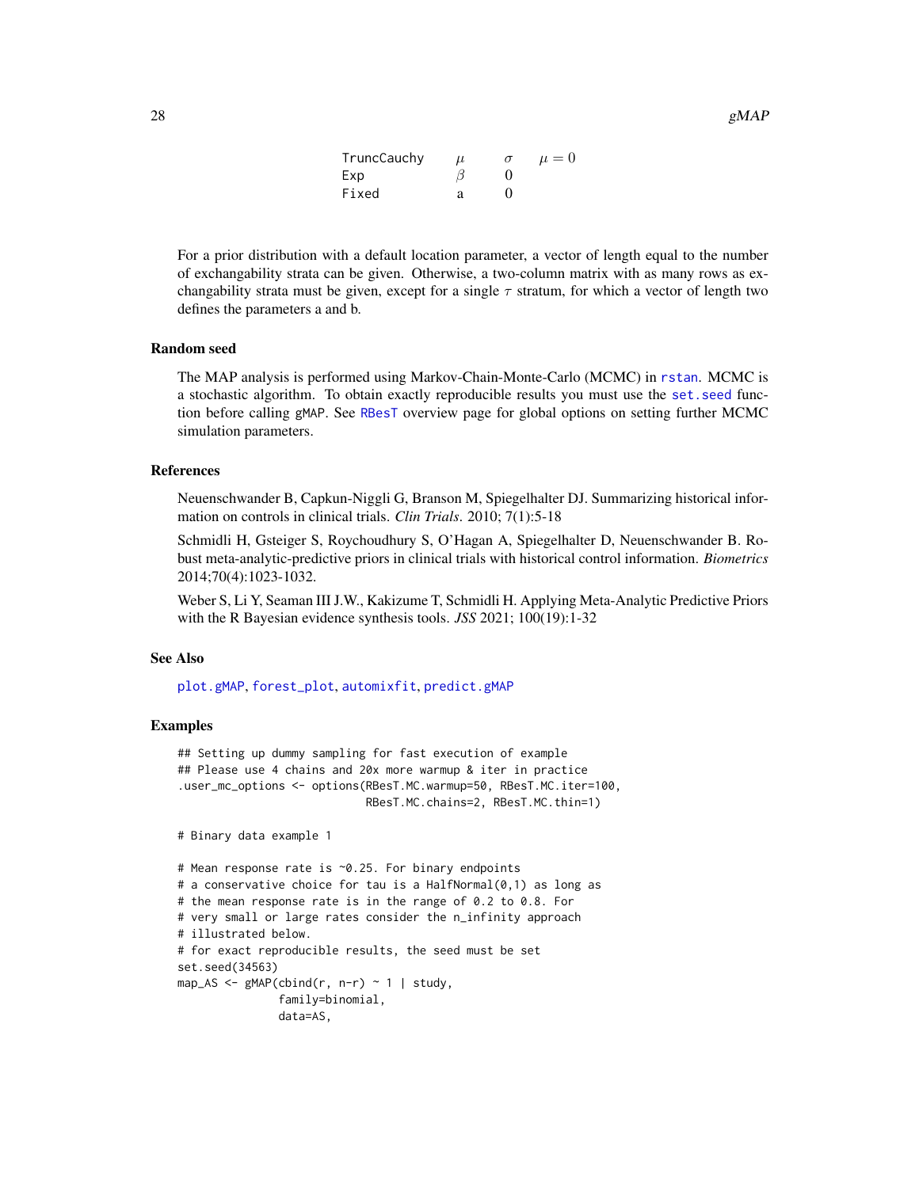| | | | |
|---|---|---|---|
| TruncCauchy | $\mu$ | $\sigma$ | $\mu = 0$ |
| Exp | $\beta$ | 0 | |
| Fixed | a | 0 | |

For a prior distribution with a default location parameter, a vector of length equal to the number of exchangability strata can be given. Otherwise, a two-column matrix with as many rows as exchangability strata must be given, except for a single $\tau$ stratum, for which a vector of length two defines the parameters a and b.

## Random seed

The MAP analysis is performed using Markov-Chain-Monte-Carlo (MCMC) in rstan. MCMC is a stochastic algorithm. To obtain exactly reproducible results you must use the set.seed function before calling gMAP. See RBesT overview page for global options on setting further MCMC simulation parameters.

## References

Neuenschwander B, Capkun-Niggli G, Branson M, Spiegelhalter DJ. Summarizing historical information on controls in clinical trials. *Clin Trials*. 2010; 7(1):5-18

Schmidli H, Gsteiger S, Roychoudhury S, O'Hagan A, Spiegelhalter D, Neuenschwander B. Robust meta-analytic-predictive priors in clinical trials with historical control information. *Biometrics* 2014;70(4):1023-1032.

Weber S, Li Y, Seaman III J.W., Kakizume T, Schmidli H. Applying Meta-Analytic Predictive Priors with the R Bayesian evidence synthesis tools. *JSS* 2021; 100(19):1-32

## See Also

plot.gMAP, forest_plot, automixfit, predict.gMAP

## Examples

```
## Setting up dummy sampling for fast execution of example
## Please use 4 chains and 20x more warmup & iter in practice
.user_mc_options <- options(RBesT.MC.warmup=50, RBesT.MC.iter=100,
                            RBesT.MC.chains=2, RBesT.MC.thin=1)

# Binary data example 1

# Mean response rate is ~0.25. For binary endpoints
# a conservative choice for tau is a HalfNormal(0,1) as long as
# the mean response rate is in the range of 0.2 to 0.8. For
# very small or large rates consider the n_infinity approach
# illustrated below.
# for exact reproducible results, the seed must be set
set.seed(34563)
map_AS <- gMAP(cbind(r, n-r) ~ 1 | study,
               family=binomial,
               data=AS,
```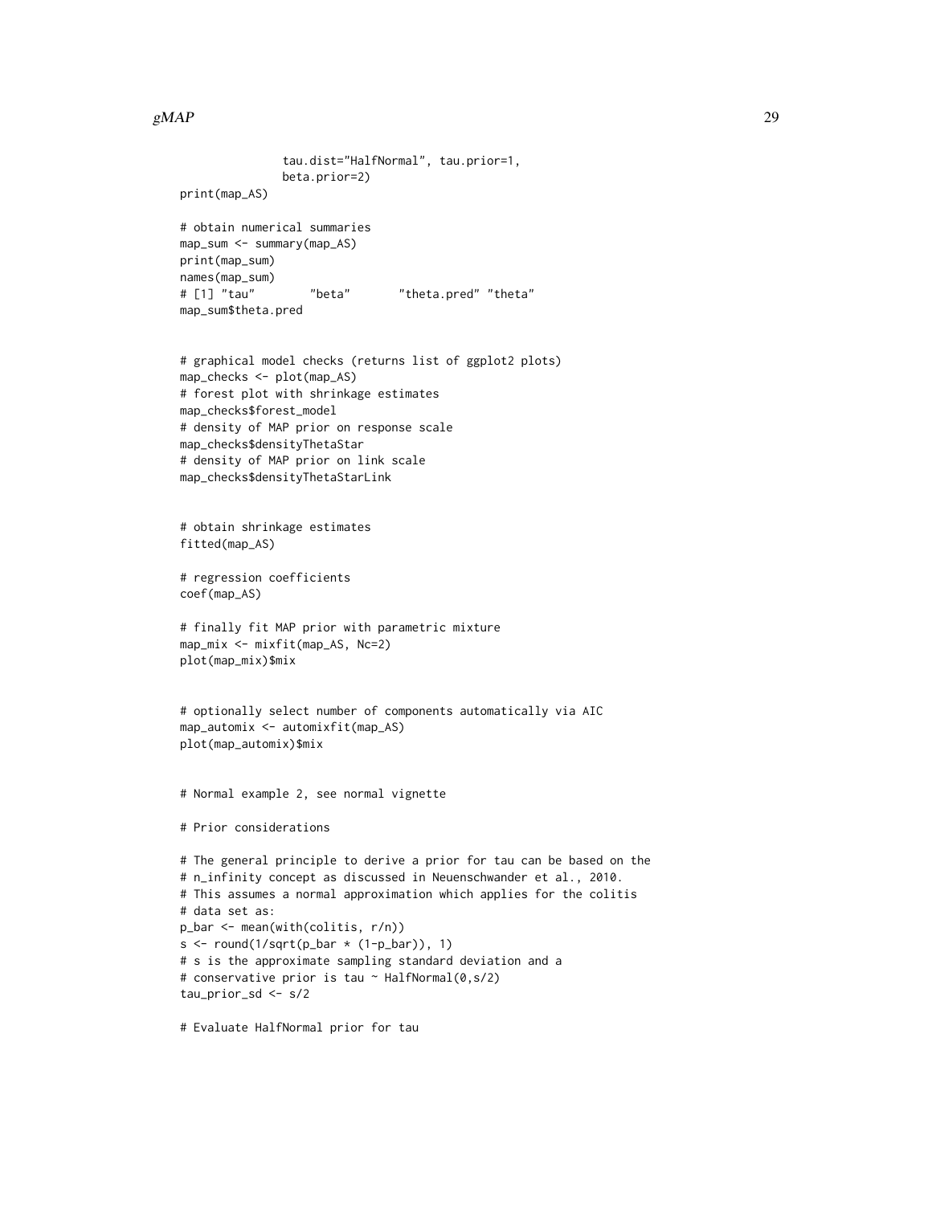```
              tau.dist="HalfNormal", tau.prior=1,
              beta.prior=2)
print(map_AS)

# obtain numerical summaries
map_sum <- summary(map_AS)
print(map_sum)
names(map_sum)
# [1] "tau"        "beta"       "theta.pred" "theta"
map_sum$theta.pred


# graphical model checks (returns list of ggplot2 plots)
map_checks <- plot(map_AS)
# forest plot with shrinkage estimates
map_checks$forest_model
# density of MAP prior on response scale
map_checks$densityThetaStar
# density of MAP prior on link scale
map_checks$densityThetaStarLink


# obtain shrinkage estimates
fitted(map_AS)

# regression coefficients
coef(map_AS)

# finally fit MAP prior with parametric mixture
map_mix <- mixfit(map_AS, Nc=2)
plot(map_mix)$mix


# optionally select number of components automatically via AIC
map_automix <- automixfit(map_AS)
plot(map_automix)$mix


# Normal example 2, see normal vignette

# Prior considerations

# The general principle to derive a prior for tau can be based on the
# n_infinity concept as discussed in Neuenschwander et al., 2010.
# This assumes a normal approximation which applies for the colitis
# data set as:
p_bar <- mean(with(colitis, r/n))
s <- round(1/sqrt(p_bar * (1-p_bar)), 1)
# s is the approximate sampling standard deviation and a
# conservative prior is tau ~ HalfNormal(0,s/2)
tau_prior_sd <- s/2

# Evaluate HalfNormal prior for tau
```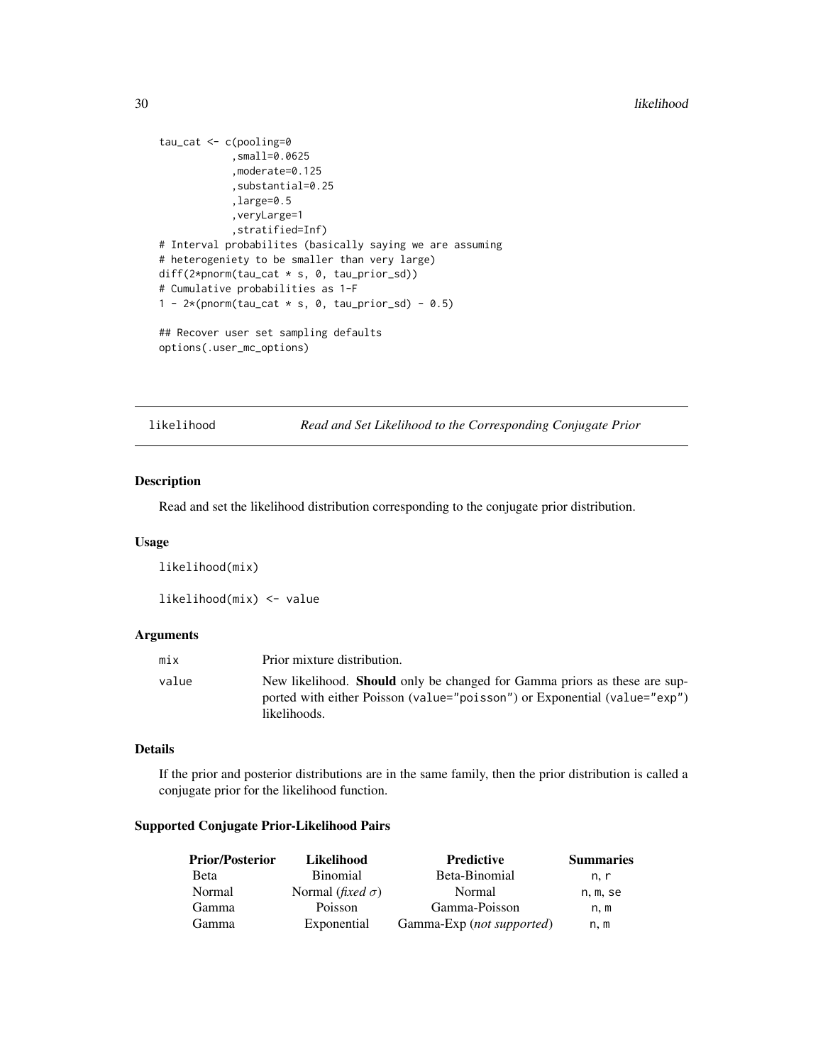```
tau_cat <- c(pooling=0
            ,small=0.0625
            ,moderate=0.125
            ,substantial=0.25
            ,large=0.5
            ,veryLarge=1
            ,stratified=Inf)
# Interval probabilites (basically saying we are assuming
# heterogeniety to be smaller than very large)
diff(2*pnorm(tau_cat * s, 0, tau_prior_sd))
# Cumulative probabilities as 1-F
1 - 2*(pnorm(tau_cat * s, 0, tau_prior_sd) - 0.5)

## Recover user set sampling defaults
options(.user_mc_options)
```

## likelihood — *Read and Set Likelihood to the Corresponding Conjugate Prior*

### Description

Read and set the likelihood distribution corresponding to the conjugate prior distribution.

### Usage

```
likelihood(mix)

likelihood(mix) <- value
```

### Arguments

| | |
|---|---|
| mix | Prior mixture distribution. |
| value | New likelihood. **Should** only be changed for Gamma priors as these are supported with either Poisson (value="poisson") or Exponential (value="exp") likelihoods. |

### Details

If the prior and posterior distributions are in the same family, then the prior distribution is called a conjugate prior for the likelihood function.

### Supported Conjugate Prior-Likelihood Pairs

| Prior/Posterior | Likelihood | Predictive | Summaries |
|---|---|---|---|
| Beta | Binomial | Beta-Binomial | n, r |
| Normal | Normal (*fixed* $\sigma$) | Normal | n, m, se |
| Gamma | Poisson | Gamma-Poisson | n, m |
| Gamma | Exponential | Gamma-Exp (*not supported*) | n, m |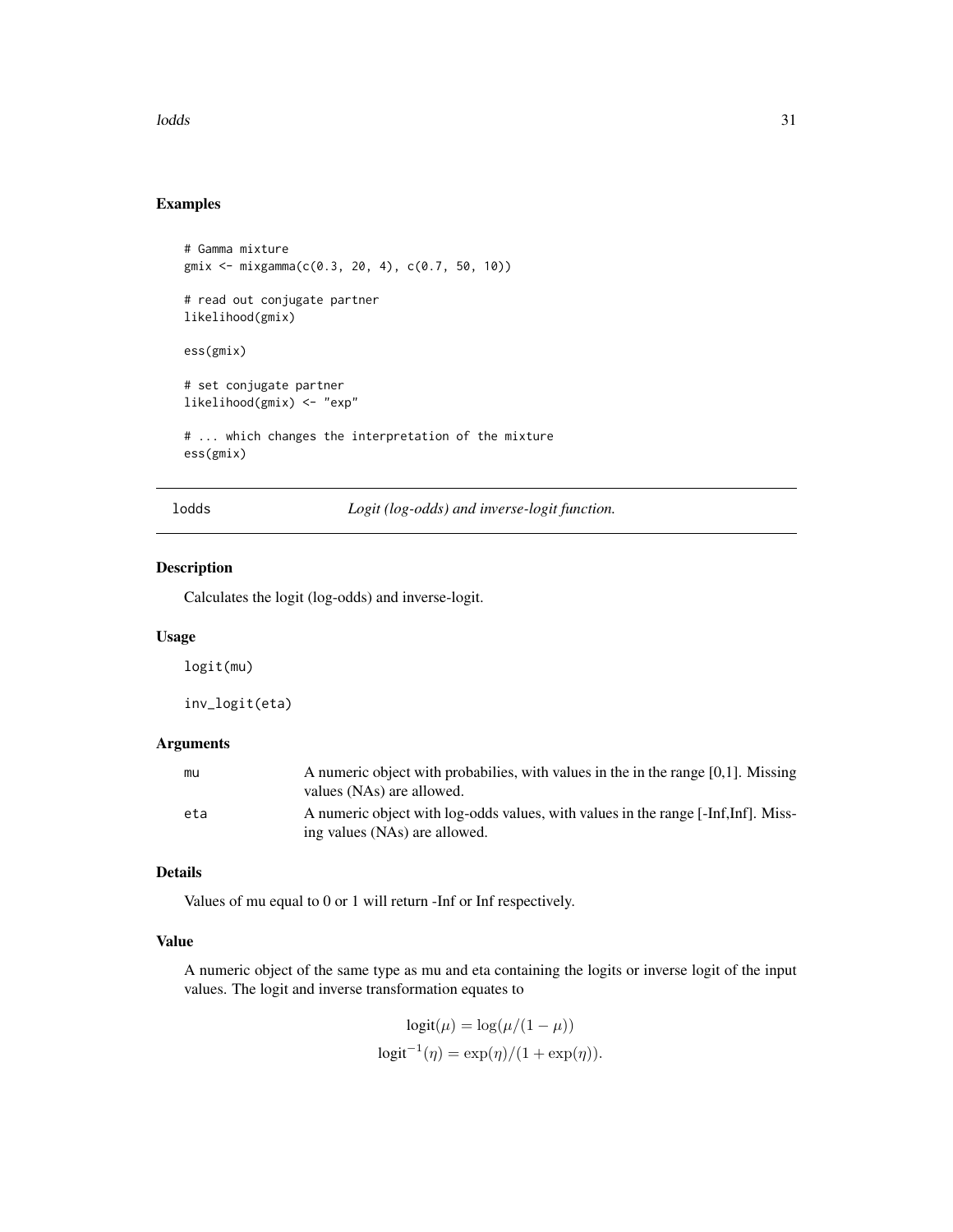## Examples

```
# Gamma mixture
gmix <- mixgamma(c(0.3, 20, 4), c(0.7, 50, 10))

# read out conjugate partner
likelihood(gmix)

ess(gmix)

# set conjugate partner
likelihood(gmix) <- "exp"

# ... which changes the interpretation of the mixture
ess(gmix)
```

---

# lodds — *Logit (log-odds) and inverse-logit function.*

---

### Description

Calculates the logit (log-odds) and inverse-logit.

### Usage

```
logit(mu)

inv_logit(eta)
```

### Arguments

| | |
|---|---|
| mu | A numeric object with probabilies, with values in the in the range [0,1]. Missing values (NAs) are allowed. |
| eta | A numeric object with log-odds values, with values in the range [-Inf,Inf]. Missing values (NAs) are allowed. |

### Details

Values of mu equal to 0 or 1 will return -Inf or Inf respectively.

### Value

A numeric object of the same type as mu and eta containing the logits or inverse logit of the input values. The logit and inverse transformation equates to

$$\text{logit}(\mu) = \log(\mu/(1-\mu))$$
$$\text{logit}^{-1}(\eta) = \exp(\eta)/(1+\exp(\eta)).$$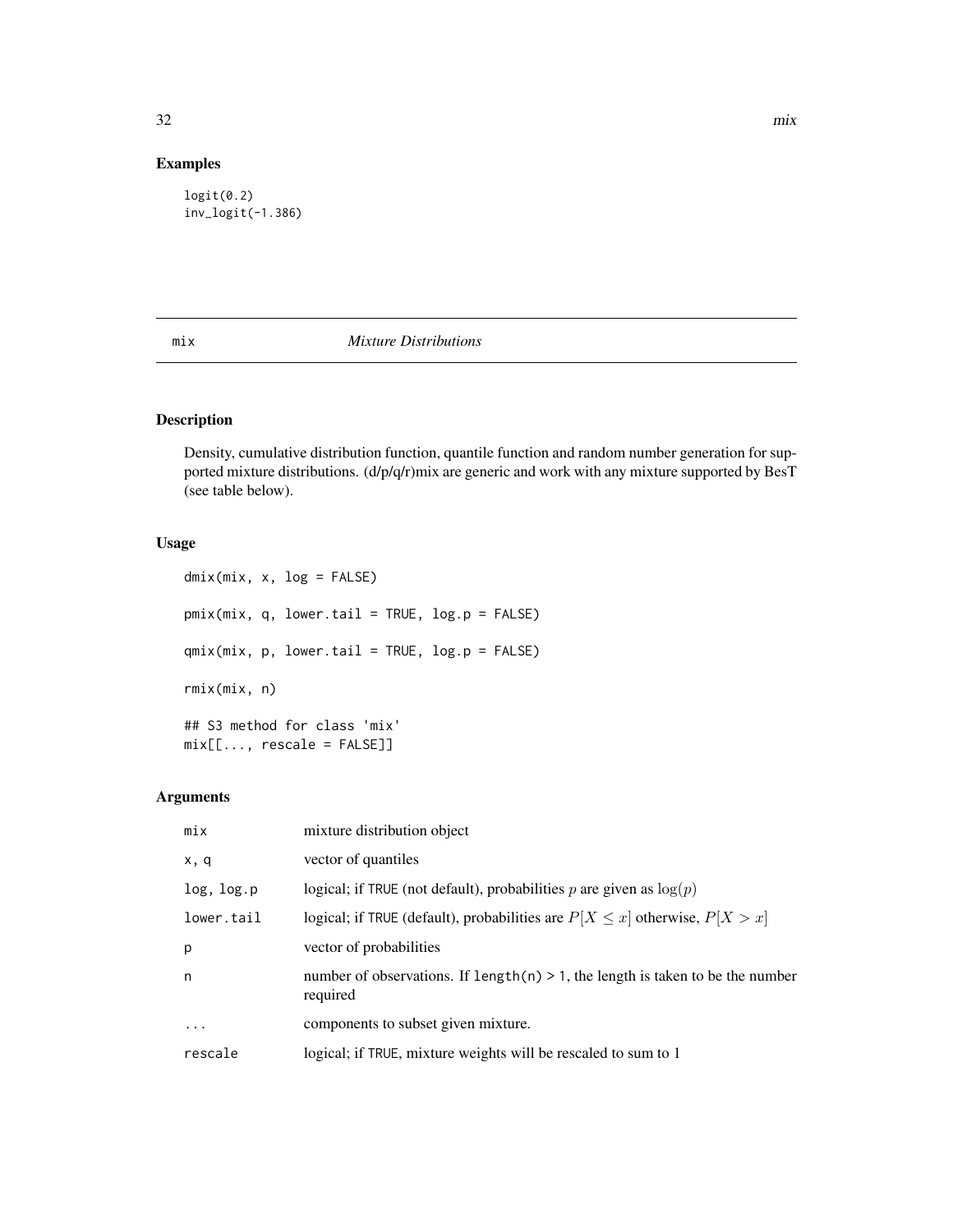## Examples

```
logit(0.2)
inv_logit(-1.386)
```

---

mix *Mixture Distributions*

---

## Description

Density, cumulative distribution function, quantile function and random number generation for supported mixture distributions. (d/p/q/r)mix are generic and work with any mixture supported by BesT (see table below).

## Usage

```
dmix(mix, x, log = FALSE)

pmix(mix, q, lower.tail = TRUE, log.p = FALSE)

qmix(mix, p, lower.tail = TRUE, log.p = FALSE)

rmix(mix, n)

## S3 method for class 'mix'
mix[[..., rescale = FALSE]]
```

## Arguments

| | |
|---|---|
| mix | mixture distribution object |
| x, q | vector of quantiles |
| log, log.p | logical; if TRUE (not default), probabilities $p$ are given as $\log(p)$ |
| lower.tail | logical; if TRUE (default), probabilities are $P[X \leq x]$ otherwise, $P[X > x]$ |
| p | vector of probabilities |
| n | number of observations. If length(n) > 1, the length is taken to be the number required |
| ... | components to subset given mixture. |
| rescale | logical; if TRUE, mixture weights will be rescaled to sum to 1 |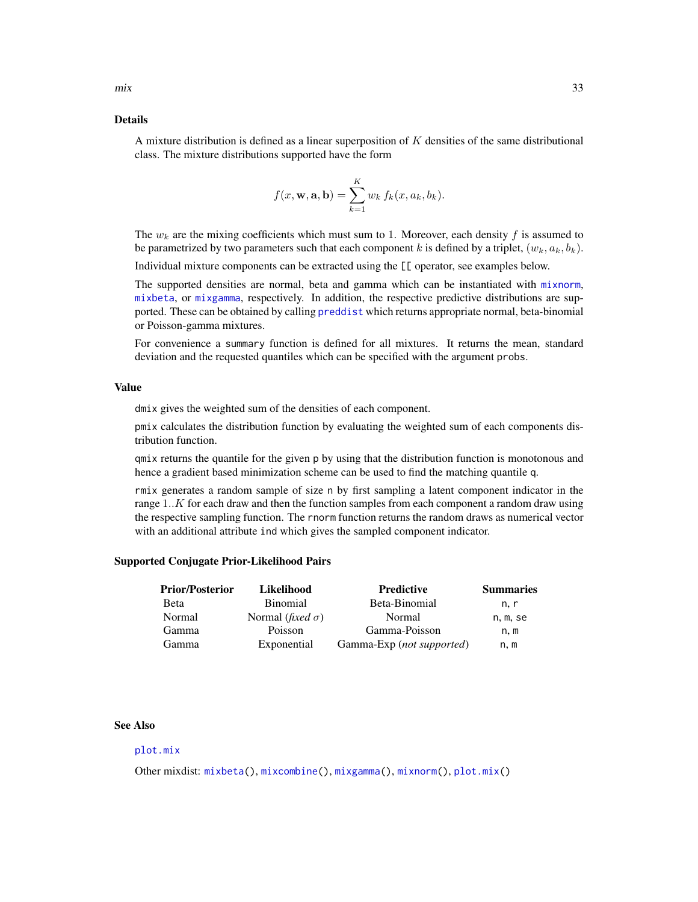## Details

A mixture distribution is defined as a linear superposition of $K$ densities of the same distributional class. The mixture distributions supported have the form

$$f(x, \mathbf{w}, \mathbf{a}, \mathbf{b}) = \sum_{k=1}^{K} w_k \, f_k(x, a_k, b_k).$$

The $w_k$ are the mixing coefficients which must sum to 1. Moreover, each density $f$ is assumed to be parametrized by two parameters such that each component $k$ is defined by a triplet, $(w_k, a_k, b_k)$.

Individual mixture components can be extracted using the `[[` operator, see examples below.

The supported densities are normal, beta and gamma which can be instantiated with `mixnorm`, `mixbeta`, or `mixgamma`, respectively. In addition, the respective predictive distributions are supported. These can be obtained by calling `preddist` which returns appropriate normal, beta-binomial or Poisson-gamma mixtures.

For convenience a `summary` function is defined for all mixtures. It returns the mean, standard deviation and the requested quantiles which can be specified with the argument `probs`.

## Value

`dmix` gives the weighted sum of the densities of each component.

`pmix` calculates the distribution function by evaluating the weighted sum of each components distribution function.

`qmix` returns the quantile for the given `p` by using that the distribution function is monotonous and hence a gradient based minimization scheme can be used to find the matching quantile `q`.

`rmix` generates a random sample of size `n` by first sampling a latent component indicator in the range $1..K$ for each draw and then the function samples from each component a random draw using the respective sampling function. The `rnorm` function returns the random draws as numerical vector with an additional attribute `ind` which gives the sampled component indicator.

## Supported Conjugate Prior-Likelihood Pairs

| Prior/Posterior | Likelihood | Predictive | Summaries |
|---|---|---|---|
| Beta | Binomial | Beta-Binomial | `n`, `r` |
| Normal | Normal (*fixed* $\sigma$) | Normal | `n`, `m`, `se` |
| Gamma | Poisson | Gamma-Poisson | `n`, `m` |
| Gamma | Exponential | Gamma-Exp (*not supported*) | `n`, `m` |

## See Also

`plot.mix`

Other mixdist: `mixbeta()`, `mixcombine()`, `mixgamma()`, `mixnorm()`, `plot.mix()`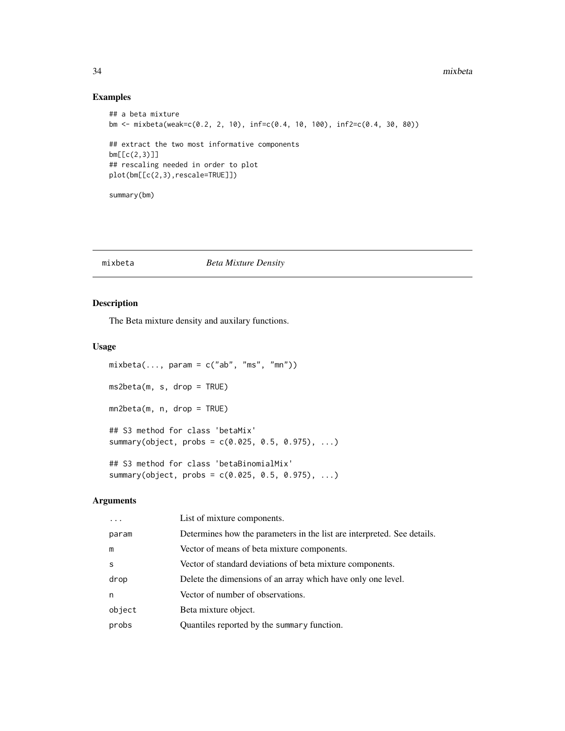## Examples

```
## a beta mixture
bm <- mixbeta(weak=c(0.2, 2, 10), inf=c(0.4, 10, 100), inf2=c(0.4, 30, 80))

## extract the two most informative components
bm[[c(2,3)]]
## rescaling needed in order to plot
plot(bm[[c(2,3),rescale=TRUE]])

summary(bm)
```

---

# mixbeta *Beta Mixture Density*

## Description

The Beta mixture density and auxilary functions.

## Usage

```
mixbeta(..., param = c("ab", "ms", "mn"))

ms2beta(m, s, drop = TRUE)

mn2beta(m, n, drop = TRUE)

## S3 method for class 'betaMix'
summary(object, probs = c(0.025, 0.5, 0.975), ...)

## S3 method for class 'betaBinomialMix'
summary(object, probs = c(0.025, 0.5, 0.975), ...)
```

## Arguments

| | |
|---|---|
| `...` | List of mixture components. |
| `param` | Determines how the parameters in the list are interpreted. See details. |
| `m` | Vector of means of beta mixture components. |
| `s` | Vector of standard deviations of beta mixture components. |
| `drop` | Delete the dimensions of an array which have only one level. |
| `n` | Vector of number of observations. |
| `object` | Beta mixture object. |
| `probs` | Quantiles reported by the `summary` function. |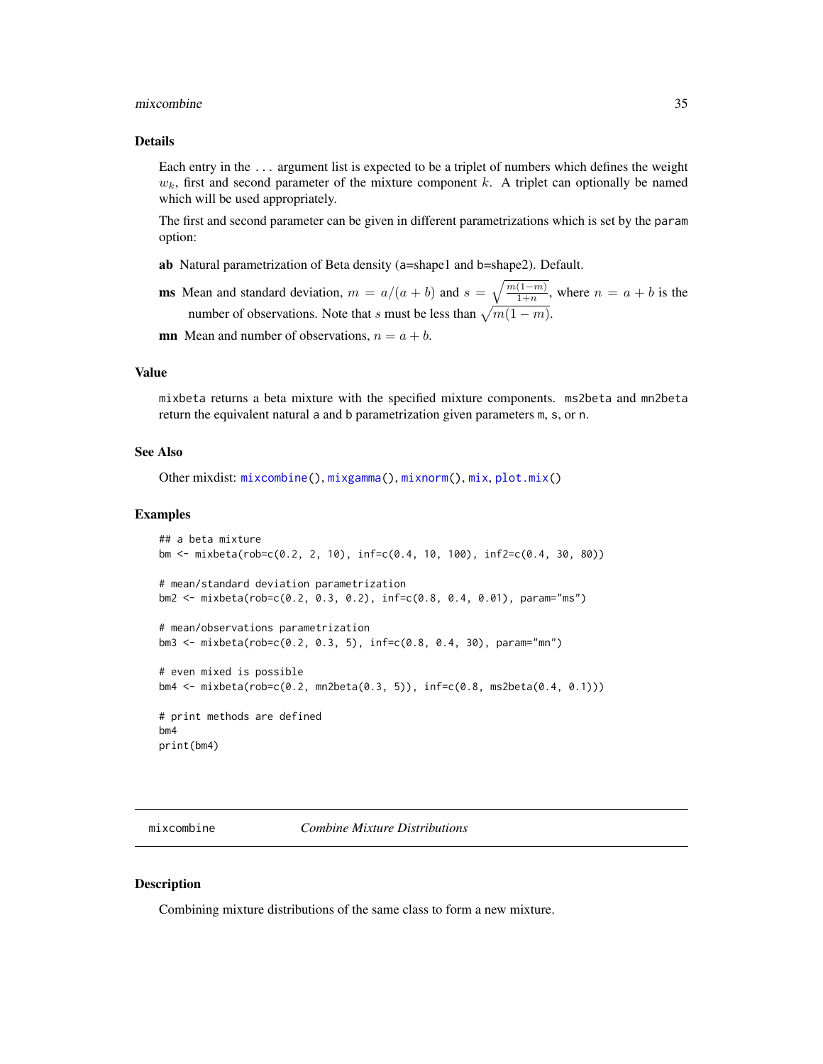### Details

Each entry in the `...` argument list is expected to be a triplet of numbers which defines the weight $w_k$, first and second parameter of the mixture component $k$. A triplet can optionally be named which will be used appropriately.

The first and second parameter can be given in different parametrizations which is set by the `param` option:

**ab** Natural parametrization of Beta density (`a`=shape1 and `b`=shape2). Default.

**ms** Mean and standard deviation, $m = a/(a+b)$ and $s = \sqrt{\frac{m(1-m)}{1+n}}$, where $n = a + b$ is the number of observations. Note that $s$ must be less than $\sqrt{m(1-m)}$.

**mn** Mean and number of observations, $n = a + b$.

### Value

`mixbeta` returns a beta mixture with the specified mixture components. `ms2beta` and `mn2beta` return the equivalent natural `a` and `b` parametrization given parameters `m`, `s`, or `n`.

### See Also

Other mixdist: `mixcombine()`, `mixgamma()`, `mixnorm()`, `mix`, `plot.mix()`

### Examples

```
## a beta mixture
bm <- mixbeta(rob=c(0.2, 2, 10), inf=c(0.4, 10, 100), inf2=c(0.4, 30, 80))

# mean/standard deviation parametrization
bm2 <- mixbeta(rob=c(0.2, 0.3, 0.2), inf=c(0.8, 0.4, 0.01), param="ms")

# mean/observations parametrization
bm3 <- mixbeta(rob=c(0.2, 0.3, 5), inf=c(0.8, 0.4, 30), param="mn")

# even mixed is possible
bm4 <- mixbeta(rob=c(0.2, mn2beta(0.3, 5)), inf=c(0.8, ms2beta(0.4, 0.1)))

# print methods are defined
bm4
print(bm4)
```

---

## mixcombine — *Combine Mixture Distributions*

### Description

Combining mixture distributions of the same class to form a new mixture.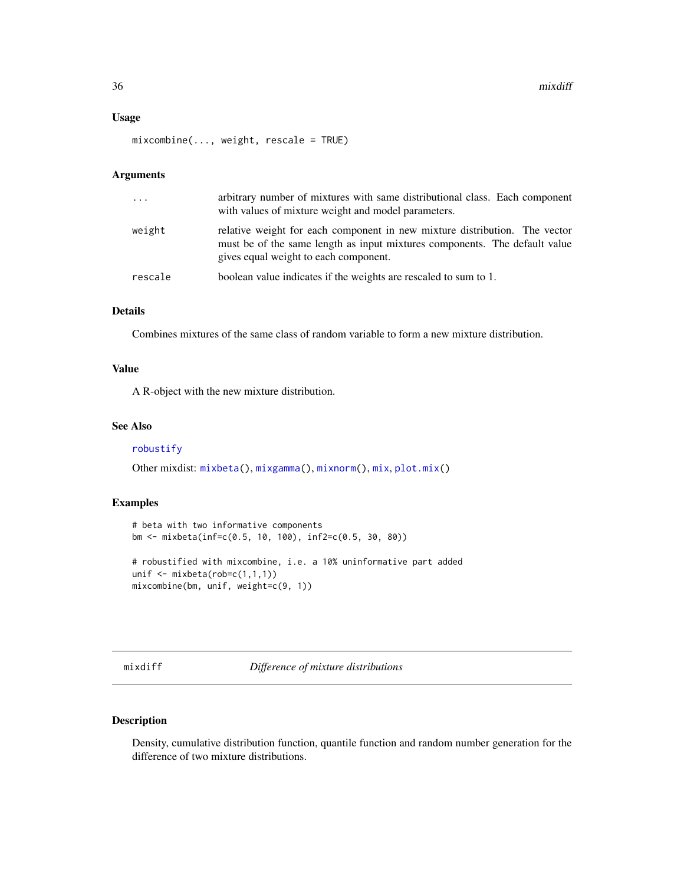### Usage

```
mixcombine(..., weight, rescale = TRUE)
```

### Arguments

| | |
|---|---|
| ... | arbitrary number of mixtures with same distributional class. Each component with values of mixture weight and model parameters. |
| weight | relative weight for each component in new mixture distribution. The vector must be of the same length as input mixtures components. The default value gives equal weight to each component. |
| rescale | boolean value indicates if the weights are rescaled to sum to 1. |

### Details

Combines mixtures of the same class of random variable to form a new mixture distribution.

### Value

A R-object with the new mixture distribution.

### See Also

robustify

Other mixdist: mixbeta(), mixgamma(), mixnorm(), mix, plot.mix()

### Examples

```
# beta with two informative components
bm <- mixbeta(inf=c(0.5, 10, 100), inf2=c(0.5, 30, 80))

# robustified with mixcombine, i.e. a 10% uninformative part added
unif <- mixbeta(rob=c(1,1,1))
mixcombine(bm, unif, weight=c(9, 1))
```

## mixdiff *Difference of mixture distributions*

### Description

Density, cumulative distribution function, quantile function and random number generation for the difference of two mixture distributions.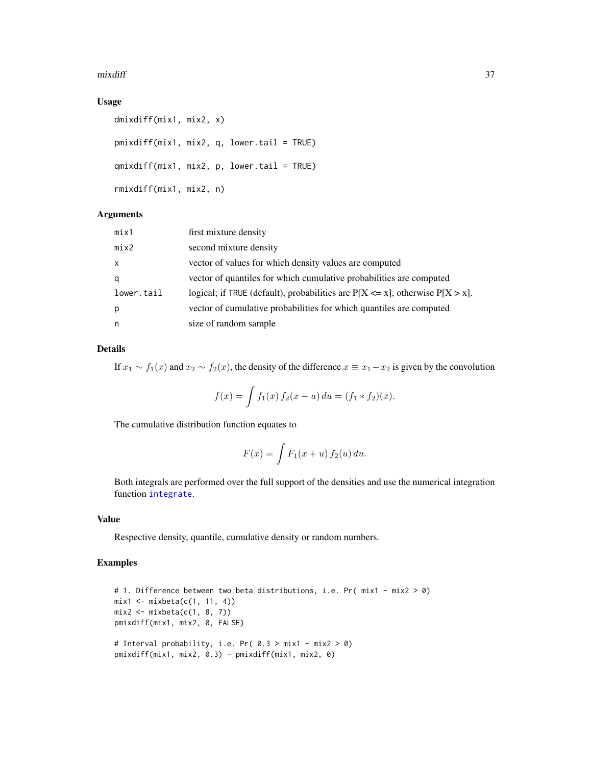## Usage

```
dmixdiff(mix1, mix2, x)

pmixdiff(mix1, mix2, q, lower.tail = TRUE)

qmixdiff(mix1, mix2, p, lower.tail = TRUE)

rmixdiff(mix1, mix2, n)
```

## Arguments

| | |
|---|---|
| `mix1` | first mixture density |
| `mix2` | second mixture density |
| `x` | vector of values for which density values are computed |
| `q` | vector of quantiles for which cumulative probabilities are computed |
| `lower.tail` | logical; if `TRUE` (default), probabilities are P[X <= x], otherwise P[X > x]. |
| `p` | vector of cumulative probabilities for which quantiles are computed |
| `n` | size of random sample |

## Details

If $x_1 \sim f_1(x)$ and $x_2 \sim f_2(x)$, the density of the difference $x \equiv x_1 - x_2$ is given by the convolution

$$f(x) = \int f_1(x)\, f_2(x-u)\, du = (f_1 * f_2)(x).$$

The cumulative distribution function equates to

$$F(x) = \int F_1(x+u)\, f_2(u)\, du.$$

Both integrals are performed over the full support of the densities and use the numerical integration function `integrate`.

## Value

Respective density, quantile, cumulative density or random numbers.

## Examples

```
# 1. Difference between two beta distributions, i.e. Pr( mix1 - mix2 > 0)
mix1 <- mixbeta(c(1, 11, 4))
mix2 <- mixbeta(c(1, 8, 7))
pmixdiff(mix1, mix2, 0, FALSE)

# Interval probability, i.e. Pr( 0.3 > mix1 - mix2 > 0)
pmixdiff(mix1, mix2, 0.3) - pmixdiff(mix1, mix2, 0)
```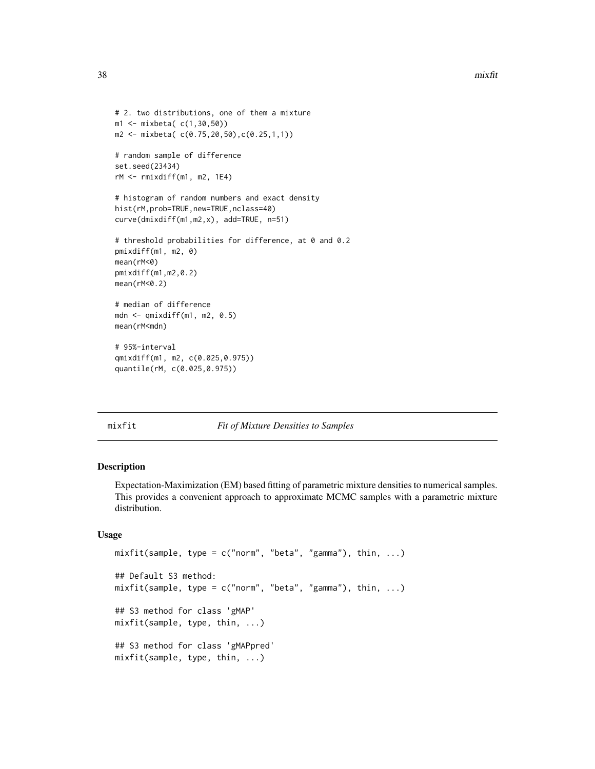```
# 2. two distributions, one of them a mixture
m1 <- mixbeta( c(1,30,50))
m2 <- mixbeta( c(0.75,20,50),c(0.25,1,1))

# random sample of difference
set.seed(23434)
rM <- rmixdiff(m1, m2, 1E4)

# histogram of random numbers and exact density
hist(rM,prob=TRUE,new=TRUE,nclass=40)
curve(dmixdiff(m1,m2,x), add=TRUE, n=51)

# threshold probabilities for difference, at 0 and 0.2
pmixdiff(m1, m2, 0)
mean(rM<0)
pmixdiff(m1,m2,0.2)
mean(rM<0.2)

# median of difference
mdn <- qmixdiff(m1, m2, 0.5)
mean(rM<mdn)

# 95%-interval
qmixdiff(m1, m2, c(0.025,0.975))
quantile(rM, c(0.025,0.975))
```

---

## mixfit — *Fit of Mixture Densities to Samples*

### Description

Expectation-Maximization (EM) based fitting of parametric mixture densities to numerical samples. This provides a convenient approach to approximate MCMC samples with a parametric mixture distribution.

### Usage

```
mixfit(sample, type = c("norm", "beta", "gamma"), thin, ...)

## Default S3 method:
mixfit(sample, type = c("norm", "beta", "gamma"), thin, ...)

## S3 method for class 'gMAP'
mixfit(sample, type, thin, ...)

## S3 method for class 'gMAPpred'
mixfit(sample, type, thin, ...)
```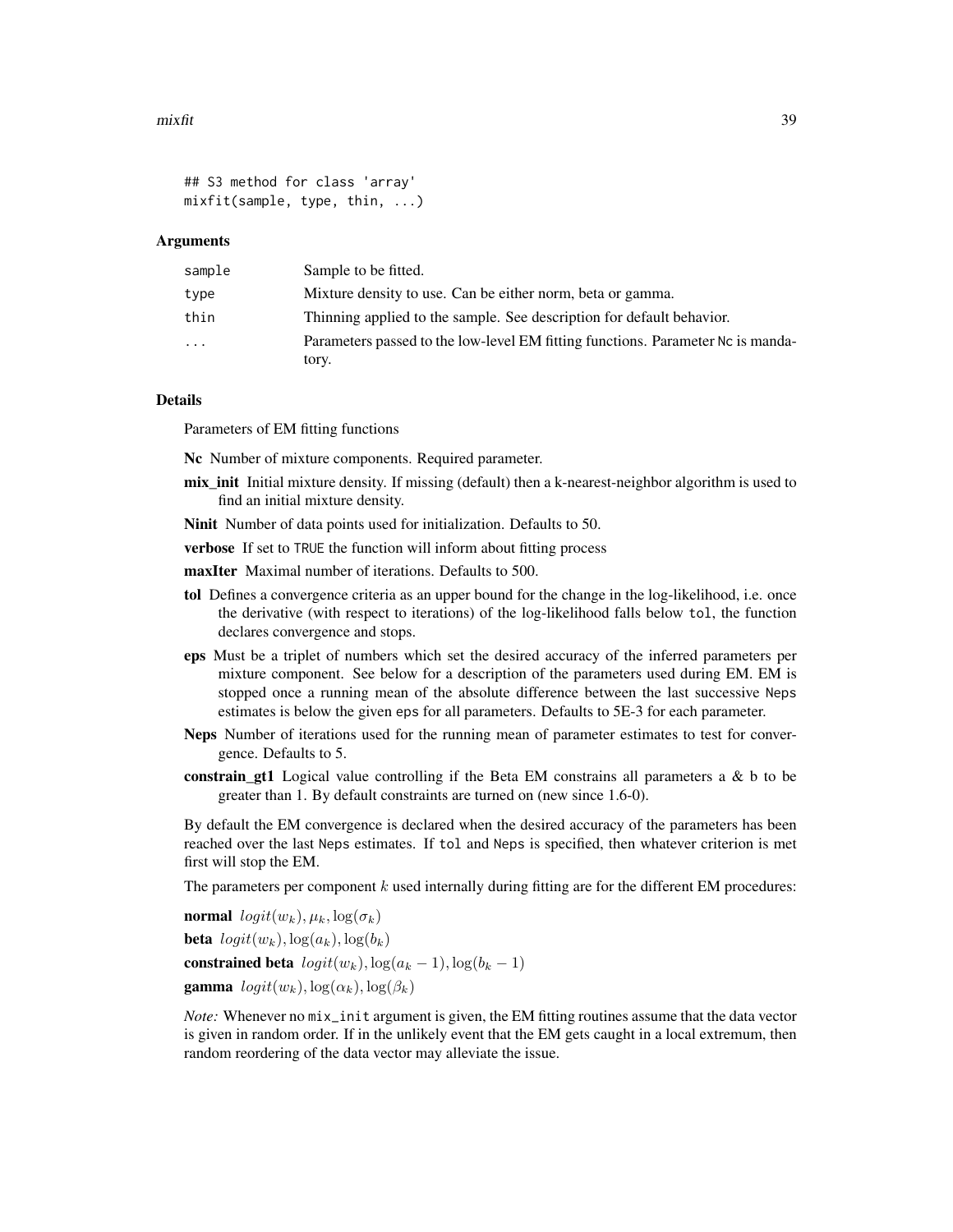```
## S3 method for class 'array'
mixfit(sample, type, thin, ...)
```

### Arguments

| | |
|---|---|
| sample | Sample to be fitted. |
| type | Mixture density to use. Can be either norm, beta or gamma. |
| thin | Thinning applied to the sample. See description for default behavior. |
| ... | Parameters passed to the low-level EM fitting functions. Parameter Nc is mandatory. |

### Details

Parameters of EM fitting functions

**Nc** Number of mixture components. Required parameter.

**mix_init** Initial mixture density. If missing (default) then a k-nearest-neighbor algorithm is used to find an initial mixture density.

**Ninit** Number of data points used for initialization. Defaults to 50.

**verbose** If set to TRUE the function will inform about fitting process

**maxIter** Maximal number of iterations. Defaults to 500.

**tol** Defines a convergence criteria as an upper bound for the change in the log-likelihood, i.e. once the derivative (with respect to iterations) of the log-likelihood falls below tol, the function declares convergence and stops.

**eps** Must be a triplet of numbers which set the desired accuracy of the inferred parameters per mixture component. See below for a description of the parameters used during EM. EM is stopped once a running mean of the absolute difference between the last successive Neps estimates is below the given eps for all parameters. Defaults to 5E-3 for each parameter.

**Neps** Number of iterations used for the running mean of parameter estimates to test for convergence. Defaults to 5.

**constrain_gt1** Logical value controlling if the Beta EM constrains all parameters a & b to be greater than 1. By default constraints are turned on (new since 1.6-0).

By default the EM convergence is declared when the desired accuracy of the parameters has been reached over the last Neps estimates. If tol and Neps is specified, then whatever criterion is met first will stop the EM.

The parameters per component $k$ used internally during fitting are for the different EM procedures:

**normal** $logit(w_k), \mu_k, \log(\sigma_k)$

**beta** $logit(w_k), \log(a_k), \log(b_k)$

**constrained beta** $logit(w_k), \log(a_k - 1), \log(b_k - 1)$

**gamma** $logit(w_k), \log(\alpha_k), \log(\beta_k)$

*Note:* Whenever no mix_init argument is given, the EM fitting routines assume that the data vector is given in random order. If in the unlikely event that the EM gets caught in a local extremum, then random reordering of the data vector may alleviate the issue.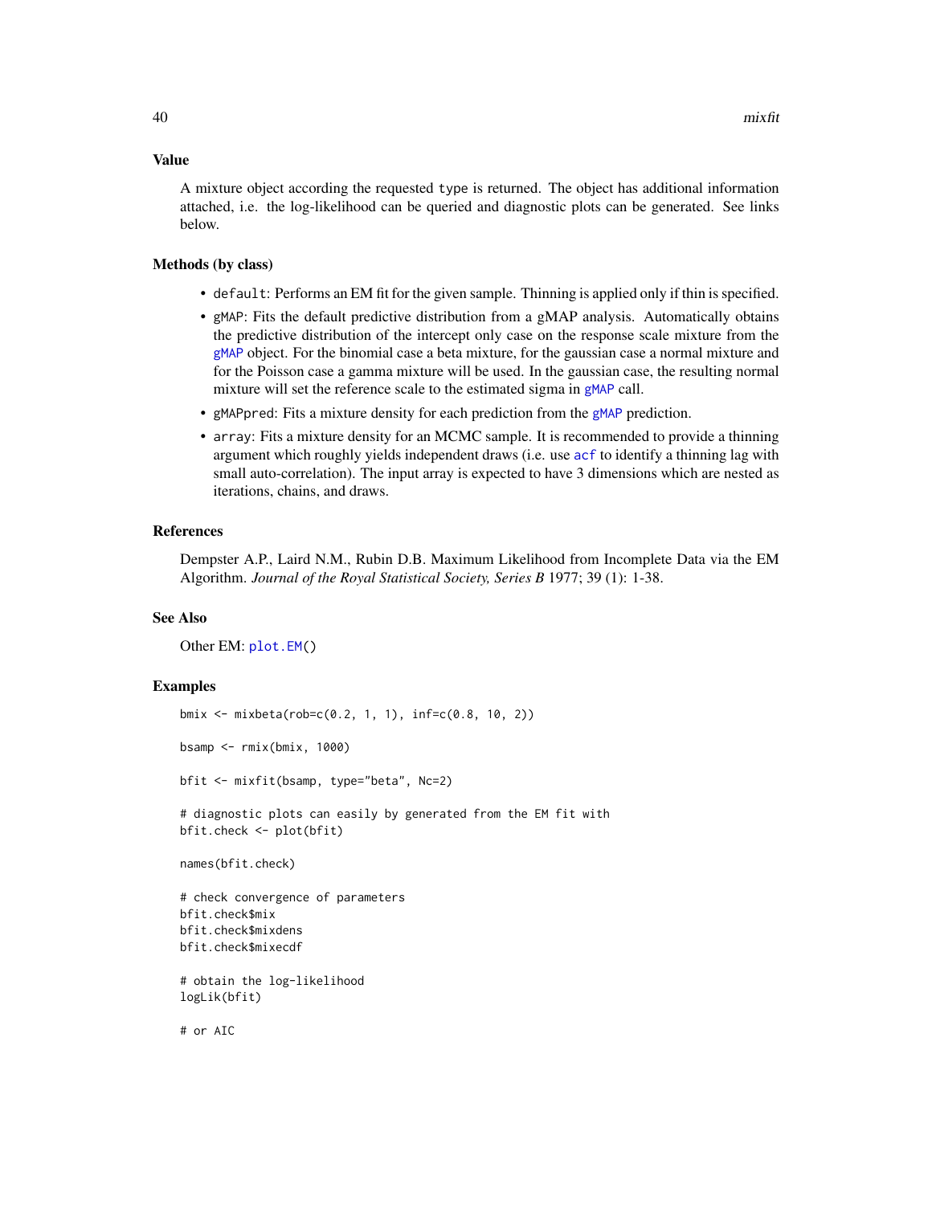## Value

A mixture object according the requested `type` is returned. The object has additional information attached, i.e. the log-likelihood can be queried and diagnostic plots can be generated. See links below.

## Methods (by class)

- `default`: Performs an EM fit for the given sample. Thinning is applied only if thin is specified.
- `gMAP`: Fits the default predictive distribution from a gMAP analysis. Automatically obtains the predictive distribution of the intercept only case on the response scale mixture from the `gMAP` object. For the binomial case a beta mixture, for the gaussian case a normal mixture and for the Poisson case a gamma mixture will be used. In the gaussian case, the resulting normal mixture will set the reference scale to the estimated sigma in `gMAP` call.
- `gMAPpred`: Fits a mixture density for each prediction from the `gMAP` prediction.
- `array`: Fits a mixture density for an MCMC sample. It is recommended to provide a thinning argument which roughly yields independent draws (i.e. use `acf` to identify a thinning lag with small auto-correlation). The input array is expected to have 3 dimensions which are nested as iterations, chains, and draws.

## References

Dempster A.P., Laird N.M., Rubin D.B. Maximum Likelihood from Incomplete Data via the EM Algorithm. *Journal of the Royal Statistical Society, Series B* 1977; 39 (1): 1-38.

## See Also

Other EM: `plot.EM()`

## Examples

```
bmix <- mixbeta(rob=c(0.2, 1, 1), inf=c(0.8, 10, 2))

bsamp <- rmix(bmix, 1000)

bfit <- mixfit(bsamp, type="beta", Nc=2)

# diagnostic plots can easily by generated from the EM fit with
bfit.check <- plot(bfit)

names(bfit.check)

# check convergence of parameters
bfit.check$mix
bfit.check$mixdens
bfit.check$mixecdf

# obtain the log-likelihood
logLik(bfit)

# or AIC
```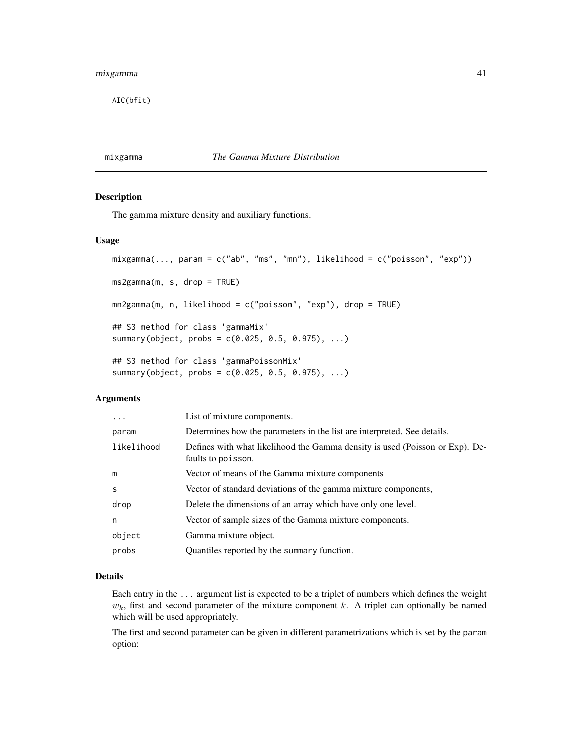```
AIC(bfit)
```

## mixgamma *The Gamma Mixture Distribution*

### Description

The gamma mixture density and auxiliary functions.

### Usage

```
mixgamma(..., param = c("ab", "ms", "mn"), likelihood = c("poisson", "exp"))

ms2gamma(m, s, drop = TRUE)

mn2gamma(m, n, likelihood = c("poisson", "exp"), drop = TRUE)

## S3 method for class 'gammaMix'
summary(object, probs = c(0.025, 0.5, 0.975), ...)

## S3 method for class 'gammaPoissonMix'
summary(object, probs = c(0.025, 0.5, 0.975), ...)
```

### Arguments

| | |
|---|---|
| `...` | List of mixture components. |
| `param` | Determines how the parameters in the list are interpreted. See details. |
| `likelihood` | Defines with what likelihood the Gamma density is used (Poisson or Exp). Defaults to `poisson`. |
| `m` | Vector of means of the Gamma mixture components |
| `s` | Vector of standard deviations of the gamma mixture components, |
| `drop` | Delete the dimensions of an array which have only one level. |
| `n` | Vector of sample sizes of the Gamma mixture components. |
| `object` | Gamma mixture object. |
| `probs` | Quantiles reported by the `summary` function. |

### Details

Each entry in the `...` argument list is expected to be a triplet of numbers which defines the weight $w_k$, first and second parameter of the mixture component $k$. A triplet can optionally be named which will be used appropriately.

The first and second parameter can be given in different parametrizations which is set by the `param` option: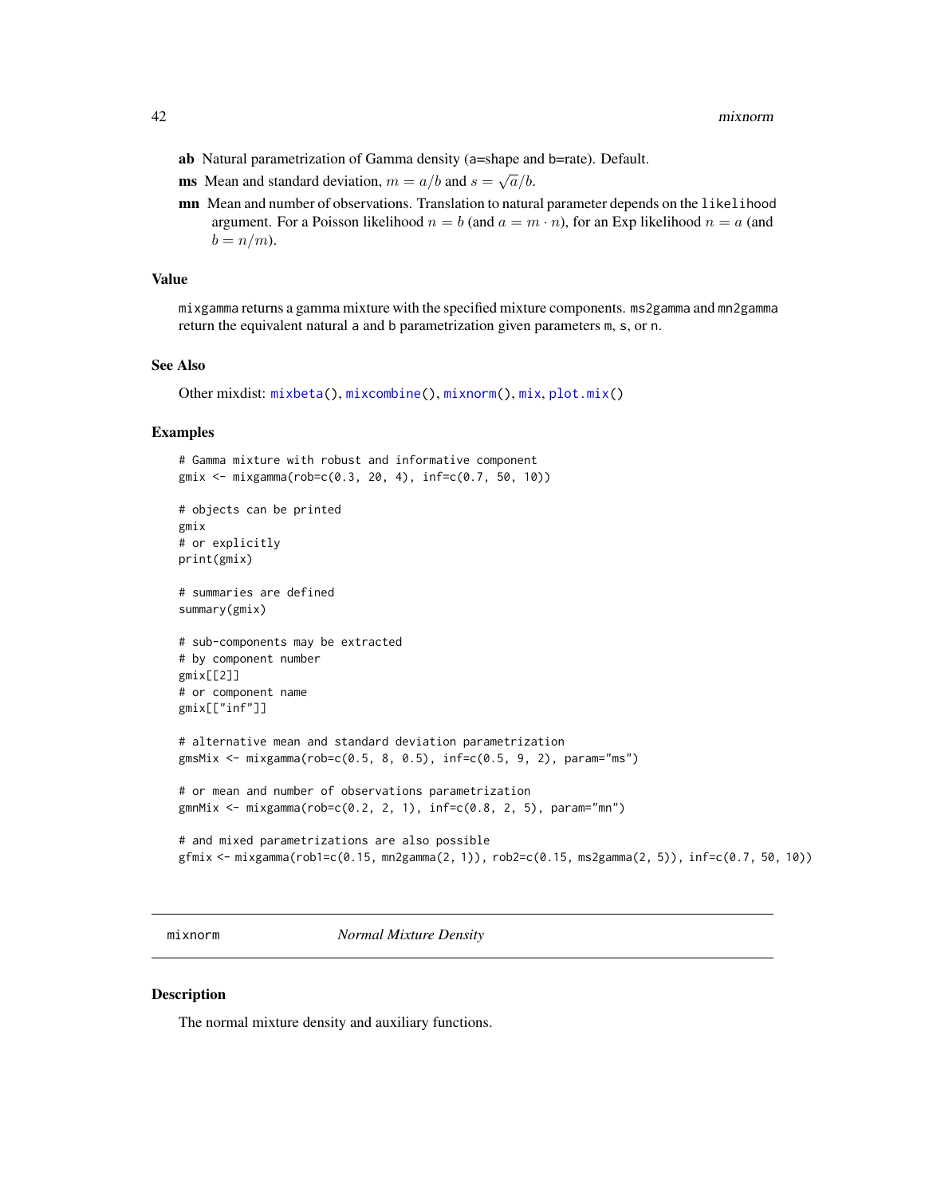**ab** Natural parametrization of Gamma density (a=shape and b=rate). Default.

**ms** Mean and standard deviation, $m = a/b$ and $s = \sqrt{a}/b$.

**mn** Mean and number of observations. Translation to natural parameter depends on the `likelihood` argument. For a Poisson likelihood $n = b$ (and $a = m \cdot n$), for an Exp likelihood $n = a$ (and $b = n/m$).

### Value

`mixgamma` returns a gamma mixture with the specified mixture components. `ms2gamma` and `mn2gamma` return the equivalent natural `a` and `b` parametrization given parameters `m`, `s`, or `n`.

### See Also

Other mixdist: `mixbeta()`, `mixcombine()`, `mixnorm()`, `mix`, `plot.mix()`

### Examples

```
# Gamma mixture with robust and informative component
gmix <- mixgamma(rob=c(0.3, 20, 4), inf=c(0.7, 50, 10))

# objects can be printed
gmix
# or explicitly
print(gmix)

# summaries are defined
summary(gmix)

# sub-components may be extracted
# by component number
gmix[[2]]
# or component name
gmix[["inf"]]

# alternative mean and standard deviation parametrization
gmsMix <- mixgamma(rob=c(0.5, 8, 0.5), inf=c(0.5, 9, 2), param="ms")

# or mean and number of observations parametrization
gmnMix <- mixgamma(rob=c(0.2, 2, 1), inf=c(0.8, 2, 5), param="mn")

# and mixed parametrizations are also possible
gfmix <- mixgamma(rob1=c(0.15, mn2gamma(2, 1)), rob2=c(0.15, ms2gamma(2, 5)), inf=c(0.7, 50, 10))
```

---

## mixnorm — *Normal Mixture Density*

### Description

The normal mixture density and auxiliary functions.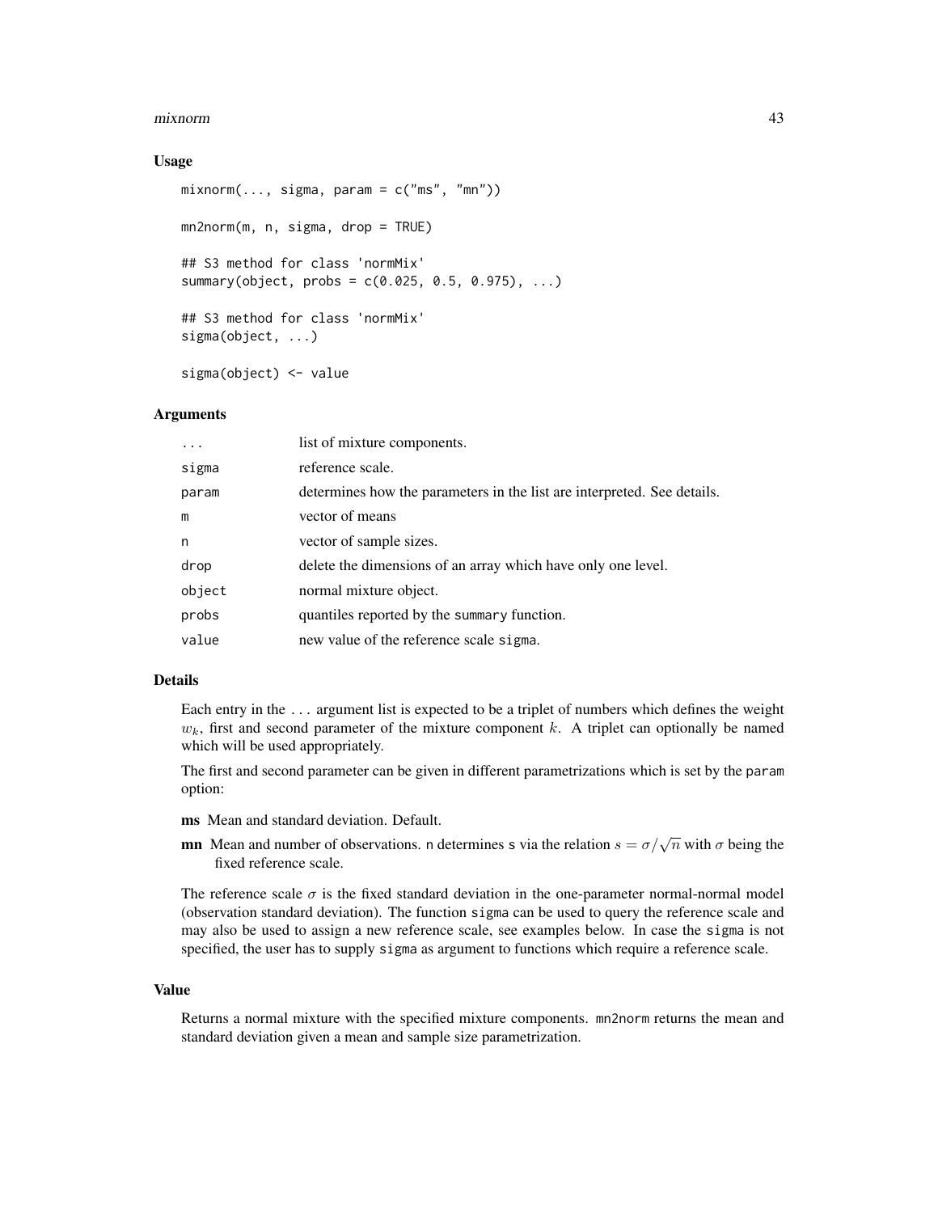### Usage

```
mixnorm(..., sigma, param = c("ms", "mn"))

mn2norm(m, n, sigma, drop = TRUE)

## S3 method for class 'normMix'
summary(object, probs = c(0.025, 0.5, 0.975), ...)

## S3 method for class 'normMix'
sigma(object, ...)

sigma(object) <- value
```

### Arguments

| | |
|---|---|
| ... | list of mixture components. |
| sigma | reference scale. |
| param | determines how the parameters in the list are interpreted. See details. |
| m | vector of means |
| n | vector of sample sizes. |
| drop | delete the dimensions of an array which have only one level. |
| object | normal mixture object. |
| probs | quantiles reported by the summary function. |
| value | new value of the reference scale sigma. |

### Details

Each entry in the ... argument list is expected to be a triplet of numbers which defines the weight $w_k$, first and second parameter of the mixture component $k$. A triplet can optionally be named which will be used appropriately.

The first and second parameter can be given in different parametrizations which is set by the param option:

**ms** Mean and standard deviation. Default.

**mn** Mean and number of observations. n determines s via the relation $s = \sigma/\sqrt{n}$ with $\sigma$ being the fixed reference scale.

The reference scale $\sigma$ is the fixed standard deviation in the one-parameter normal-normal model (observation standard deviation). The function sigma can be used to query the reference scale and may also be used to assign a new reference scale, see examples below. In case the sigma is not specified, the user has to supply sigma as argument to functions which require a reference scale.

### Value

Returns a normal mixture with the specified mixture components. mn2norm returns the mean and standard deviation given a mean and sample size parametrization.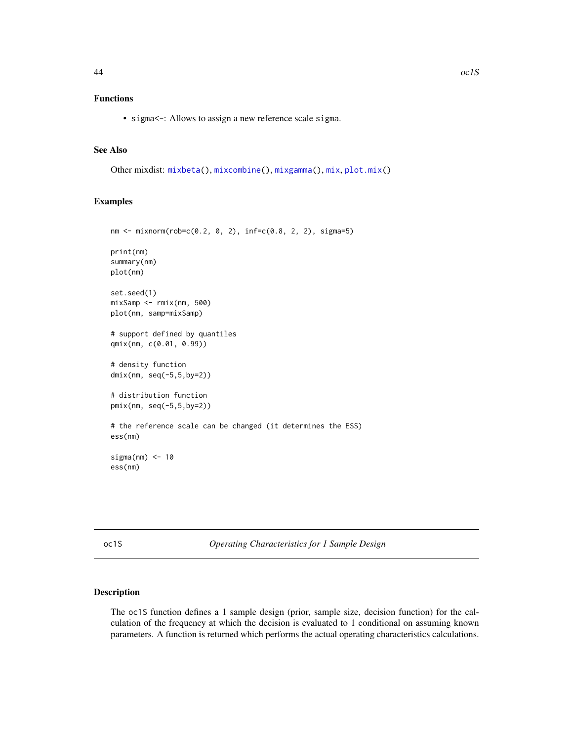### Functions

- sigma<-: Allows to assign a new reference scale sigma.

### See Also

Other mixdist: mixbeta(), mixcombine(), mixgamma(), mix, plot.mix()

### Examples

```
nm <- mixnorm(rob=c(0.2, 0, 2), inf=c(0.8, 2, 2), sigma=5)

print(nm)
summary(nm)
plot(nm)

set.seed(1)
mixSamp <- rmix(nm, 500)
plot(nm, samp=mixSamp)

# support defined by quantiles
qmix(nm, c(0.01, 0.99))

# density function
dmix(nm, seq(-5,5,by=2))

# distribution function
pmix(nm, seq(-5,5,by=2))

# the reference scale can be changed (it determines the ESS)
ess(nm)

sigma(nm) <- 10
ess(nm)
```

## oc1S — *Operating Characteristics for 1 Sample Design*

### Description

The oc1S function defines a 1 sample design (prior, sample size, decision function) for the calculation of the frequency at which the decision is evaluated to 1 conditional on assuming known parameters. A function is returned which performs the actual operating characteristics calculations.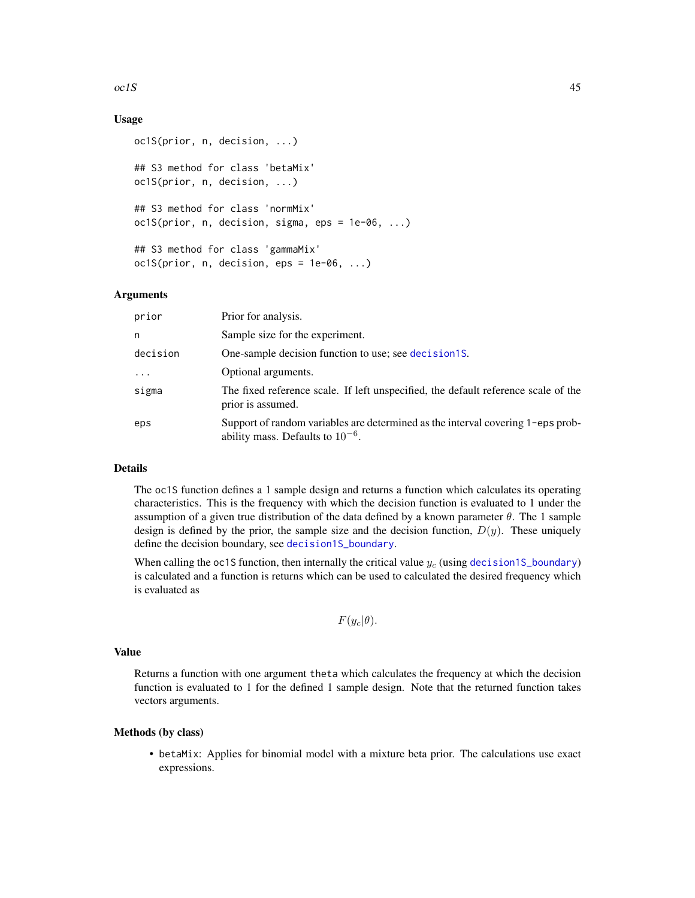## Usage

```
oc1S(prior, n, decision, ...)

## S3 method for class 'betaMix'
oc1S(prior, n, decision, ...)

## S3 method for class 'normMix'
oc1S(prior, n, decision, sigma, eps = 1e-06, ...)

## S3 method for class 'gammaMix'
oc1S(prior, n, decision, eps = 1e-06, ...)
```

## Arguments

| | |
|---|---|
| prior | Prior for analysis. |
| n | Sample size for the experiment. |
| decision | One-sample decision function to use; see decision1S. |
| ... | Optional arguments. |
| sigma | The fixed reference scale. If left unspecified, the default reference scale of the prior is assumed. |
| eps | Support of random variables are determined as the interval covering 1-eps probability mass. Defaults to $10^{-6}$. |

## Details

The oc1S function defines a 1 sample design and returns a function which calculates its operating characteristics. This is the frequency with which the decision function is evaluated to 1 under the assumption of a given true distribution of the data defined by a known parameter $\theta$. The 1 sample design is defined by the prior, the sample size and the decision function, $D(y)$. These uniquely define the decision boundary, see decision1S_boundary.

When calling the oc1S function, then internally the critical value $y_c$ (using decision1S_boundary) is calculated and a function is returns which can be used to calculated the desired frequency which is evaluated as

$$F(y_c|\theta).$$

## Value

Returns a function with one argument theta which calculates the frequency at which the decision function is evaluated to 1 for the defined 1 sample design. Note that the returned function takes vectors arguments.

## Methods (by class)

- betaMix: Applies for binomial model with a mixture beta prior. The calculations use exact expressions.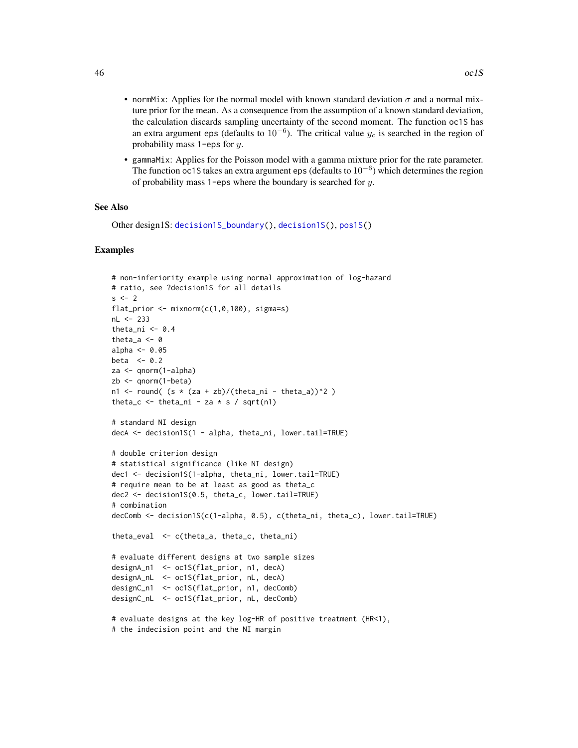- normMix: Applies for the normal model with known standard deviation $\sigma$ and a normal mixture prior for the mean. As a consequence from the assumption of a known standard deviation, the calculation discards sampling uncertainty of the second moment. The function oc1S has an extra argument eps (defaults to $10^{-6}$). The critical value $y_c$ is searched in the region of probability mass 1-eps for $y$.
- gammaMix: Applies for the Poisson model with a gamma mixture prior for the rate parameter. The function oc1S takes an extra argument eps (defaults to $10^{-6}$) which determines the region of probability mass 1-eps where the boundary is searched for $y$.

## See Also

Other design1S: decision1S_boundary(), decision1S(), pos1S()

## Examples

```
# non-inferiority example using normal approximation of log-hazard
# ratio, see ?decision1S for all details
s <- 2
flat_prior <- mixnorm(c(1,0,100), sigma=s)
nL <- 233
theta_ni <- 0.4
theta_a <- 0
alpha <- 0.05
beta  <- 0.2
za <- qnorm(1-alpha)
zb <- qnorm(1-beta)
n1 <- round( (s * (za + zb)/(theta_ni - theta_a))^2 )
theta_c <- theta_ni - za * s / sqrt(n1)

# standard NI design
decA <- decision1S(1 - alpha, theta_ni, lower.tail=TRUE)

# double criterion design
# statistical significance (like NI design)
dec1 <- decision1S(1-alpha, theta_ni, lower.tail=TRUE)
# require mean to be at least as good as theta_c
dec2 <- decision1S(0.5, theta_c, lower.tail=TRUE)
# combination
decComb <- decision1S(c(1-alpha, 0.5), c(theta_ni, theta_c), lower.tail=TRUE)

theta_eval  <- c(theta_a, theta_c, theta_ni)

# evaluate different designs at two sample sizes
designA_n1  <- oc1S(flat_prior, n1, decA)
designA_nL  <- oc1S(flat_prior, nL, decA)
designC_n1  <- oc1S(flat_prior, n1, decComb)
designC_nL  <- oc1S(flat_prior, nL, decComb)

# evaluate designs at the key log-HR of positive treatment (HR<1),
# the indecision point and the NI margin
```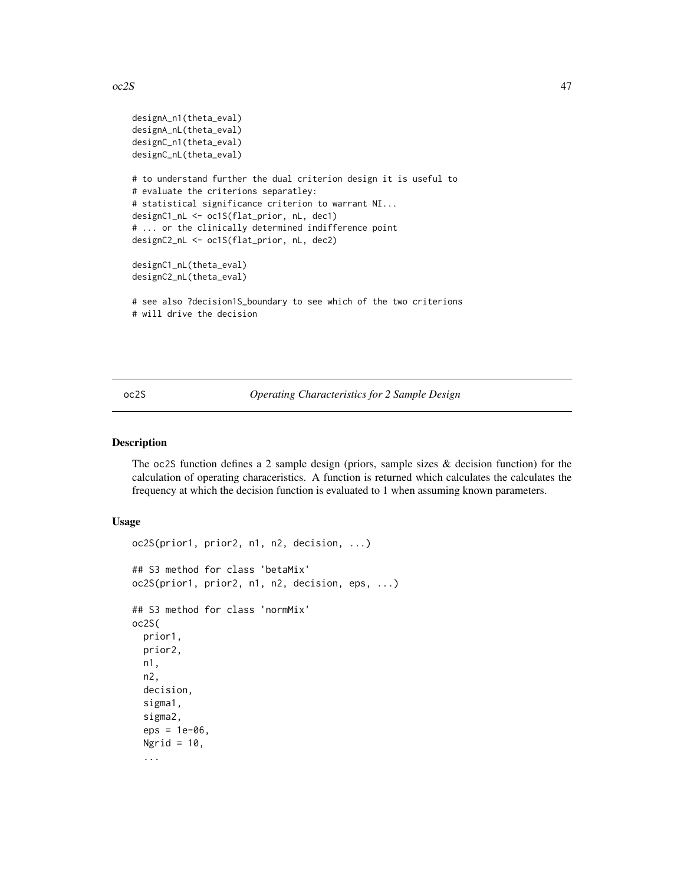```
designA_n1(theta_eval)
designA_nL(theta_eval)
designC_n1(theta_eval)
designC_nL(theta_eval)

# to understand further the dual criterion design it is useful to
# evaluate the criterions separatley:
# statistical significance criterion to warrant NI...
designC1_nL <- oc1S(flat_prior, nL, dec1)
# ... or the clinically determined indifference point
designC2_nL <- oc1S(flat_prior, nL, dec2)

designC1_nL(theta_eval)
designC2_nL(theta_eval)

# see also ?decision1S_boundary to see which of the two criterions
# will drive the decision
```

## oc2S — *Operating Characteristics for 2 Sample Design*

### Description

The oc2S function defines a 2 sample design (priors, sample sizes & decision function) for the calculation of operating characeristics. A function is returned which calculates the calculates the frequency at which the decision function is evaluated to 1 when assuming known parameters.

### Usage

```
oc2S(prior1, prior2, n1, n2, decision, ...)

## S3 method for class 'betaMix'
oc2S(prior1, prior2, n1, n2, decision, eps, ...)

## S3 method for class 'normMix'
oc2S(
  prior1,
  prior2,
  n1,
  n2,
  decision,
  sigma1,
  sigma2,
  eps = 1e-06,
  Ngrid = 10,
  ...
```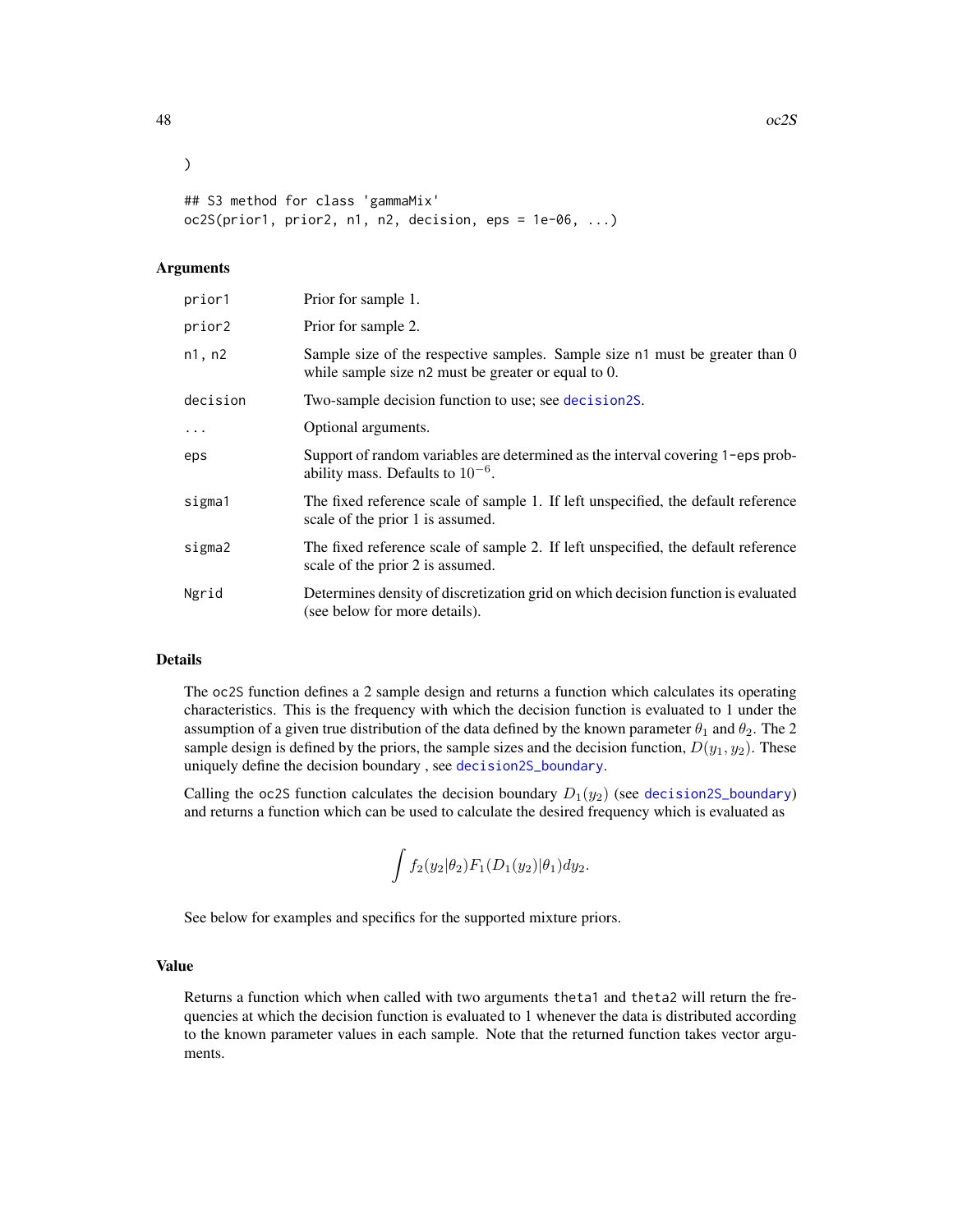```
)

## S3 method for class 'gammaMix'
oc2S(prior1, prior2, n1, n2, decision, eps = 1e-06, ...)
```

### Arguments

| | |
|---|---|
| prior1 | Prior for sample 1. |
| prior2 | Prior for sample 2. |
| n1, n2 | Sample size of the respective samples. Sample size n1 must be greater than 0 while sample size n2 must be greater or equal to 0. |
| decision | Two-sample decision function to use; see decision2S. |
| ... | Optional arguments. |
| eps | Support of random variables are determined as the interval covering 1-eps probability mass. Defaults to $10^{-6}$. |
| sigma1 | The fixed reference scale of sample 1. If left unspecified, the default reference scale of the prior 1 is assumed. |
| sigma2 | The fixed reference scale of sample 2. If left unspecified, the default reference scale of the prior 2 is assumed. |
| Ngrid | Determines density of discretization grid on which decision function is evaluated (see below for more details). |

### Details

The oc2S function defines a 2 sample design and returns a function which calculates its operating characteristics. This is the frequency with which the decision function is evaluated to 1 under the assumption of a given true distribution of the data defined by the known parameter $\theta_1$ and $\theta_2$. The 2 sample design is defined by the priors, the sample sizes and the decision function, $D(y_1, y_2)$. These uniquely define the decision boundary , see decision2S_boundary.

Calling the oc2S function calculates the decision boundary $D_1(y_2)$ (see decision2S_boundary) and returns a function which can be used to calculate the desired frequency which is evaluated as

$$\int f_2(y_2|\theta_2) F_1(D_1(y_2)|\theta_1) dy_2.$$

See below for examples and specifics for the supported mixture priors.

### Value

Returns a function which when called with two arguments theta1 and theta2 will return the frequencies at which the decision function is evaluated to 1 whenever the data is distributed according to the known parameter values in each sample. Note that the returned function takes vector arguments.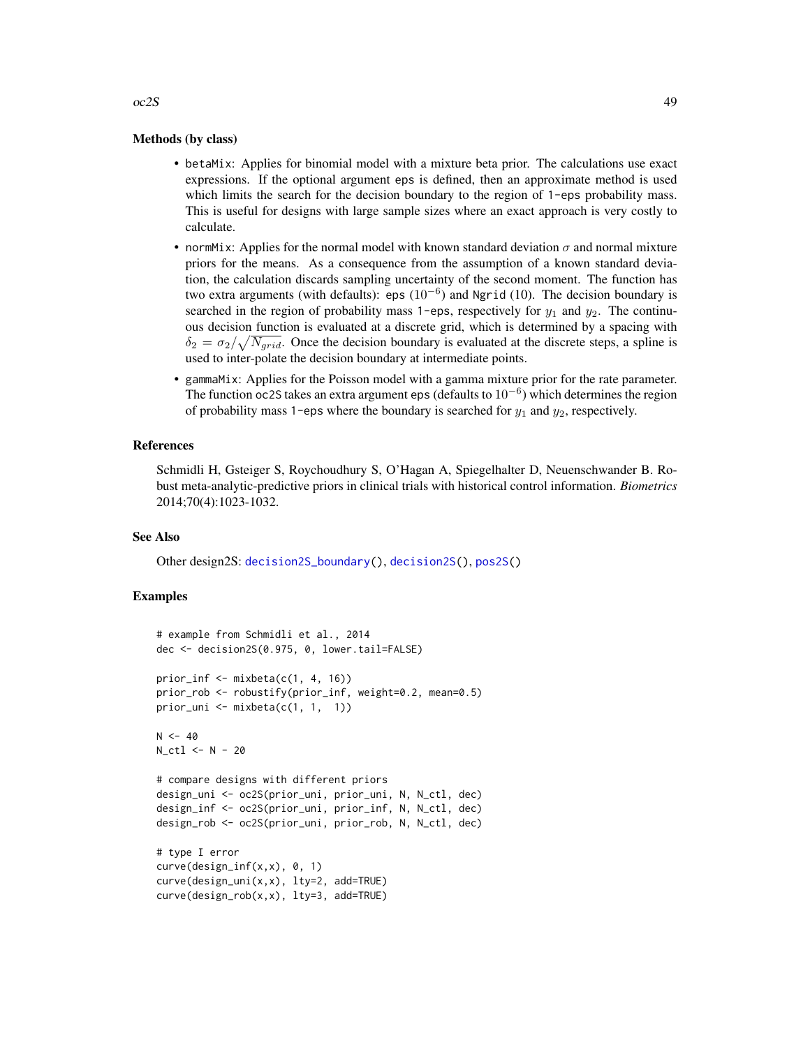### Methods (by class)

- `betaMix`: Applies for binomial model with a mixture beta prior. The calculations use exact expressions. If the optional argument `eps` is defined, then an approximate method is used which limits the search for the decision boundary to the region of `1-eps` probability mass. This is useful for designs with large sample sizes where an exact approach is very costly to calculate.
- `normMix`: Applies for the normal model with known standard deviation $\sigma$ and normal mixture priors for the means. As a consequence from the assumption of a known standard deviation, the calculation discards sampling uncertainty of the second moment. The function has two extra arguments (with defaults): `eps` ($10^{-6}$) and `Ngrid` (10). The decision boundary is searched in the region of probability mass `1-eps`, respectively for $y_1$ and $y_2$. The continuous decision function is evaluated at a discrete grid, which is determined by a spacing with $\delta_2 = \sigma_2/\sqrt{N_{grid}}$. Once the decision boundary is evaluated at the discrete steps, a spline is used to inter-polate the decision boundary at intermediate points.
- `gammaMix`: Applies for the Poisson model with a gamma mixture prior for the rate parameter. The function `oc2S` takes an extra argument `eps` (defaults to $10^{-6}$) which determines the region of probability mass `1-eps` where the boundary is searched for $y_1$ and $y_2$, respectively.

### References

Schmidli H, Gsteiger S, Roychoudhury S, O'Hagan A, Spiegelhalter D, Neuenschwander B. Robust meta-analytic-predictive priors in clinical trials with historical control information. *Biometrics* 2014;70(4):1023-1032.

### See Also

Other design2S: `decision2S_boundary()`, `decision2S()`, `pos2S()`

### Examples

```
# example from Schmidli et al., 2014
dec <- decision2S(0.975, 0, lower.tail=FALSE)

prior_inf <- mixbeta(c(1, 4, 16))
prior_rob <- robustify(prior_inf, weight=0.2, mean=0.5)
prior_uni <- mixbeta(c(1, 1,  1))

N <- 40
N_ctl <- N - 20

# compare designs with different priors
design_uni <- oc2S(prior_uni, prior_uni, N, N_ctl, dec)
design_inf <- oc2S(prior_uni, prior_inf, N, N_ctl, dec)
design_rob <- oc2S(prior_uni, prior_rob, N, N_ctl, dec)

# type I error
curve(design_inf(x,x), 0, 1)
curve(design_uni(x,x), lty=2, add=TRUE)
curve(design_rob(x,x), lty=3, add=TRUE)
```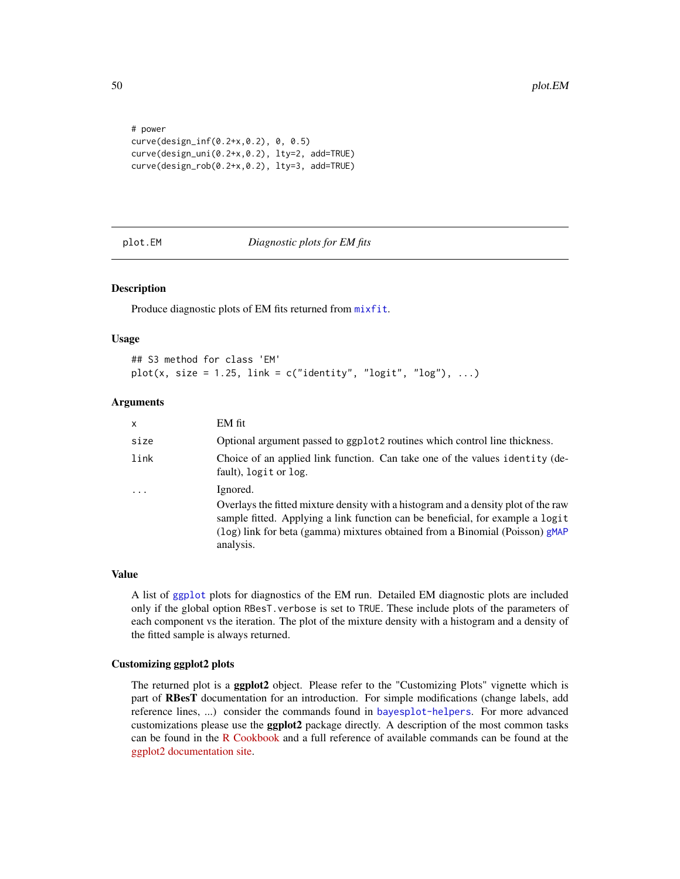```
# power
curve(design_inf(0.2+x,0.2), 0, 0.5)
curve(design_uni(0.2+x,0.2), lty=2, add=TRUE)
curve(design_rob(0.2+x,0.2), lty=3, add=TRUE)
```

---

## plot.EM *Diagnostic plots for EM fits*

---

### Description

Produce diagnostic plots of EM fits returned from `mixfit`.

### Usage

```
## S3 method for class 'EM'
plot(x, size = 1.25, link = c("identity", "logit", "log"), ...)
```

### Arguments

| | |
|---|---|
| `x` | EM fit |
| `size` | Optional argument passed to `ggplot2` routines which control line thickness. |
| `link` | Choice of an applied link function. Can take one of the values `identity` (default), `logit` or `log`. |
| `...` | Ignored.<br>Overlays the fitted mixture density with a histogram and a density plot of the raw sample fitted. Applying a link function can be beneficial, for example a `logit` (`log`) link for beta (gamma) mixtures obtained from a Binomial (Poisson) `gMAP` analysis. |

### Value

A list of `ggplot` plots for diagnostics of the EM run. Detailed EM diagnostic plots are included only if the global option `RBesT.verbose` is set to `TRUE`. These include plots of the parameters of each component vs the iteration. The plot of the mixture density with a histogram and a density of the fitted sample is always returned.

### Customizing ggplot2 plots

The returned plot is a **ggplot2** object. Please refer to the "Customizing Plots" vignette which is part of **RBesT** documentation for an introduction. For simple modifications (change labels, add reference lines, ...) consider the commands found in `bayesplot-helpers`. For more advanced customizations please use the **ggplot2** package directly. A description of the most common tasks can be found in the R Cookbook and a full reference of available commands can be found at the ggplot2 documentation site.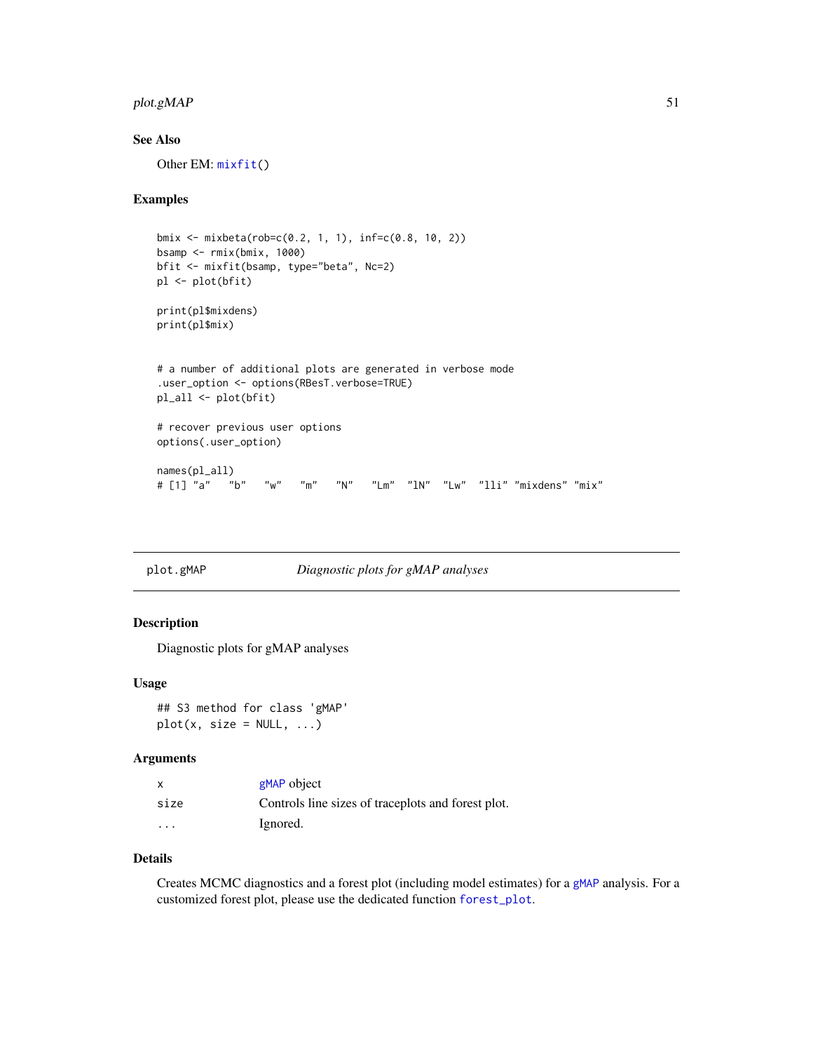### See Also

Other EM: mixfit()

### Examples

```
bmix <- mixbeta(rob=c(0.2, 1, 1), inf=c(0.8, 10, 2))
bsamp <- rmix(bmix, 1000)
bfit <- mixfit(bsamp, type="beta", Nc=2)
pl <- plot(bfit)

print(pl$mixdens)
print(pl$mix)


# a number of additional plots are generated in verbose mode
.user_option <- options(RBesT.verbose=TRUE)
pl_all <- plot(bfit)

# recover previous user options
options(.user_option)

names(pl_all)
# [1] "a"    "b"    "w"    "m"    "N"    "Lm"   "lN"   "Lw"   "lli" "mixdens" "mix"
```

---

## plot.gMAP    *Diagnostic plots for gMAP analyses*

### Description

Diagnostic plots for gMAP analyses

### Usage

```
## S3 method for class 'gMAP'
plot(x, size = NULL, ...)
```

### Arguments

| | |
|---|---|
| x | gMAP object |
| size | Controls line sizes of traceplots and forest plot. |
| ... | Ignored. |

### Details

Creates MCMC diagnostics and a forest plot (including model estimates) for a gMAP analysis. For a customized forest plot, please use the dedicated function forest_plot.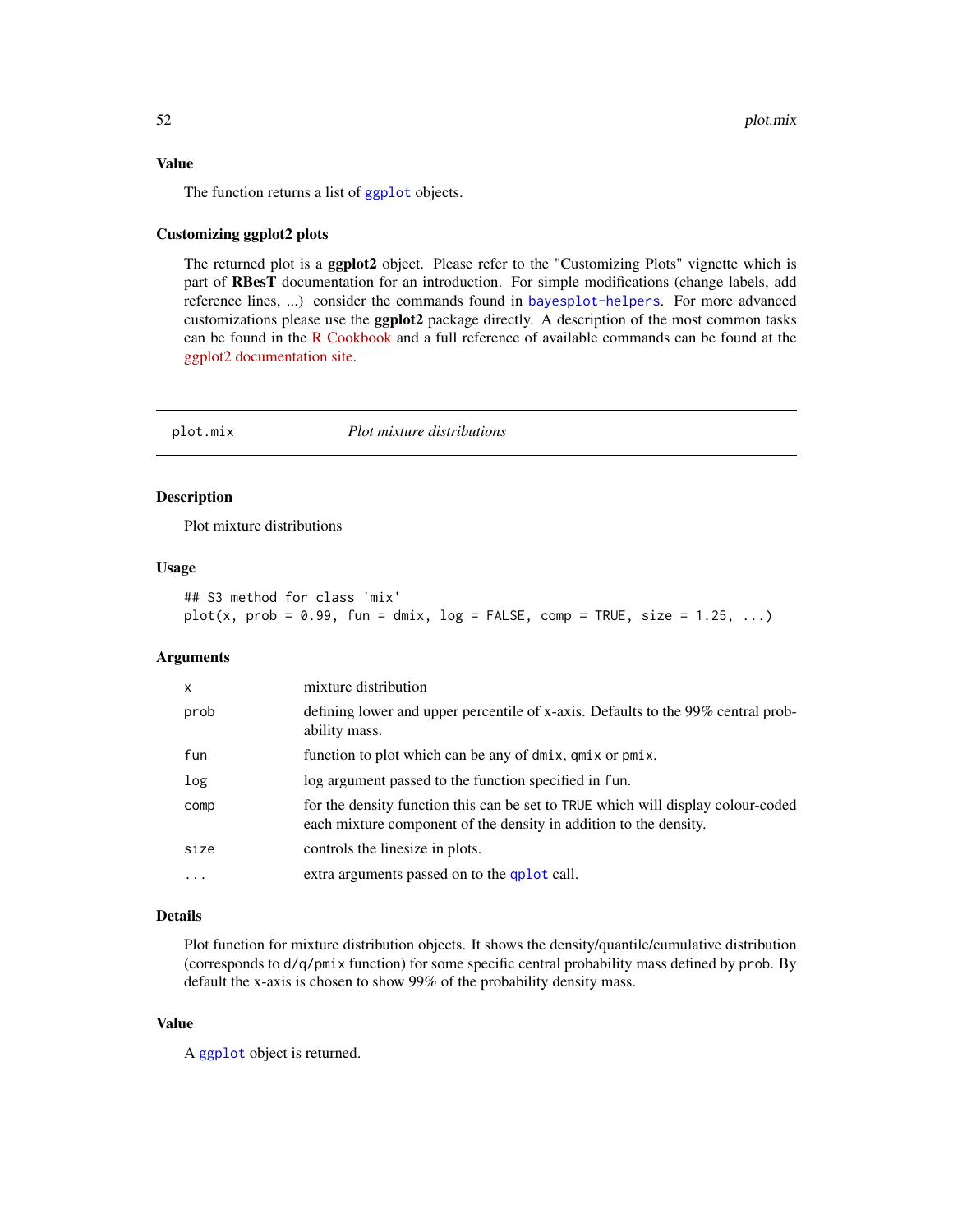### Value

The function returns a list of ggplot objects.

### Customizing ggplot2 plots

The returned plot is a **ggplot2** object. Please refer to the "Customizing Plots" vignette which is part of **RBesT** documentation for an introduction. For simple modifications (change labels, add reference lines, ...) consider the commands found in bayesplot-helpers. For more advanced customizations please use the **ggplot2** package directly. A description of the most common tasks can be found in the R Cookbook and a full reference of available commands can be found at the ggplot2 documentation site.

---

## plot.mix — *Plot mixture distributions*

### Description

Plot mixture distributions

### Usage

```
## S3 method for class 'mix'
plot(x, prob = 0.99, fun = dmix, log = FALSE, comp = TRUE, size = 1.25, ...)
```

### Arguments

| | |
|---|---|
| x | mixture distribution |
| prob | defining lower and upper percentile of x-axis. Defaults to the 99% central probability mass. |
| fun | function to plot which can be any of dmix, qmix or pmix. |
| log | log argument passed to the function specified in fun. |
| comp | for the density function this can be set to TRUE which will display colour-coded each mixture component of the density in addition to the density. |
| size | controls the linesize in plots. |
| ... | extra arguments passed on to the qplot call. |

### Details

Plot function for mixture distribution objects. It shows the density/quantile/cumulative distribution (corresponds to d/q/pmix function) for some specific central probability mass defined by prob. By default the x-axis is chosen to show 99% of the probability density mass.

### Value

A ggplot object is returned.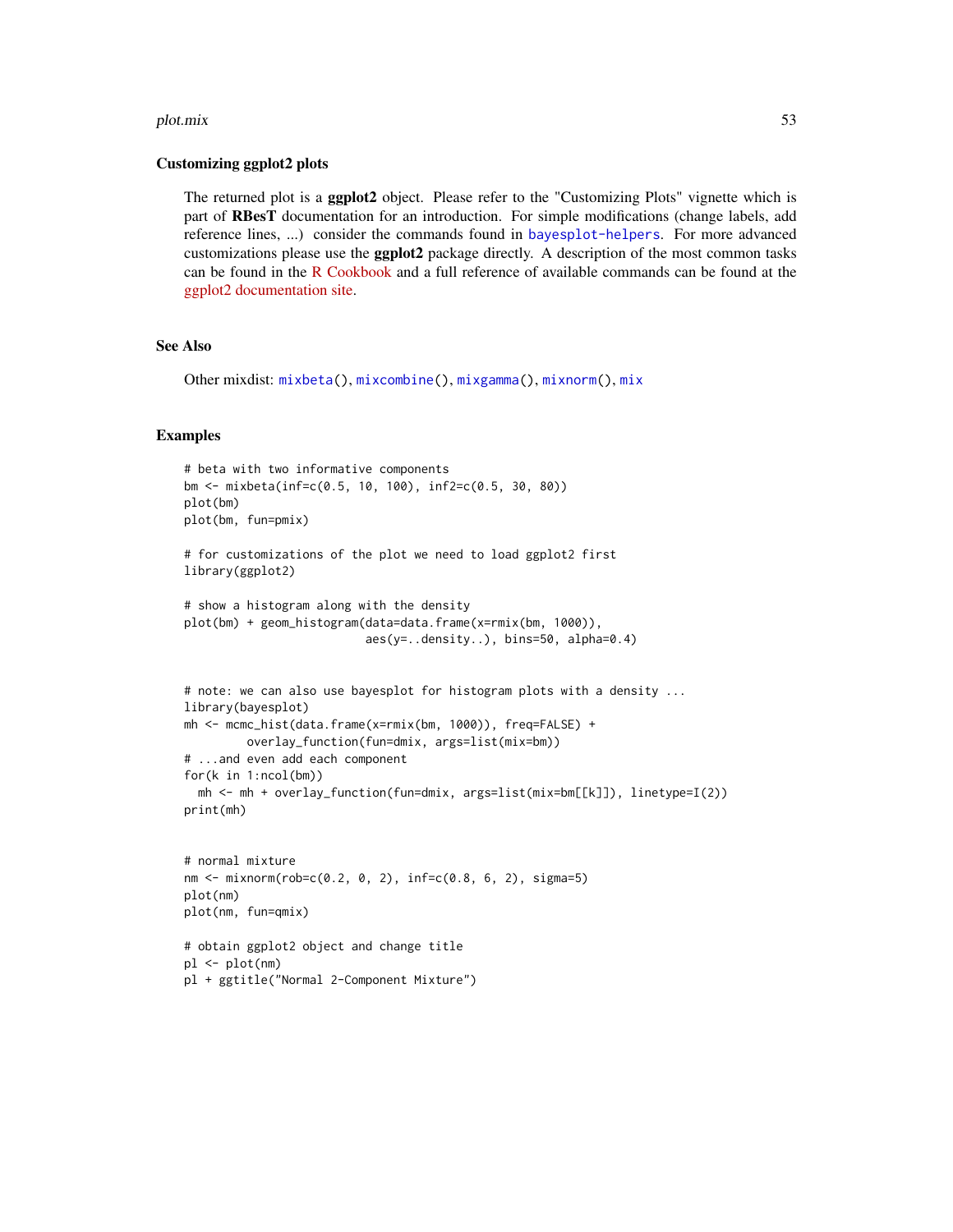### Customizing ggplot2 plots

The returned plot is a **ggplot2** object. Please refer to the "Customizing Plots" vignette which is part of **RBesT** documentation for an introduction. For simple modifications (change labels, add reference lines, ...) consider the commands found in `bayesplot-helpers`. For more advanced customizations please use the **ggplot2** package directly. A description of the most common tasks can be found in the R Cookbook and a full reference of available commands can be found at the ggplot2 documentation site.

## See Also

Other mixdist: `mixbeta()`, `mixcombine()`, `mixgamma()`, `mixnorm()`, `mix`

## Examples

```
# beta with two informative components
bm <- mixbeta(inf=c(0.5, 10, 100), inf2=c(0.5, 30, 80))
plot(bm)
plot(bm, fun=pmix)

# for customizations of the plot we need to load ggplot2 first
library(ggplot2)

# show a histogram along with the density
plot(bm) + geom_histogram(data=data.frame(x=rmix(bm, 1000)),
                          aes(y=..density..), bins=50, alpha=0.4)


# note: we can also use bayesplot for histogram plots with a density ...
library(bayesplot)
mh <- mcmc_hist(data.frame(x=rmix(bm, 1000)), freq=FALSE) +
         overlay_function(fun=dmix, args=list(mix=bm))
# ...and even add each component
for(k in 1:ncol(bm))
  mh <- mh + overlay_function(fun=dmix, args=list(mix=bm[[k]]), linetype=I(2))
print(mh)


# normal mixture
nm <- mixnorm(rob=c(0.2, 0, 2), inf=c(0.8, 6, 2), sigma=5)
plot(nm)
plot(nm, fun=qmix)

# obtain ggplot2 object and change title
pl <- plot(nm)
pl + ggtitle("Normal 2-Component Mixture")
```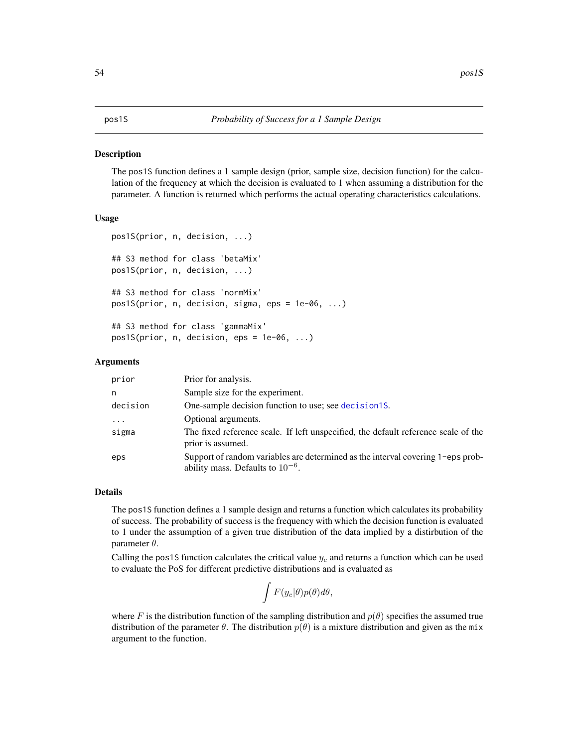## pos1S &nbsp;&nbsp;&nbsp;&nbsp; *Probability of Success for a 1 Sample Design*

### Description

The pos1S function defines a 1 sample design (prior, sample size, decision function) for the calculation of the frequency at which the decision is evaluated to 1 when assuming a distribution for the parameter. A function is returned which performs the actual operating characteristics calculations.

### Usage

```
pos1S(prior, n, decision, ...)

## S3 method for class 'betaMix'
pos1S(prior, n, decision, ...)

## S3 method for class 'normMix'
pos1S(prior, n, decision, sigma, eps = 1e-06, ...)

## S3 method for class 'gammaMix'
pos1S(prior, n, decision, eps = 1e-06, ...)
```

### Arguments

| | |
|---|---|
| prior | Prior for analysis. |
| n | Sample size for the experiment. |
| decision | One-sample decision function to use; see decision1S. |
| ... | Optional arguments. |
| sigma | The fixed reference scale. If left unspecified, the default reference scale of the prior is assumed. |
| eps | Support of random variables are determined as the interval covering 1-eps probability mass. Defaults to $10^{-6}$. |

### Details

The pos1S function defines a 1 sample design and returns a function which calculates its probability of success. The probability of success is the frequency with which the decision function is evaluated to 1 under the assumption of a given true distribution of the data implied by a distirbution of the parameter $\theta$.

Calling the pos1S function calculates the critical value $y_c$ and returns a function which can be used to evaluate the PoS for different predictive distributions and is evaluated as

$$\int F(y_c|\theta)p(\theta)d\theta,$$

where $F$ is the distribution function of the sampling distribution and $p(\theta)$ specifies the assumed true distribution of the parameter $\theta$. The distribution $p(\theta)$ is a mixture distribution and given as the mix argument to the function.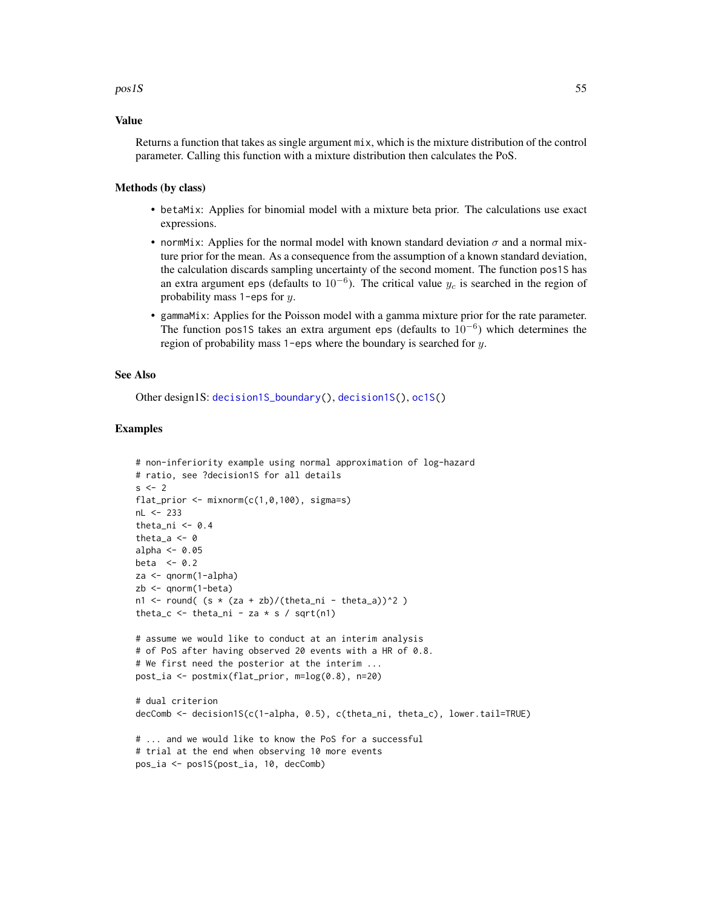## Value

Returns a function that takes as single argument `mix`, which is the mixture distribution of the control parameter. Calling this function with a mixture distribution then calculates the PoS.

## Methods (by class)

- `betaMix`: Applies for binomial model with a mixture beta prior. The calculations use exact expressions.
- `normMix`: Applies for the normal model with known standard deviation $\sigma$ and a normal mixture prior for the mean. As a consequence from the assumption of a known standard deviation, the calculation discards sampling uncertainty of the second moment. The function `pos1S` has an extra argument `eps` (defaults to $10^{-6}$). The critical value $y_c$ is searched in the region of probability mass `1-eps` for $y$.
- `gammaMix`: Applies for the Poisson model with a gamma mixture prior for the rate parameter. The function `pos1S` takes an extra argument `eps` (defaults to $10^{-6}$) which determines the region of probability mass `1-eps` where the boundary is searched for $y$.

## See Also

Other design1S: `decision1S_boundary()`, `decision1S()`, `oc1S()`

## Examples

```
# non-inferiority example using normal approximation of log-hazard
# ratio, see ?decision1S for all details
s <- 2
flat_prior <- mixnorm(c(1,0,100), sigma=s)
nL <- 233
theta_ni <- 0.4
theta_a <- 0
alpha <- 0.05
beta  <- 0.2
za <- qnorm(1-alpha)
zb <- qnorm(1-beta)
n1 <- round( (s * (za + zb)/(theta_ni - theta_a))^2 )
theta_c <- theta_ni - za * s / sqrt(n1)

# assume we would like to conduct at an interim analysis
# of PoS after having observed 20 events with a HR of 0.8.
# We first need the posterior at the interim ...
post_ia <- postmix(flat_prior, m=log(0.8), n=20)

# dual criterion
decComb <- decision1S(c(1-alpha, 0.5), c(theta_ni, theta_c), lower.tail=TRUE)

# ... and we would like to know the PoS for a successful
# trial at the end when observing 10 more events
pos_ia <- pos1S(post_ia, 10, decComb)
```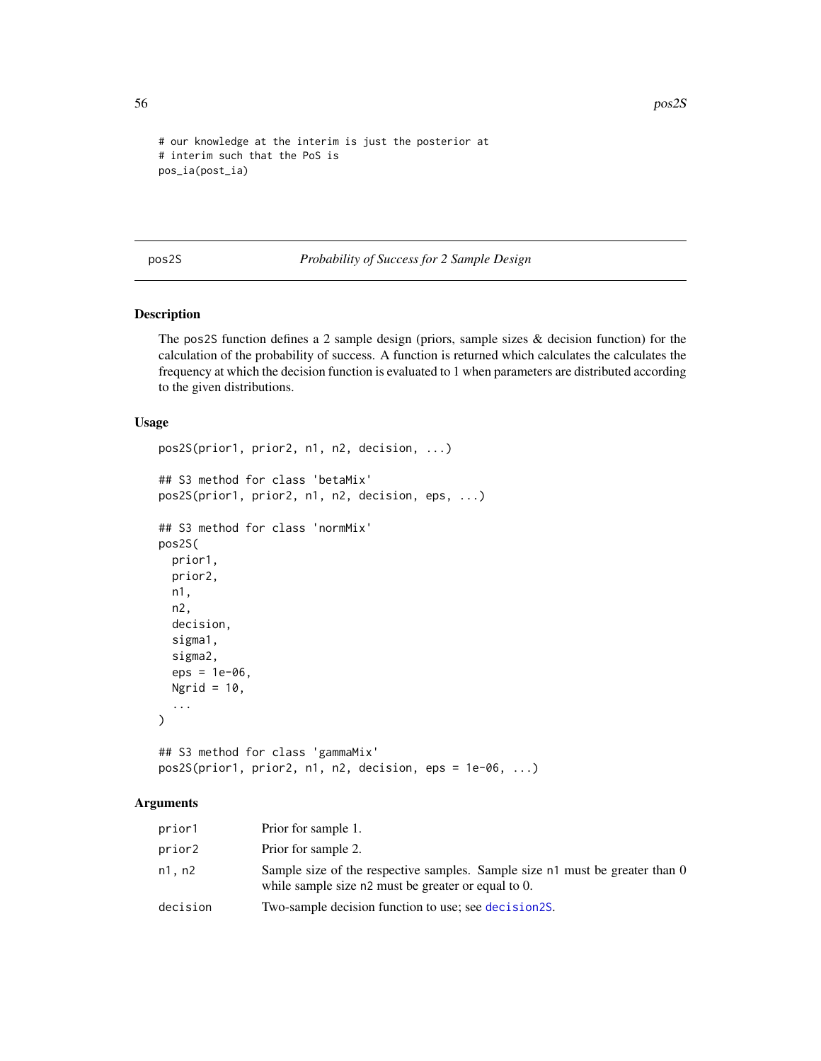```
# our knowledge at the interim is just the posterior at
# interim such that the PoS is
pos_ia(post_ia)
```

## pos2S — *Probability of Success for 2 Sample Design*

### Description

The pos2S function defines a 2 sample design (priors, sample sizes & decision function) for the calculation of the probability of success. A function is returned which calculates the calculates the frequency at which the decision function is evaluated to 1 when parameters are distributed according to the given distributions.

### Usage

```
pos2S(prior1, prior2, n1, n2, decision, ...)

## S3 method for class 'betaMix'
pos2S(prior1, prior2, n1, n2, decision, eps, ...)

## S3 method for class 'normMix'
pos2S(
  prior1,
  prior2,
  n1,
  n2,
  decision,
  sigma1,
  sigma2,
  eps = 1e-06,
  Ngrid = 10,
  ...
)

## S3 method for class 'gammaMix'
pos2S(prior1, prior2, n1, n2, decision, eps = 1e-06, ...)
```

### Arguments

| | |
|---|---|
| prior1 | Prior for sample 1. |
| prior2 | Prior for sample 2. |
| n1, n2 | Sample size of the respective samples. Sample size n1 must be greater than 0 while sample size n2 must be greater or equal to 0. |
| decision | Two-sample decision function to use; see decision2S. |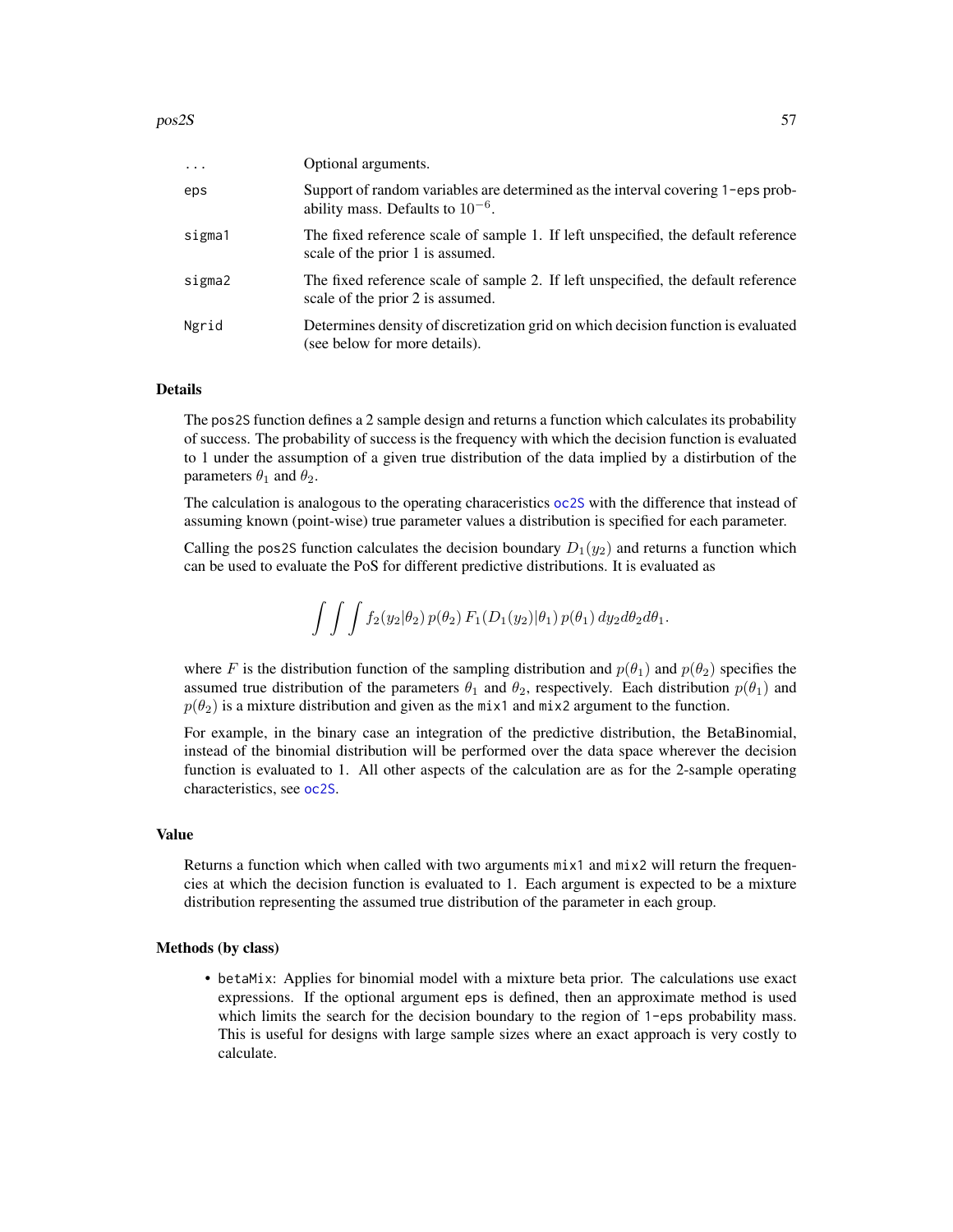| | |
|---|---|
| ... | Optional arguments. |
| eps | Support of random variables are determined as the interval covering 1-eps probability mass. Defaults to $10^{-6}$. |
| sigma1 | The fixed reference scale of sample 1. If left unspecified, the default reference scale of the prior 1 is assumed. |
| sigma2 | The fixed reference scale of sample 2. If left unspecified, the default reference scale of the prior 2 is assumed. |
| Ngrid | Determines density of discretization grid on which decision function is evaluated (see below for more details). |

### Details

The pos2S function defines a 2 sample design and returns a function which calculates its probability of success. The probability of success is the frequency with which the decision function is evaluated to 1 under the assumption of a given true distribution of the data implied by a distirbution of the parameters $\theta_1$ and $\theta_2$.

The calculation is analogous to the operating characeristics oc2S with the difference that instead of assuming known (point-wise) true parameter values a distribution is specified for each parameter.

Calling the pos2S function calculates the decision boundary $D_1(y_2)$ and returns a function which can be used to evaluate the PoS for different predictive distributions. It is evaluated as

$$\int \int \int f_2(y_2|\theta_2)\, p(\theta_2)\, F_1(D_1(y_2)|\theta_1)\, p(\theta_1)\, dy_2 d\theta_2 d\theta_1.$$

where $F$ is the distribution function of the sampling distribution and $p(\theta_1)$ and $p(\theta_2)$ specifies the assumed true distribution of the parameters $\theta_1$ and $\theta_2$, respectively. Each distribution $p(\theta_1)$ and $p(\theta_2)$ is a mixture distribution and given as the mix1 and mix2 argument to the function.

For example, in the binary case an integration of the predictive distribution, the BetaBinomial, instead of the binomial distribution will be performed over the data space wherever the decision function is evaluated to 1. All other aspects of the calculation are as for the 2-sample operating characteristics, see oc2S.

### Value

Returns a function which when called with two arguments mix1 and mix2 will return the frequencies at which the decision function is evaluated to 1. Each argument is expected to be a mixture distribution representing the assumed true distribution of the parameter in each group.

### Methods (by class)

- betaMix: Applies for binomial model with a mixture beta prior. The calculations use exact expressions. If the optional argument eps is defined, then an approximate method is used which limits the search for the decision boundary to the region of 1-eps probability mass. This is useful for designs with large sample sizes where an exact approach is very costly to calculate.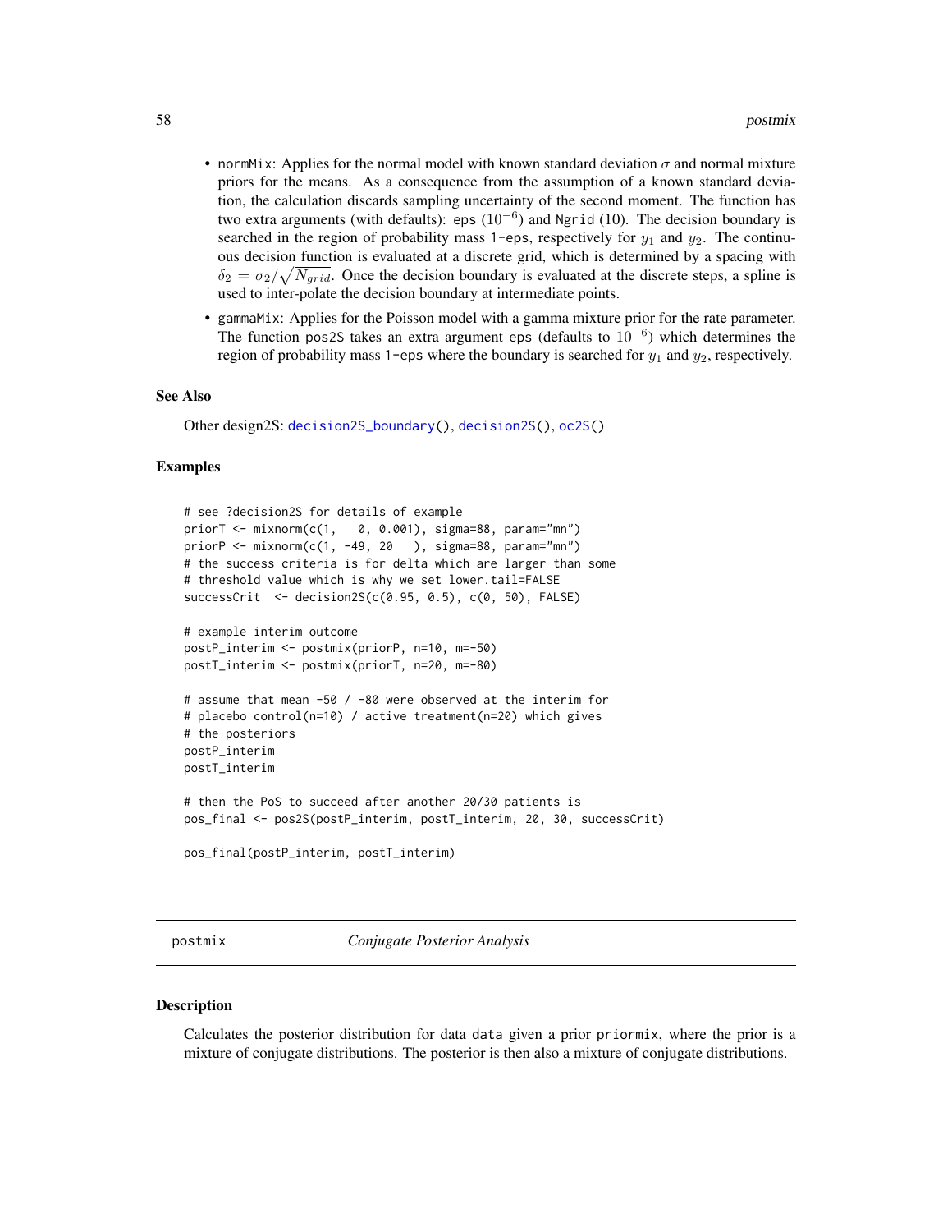- normMix: Applies for the normal model with known standard deviation $\sigma$ and normal mixture priors for the means. As a consequence from the assumption of a known standard deviation, the calculation discards sampling uncertainty of the second moment. The function has two extra arguments (with defaults): eps ($10^{-6}$) and Ngrid (10). The decision boundary is searched in the region of probability mass 1-eps, respectively for $y_1$ and $y_2$. The continuous decision function is evaluated at a discrete grid, which is determined by a spacing with $\delta_2 = \sigma_2/\sqrt{N_{grid}}$. Once the decision boundary is evaluated at the discrete steps, a spline is used to inter-polate the decision boundary at intermediate points.
- gammaMix: Applies for the Poisson model with a gamma mixture prior for the rate parameter. The function pos2S takes an extra argument eps (defaults to $10^{-6}$) which determines the region of probability mass 1-eps where the boundary is searched for $y_1$ and $y_2$, respectively.

### See Also

Other design2S: decision2S_boundary(), decision2S(), oc2S()

### Examples

```
# see ?decision2S for details of example
priorT <- mixnorm(c(1,   0, 0.001), sigma=88, param="mn")
priorP <- mixnorm(c(1, -49, 20   ), sigma=88, param="mn")
# the success criteria is for delta which are larger than some
# threshold value which is why we set lower.tail=FALSE
successCrit  <- decision2S(c(0.95, 0.5), c(0, 50), FALSE)

# example interim outcome
postP_interim <- postmix(priorP, n=10, m=-50)
postT_interim <- postmix(priorT, n=20, m=-80)

# assume that mean -50 / -80 were observed at the interim for
# placebo control(n=10) / active treatment(n=20) which gives
# the posteriors
postP_interim
postT_interim

# then the PoS to succeed after another 20/30 patients is
pos_final <- pos2S(postP_interim, postT_interim, 20, 30, successCrit)

pos_final(postP_interim, postT_interim)
```

## postmix *Conjugate Posterior Analysis*

### Description

Calculates the posterior distribution for data data given a prior priormix, where the prior is a mixture of conjugate distributions. The posterior is then also a mixture of conjugate distributions.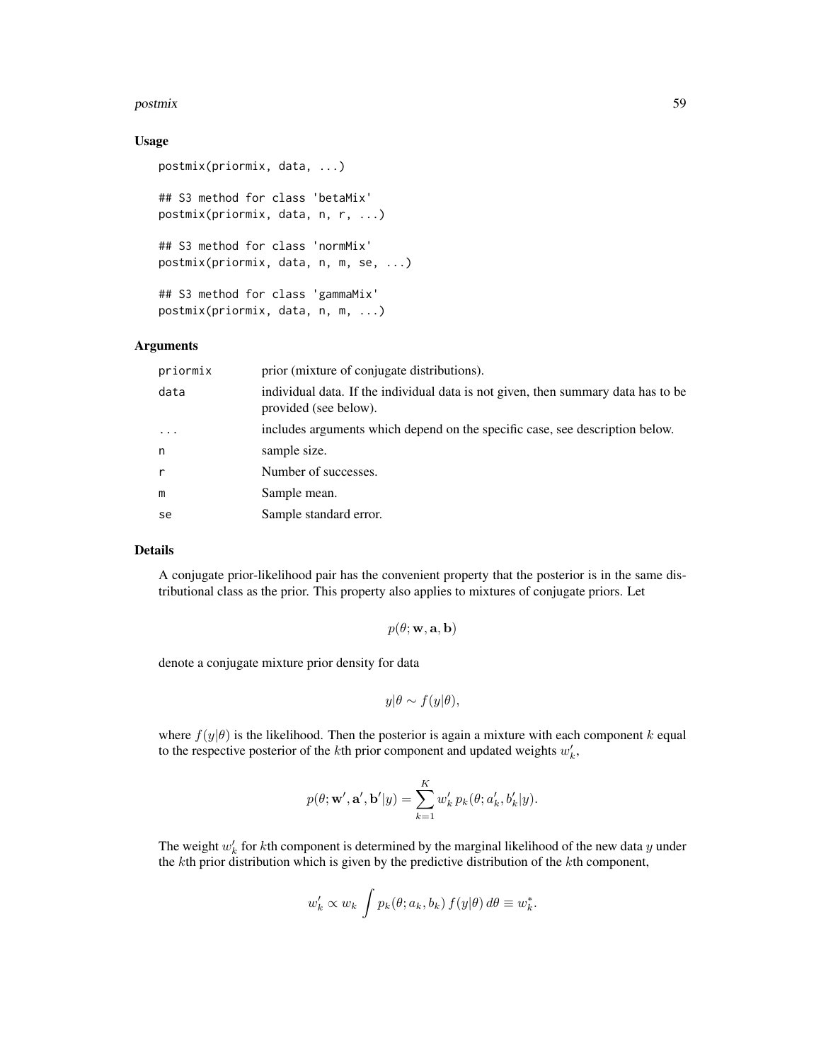## Usage

```
postmix(priormix, data, ...)

## S3 method for class 'betaMix'
postmix(priormix, data, n, r, ...)

## S3 method for class 'normMix'
postmix(priormix, data, n, m, se, ...)

## S3 method for class 'gammaMix'
postmix(priormix, data, n, m, ...)
```

## Arguments

| | |
|---|---|
| priormix | prior (mixture of conjugate distributions). |
| data | individual data. If the individual data is not given, then summary data has to be provided (see below). |
| ... | includes arguments which depend on the specific case, see description below. |
| n | sample size. |
| r | Number of successes. |
| m | Sample mean. |
| se | Sample standard error. |

## Details

A conjugate prior-likelihood pair has the convenient property that the posterior is in the same distributional class as the prior. This property also applies to mixtures of conjugate priors. Let

$$p(\theta; \mathbf{w}, \mathbf{a}, \mathbf{b})$$

denote a conjugate mixture prior density for data

$$y|\theta \sim f(y|\theta),$$

where $f(y|\theta)$ is the likelihood. Then the posterior is again a mixture with each component $k$ equal to the respective posterior of the $k$th prior component and updated weights $w'_k$,

$$p(\theta; \mathbf{w}', \mathbf{a}', \mathbf{b}'|y) = \sum_{k=1}^{K} w'_k \, p_k(\theta; a'_k, b'_k|y).$$

The weight $w'_k$ for $k$th component is determined by the marginal likelihood of the new data $y$ under the $k$th prior distribution which is given by the predictive distribution of the $k$th component,

$$w'_k \propto w_k \int p_k(\theta; a_k, b_k) \, f(y|\theta) \, d\theta \equiv w^*_k.$$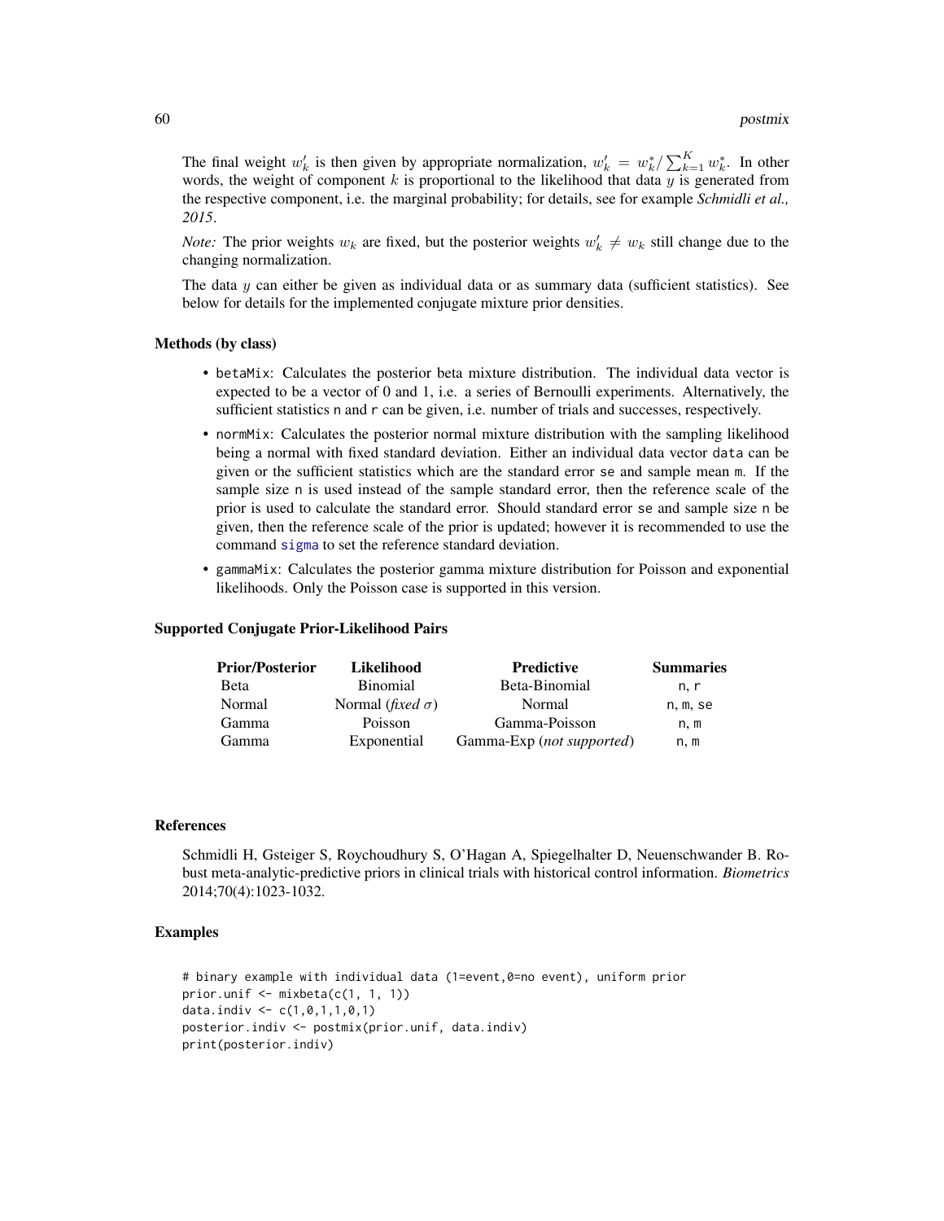The final weight $w'_k$ is then given by appropriate normalization, $w'_k = w^*_k / \sum_{k=1}^K w^*_k$. In other words, the weight of component $k$ is proportional to the likelihood that data $y$ is generated from the respective component, i.e. the marginal probability; for details, see for example *Schmidli et al., 2015*.

*Note:* The prior weights $w_k$ are fixed, but the posterior weights $w'_k \neq w_k$ still change due to the changing normalization.

The data $y$ can either be given as individual data or as summary data (sufficient statistics). See below for details for the implemented conjugate mixture prior densities.

### Methods (by class)

- `betaMix`: Calculates the posterior beta mixture distribution. The individual data vector is expected to be a vector of 0 and 1, i.e. a series of Bernoulli experiments. Alternatively, the sufficient statistics `n` and `r` can be given, i.e. number of trials and successes, respectively.
- `normMix`: Calculates the posterior normal mixture distribution with the sampling likelihood being a normal with fixed standard deviation. Either an individual data vector `data` can be given or the sufficient statistics which are the standard error `se` and sample mean `m`. If the sample size `n` is used instead of the sample standard error, then the reference scale of the prior is used to calculate the standard error. Should standard error `se` and sample size `n` be given, then the reference scale of the prior is updated; however it is recommended to use the command `sigma` to set the reference standard deviation.
- `gammaMix`: Calculates the posterior gamma mixture distribution for Poisson and exponential likelihoods. Only the Poisson case is supported in this version.

### Supported Conjugate Prior-Likelihood Pairs

| Prior/Posterior | Likelihood | Predictive | Summaries |
|---|---|---|---|
| Beta | Binomial | Beta-Binomial | `n`, `r` |
| Normal | Normal (*fixed* $\sigma$) | Normal | `n`, `m`, `se` |
| Gamma | Poisson | Gamma-Poisson | `n`, `m` |
| Gamma | Exponential | Gamma-Exp (*not supported*) | `n`, `m` |

### References

Schmidli H, Gsteiger S, Roychoudhury S, O'Hagan A, Spiegelhalter D, Neuenschwander B. Robust meta-analytic-predictive priors in clinical trials with historical control information. *Biometrics* 2014;70(4):1023-1032.

### Examples

```
# binary example with individual data (1=event,0=no event), uniform prior
prior.unif <- mixbeta(c(1, 1, 1))
data.indiv <- c(1,0,1,1,0,1)
posterior.indiv <- postmix(prior.unif, data.indiv)
print(posterior.indiv)
```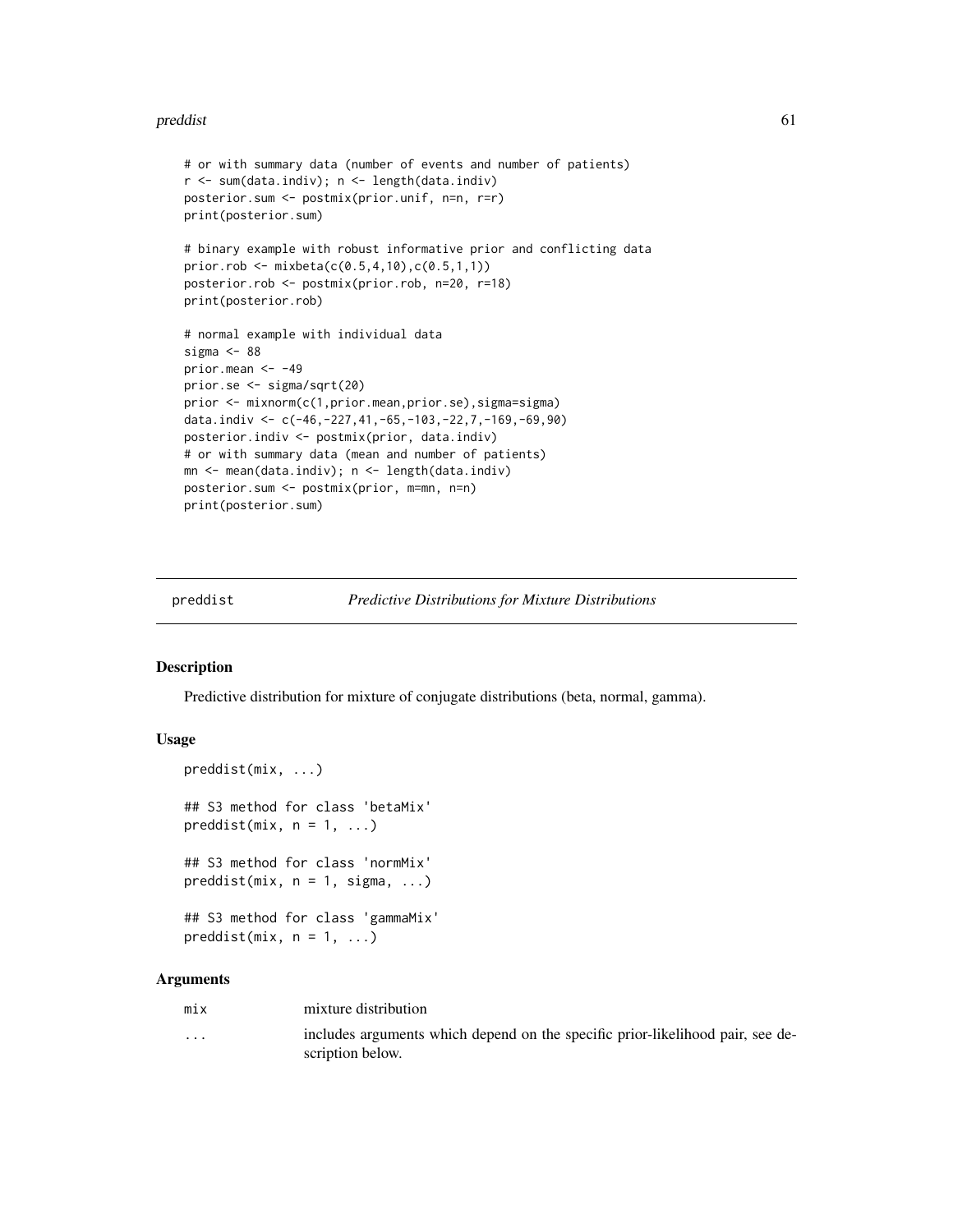```
# or with summary data (number of events and number of patients)
r <- sum(data.indiv); n <- length(data.indiv)
posterior.sum <- postmix(prior.unif, n=n, r=r)
print(posterior.sum)

# binary example with robust informative prior and conflicting data
prior.rob <- mixbeta(c(0.5,4,10),c(0.5,1,1))
posterior.rob <- postmix(prior.rob, n=20, r=18)
print(posterior.rob)

# normal example with individual data
sigma <- 88
prior.mean <- -49
prior.se <- sigma/sqrt(20)
prior <- mixnorm(c(1,prior.mean,prior.se),sigma=sigma)
data.indiv <- c(-46,-227,41,-65,-103,-22,7,-169,-69,90)
posterior.indiv <- postmix(prior, data.indiv)
# or with summary data (mean and number of patients)
mn <- mean(data.indiv); n <- length(data.indiv)
posterior.sum <- postmix(prior, m=mn, n=n)
print(posterior.sum)
```

# preddist — *Predictive Distributions for Mixture Distributions*

## Description

Predictive distribution for mixture of conjugate distributions (beta, normal, gamma).

## Usage

```
preddist(mix, ...)

## S3 method for class 'betaMix'
preddist(mix, n = 1, ...)

## S3 method for class 'normMix'
preddist(mix, n = 1, sigma, ...)

## S3 method for class 'gammaMix'
preddist(mix, n = 1, ...)
```

## Arguments

| | |
|---|---|
| mix | mixture distribution |
| ... | includes arguments which depend on the specific prior-likelihood pair, see description below. |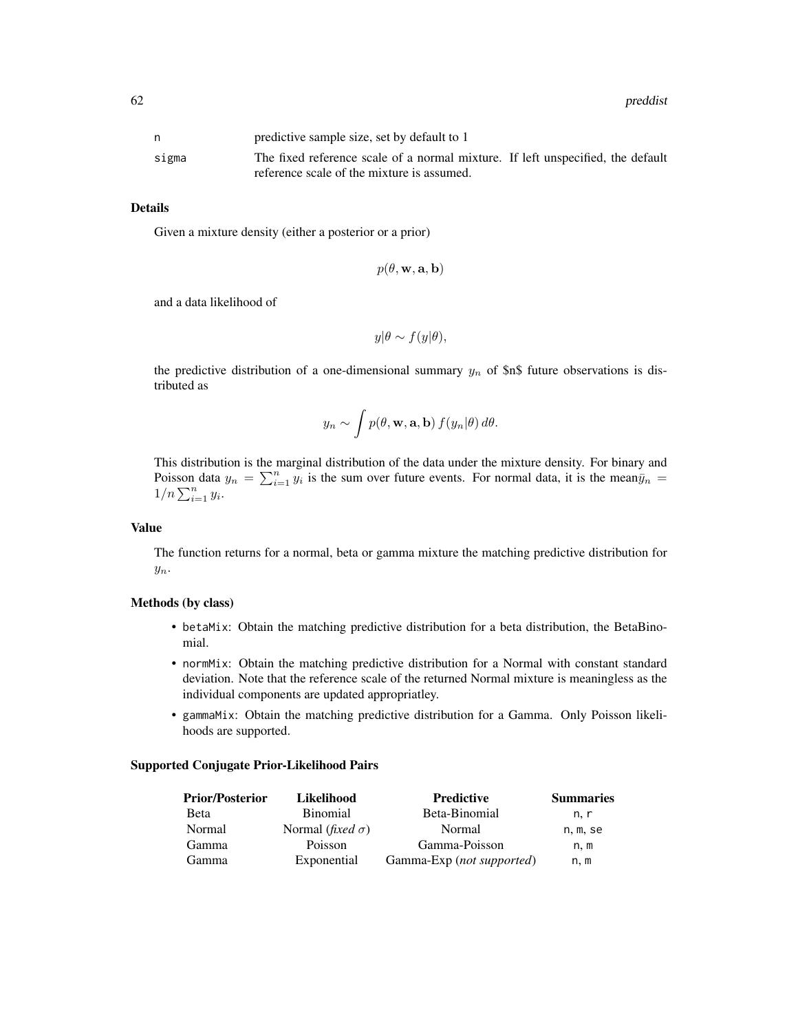| | |
|---|---|
| n | predictive sample size, set by default to 1 |
| sigma | The fixed reference scale of a normal mixture. If left unspecified, the default reference scale of the mixture is assumed. |

## Details

Given a mixture density (either a posterior or a prior)

$$p(\theta, \mathbf{w}, \mathbf{a}, \mathbf{b})$$

and a data likelihood of

$$y|\theta \sim f(y|\theta),$$

the predictive distribution of a one-dimensional summary $y_n$ of $n$ future observations is distributed as

$$y_n \sim \int p(\theta, \mathbf{w}, \mathbf{a}, \mathbf{b})\, f(y_n|\theta)\, d\theta.$$

This distribution is the marginal distribution of the data under the mixture density. For binary and Poisson data $y_n = \sum_{i=1}^{n} y_i$ is the sum over future events. For normal data, it is the mean$\bar{y}_n = 1/n \sum_{i=1}^{n} y_i$.

## Value

The function returns for a normal, beta or gamma mixture the matching predictive distribution for $y_n$.

## Methods (by class)

- betaMix: Obtain the matching predictive distribution for a beta distribution, the BetaBinomial.
- normMix: Obtain the matching predictive distribution for a Normal with constant standard deviation. Note that the reference scale of the returned Normal mixture is meaningless as the individual components are updated appropriatley.
- gammaMix: Obtain the matching predictive distribution for a Gamma. Only Poisson likelihoods are supported.

## Supported Conjugate Prior-Likelihood Pairs

| **Prior/Posterior** | **Likelihood** | **Predictive** | **Summaries** |
|---|---|---|---|
| Beta | Binomial | Beta-Binomial | n, r |
| Normal | Normal (*fixed* $\sigma$) | Normal | n, m, se |
| Gamma | Poisson | Gamma-Poisson | n, m |
| Gamma | Exponential | Gamma-Exp (*not supported*) | n, m |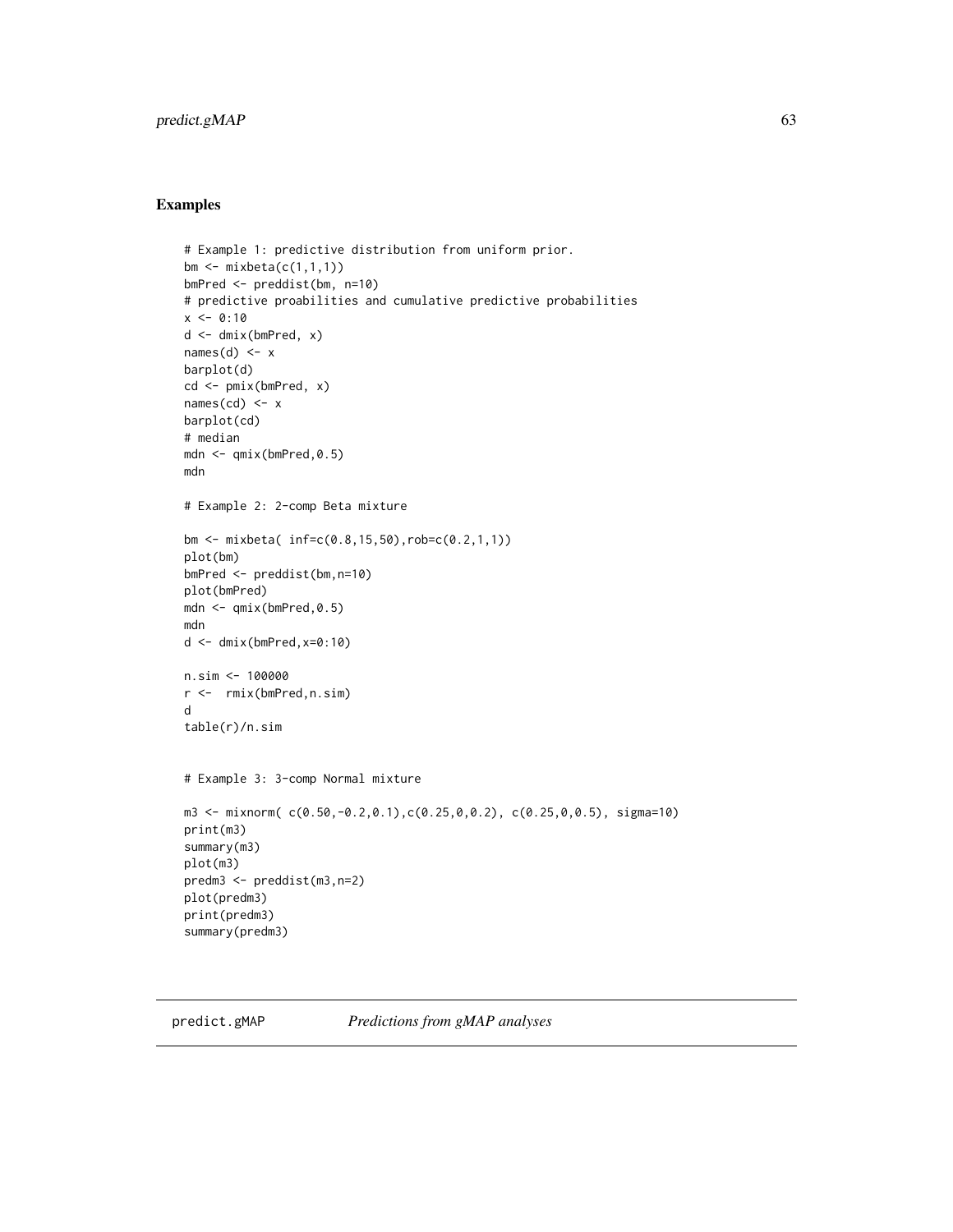## Examples

```
# Example 1: predictive distribution from uniform prior.
bm <- mixbeta(c(1,1,1))
bmPred <- preddist(bm, n=10)
# predictive proabilities and cumulative predictive probabilities
x <- 0:10
d <- dmix(bmPred, x)
names(d) <- x
barplot(d)
cd <- pmix(bmPred, x)
names(cd) <- x
barplot(cd)
# median
mdn <- qmix(bmPred,0.5)
mdn

# Example 2: 2-comp Beta mixture

bm <- mixbeta( inf=c(0.8,15,50),rob=c(0.2,1,1))
plot(bm)
bmPred <- preddist(bm,n=10)
plot(bmPred)
mdn <- qmix(bmPred,0.5)
mdn
d <- dmix(bmPred,x=0:10)

n.sim <- 100000
r <-  rmix(bmPred,n.sim)
d
table(r)/n.sim


# Example 3: 3-comp Normal mixture

m3 <- mixnorm( c(0.50,-0.2,0.1),c(0.25,0,0.2), c(0.25,0,0.5), sigma=10)
print(m3)
summary(m3)
plot(m3)
predm3 <- preddist(m3,n=2)
plot(predm3)
print(predm3)
summary(predm3)
```

---

predict.gMAP &nbsp;&nbsp;&nbsp;&nbsp; *Predictions from gMAP analyses*

---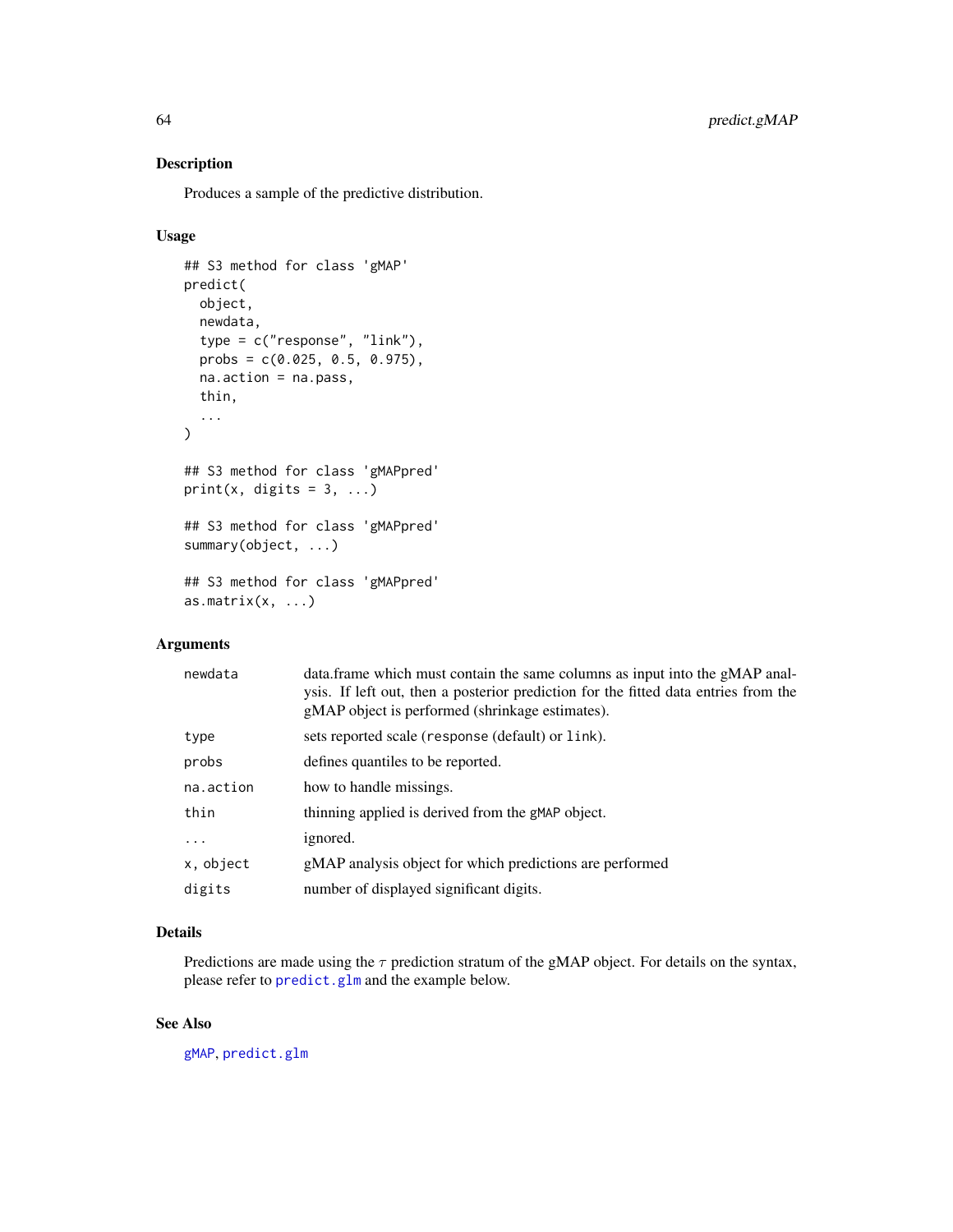## Description

Produces a sample of the predictive distribution.

## Usage

```
## S3 method for class 'gMAP'
predict(
  object,
  newdata,
  type = c("response", "link"),
  probs = c(0.025, 0.5, 0.975),
  na.action = na.pass,
  thin,
  ...
)

## S3 method for class 'gMAPpred'
print(x, digits = 3, ...)

## S3 method for class 'gMAPpred'
summary(object, ...)

## S3 method for class 'gMAPpred'
as.matrix(x, ...)
```

## Arguments

| | |
|---|---|
| `newdata` | data.frame which must contain the same columns as input into the gMAP analysis. If left out, then a posterior prediction for the fitted data entries from the gMAP object is performed (shrinkage estimates). |
| `type` | sets reported scale (`response` (default) or `link`). |
| `probs` | defines quantiles to be reported. |
| `na.action` | how to handle missings. |
| `thin` | thinning applied is derived from the `gMAP` object. |
| `...` | ignored. |
| `x, object` | gMAP analysis object for which predictions are performed |
| `digits` | number of displayed significant digits. |

## Details

Predictions are made using the $\tau$ prediction stratum of the gMAP object. For details on the syntax, please refer to `predict.glm` and the example below.

## See Also

`gMAP`, `predict.glm`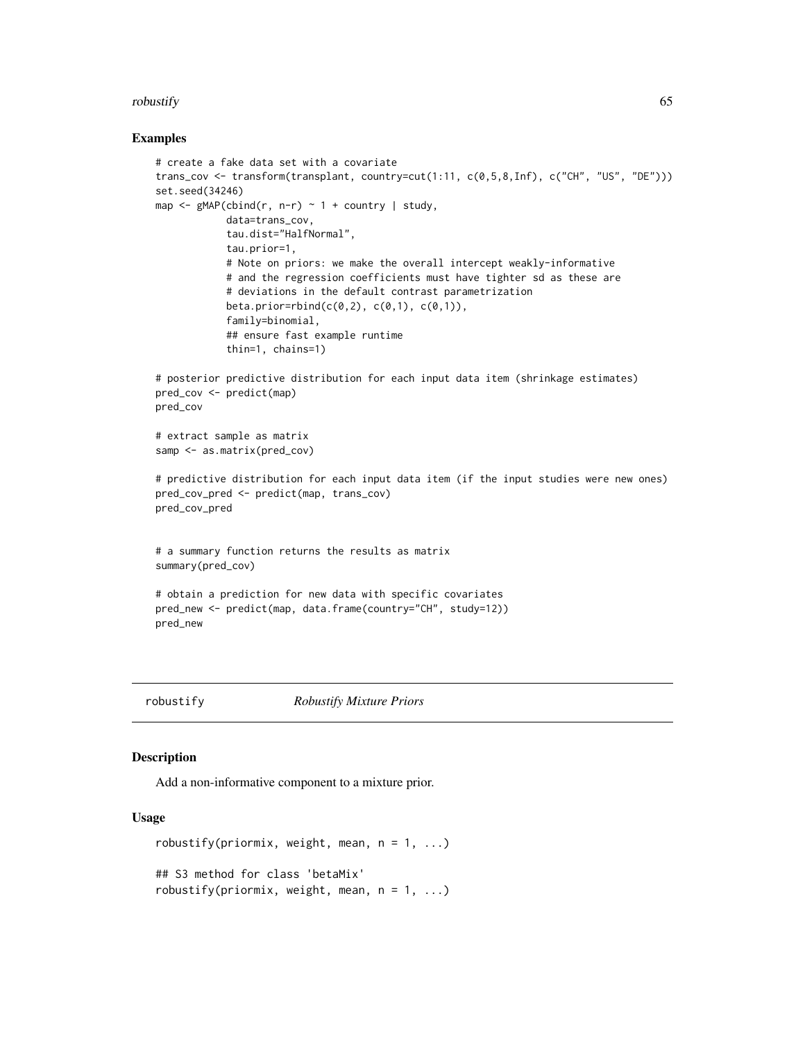### Examples

```
# create a fake data set with a covariate
trans_cov <- transform(transplant, country=cut(1:11, c(0,5,8,Inf), c("CH", "US", "DE")))
set.seed(34246)
map <- gMAP(cbind(r, n-r) ~ 1 + country | study,
            data=trans_cov,
            tau.dist="HalfNormal",
            tau.prior=1,
            # Note on priors: we make the overall intercept weakly-informative
            # and the regression coefficients must have tighter sd as these are
            # deviations in the default contrast parametrization
            beta.prior=rbind(c(0,2), c(0,1), c(0,1)),
            family=binomial,
            ## ensure fast example runtime
            thin=1, chains=1)

# posterior predictive distribution for each input data item (shrinkage estimates)
pred_cov <- predict(map)
pred_cov

# extract sample as matrix
samp <- as.matrix(pred_cov)

# predictive distribution for each input data item (if the input studies were new ones)
pred_cov_pred <- predict(map, trans_cov)
pred_cov_pred


# a summary function returns the results as matrix
summary(pred_cov)

# obtain a prediction for new data with specific covariates
pred_new <- predict(map, data.frame(country="CH", study=12))
pred_new
```

---

## robustify — *Robustify Mixture Priors*

### Description

Add a non-informative component to a mixture prior.

### Usage

```
robustify(priormix, weight, mean, n = 1, ...)

## S3 method for class 'betaMix'
robustify(priormix, weight, mean, n = 1, ...)
```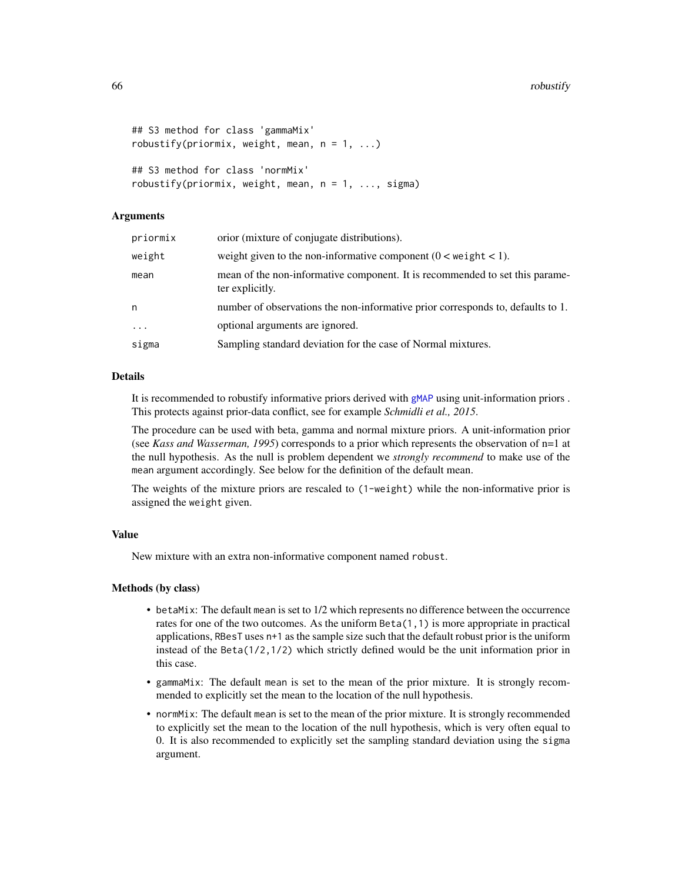```
## S3 method for class 'gammaMix'
robustify(priormix, weight, mean, n = 1, ...)

## S3 method for class 'normMix'
robustify(priormix, weight, mean, n = 1, ..., sigma)
```

### Arguments

| | |
|---|---|
| priormix | orior (mixture of conjugate distributions). |
| weight | weight given to the non-informative component (0 < weight < 1). |
| mean | mean of the non-informative component. It is recommended to set this parameter explicitly. |
| n | number of observations the non-informative prior corresponds to, defaults to 1. |
| ... | optional arguments are ignored. |
| sigma | Sampling standard deviation for the case of Normal mixtures. |

### Details

It is recommended to robustify informative priors derived with gMAP using unit-information priors . This protects against prior-data conflict, see for example *Schmidli et al., 2015*.

The procedure can be used with beta, gamma and normal mixture priors. A unit-information prior (see *Kass and Wasserman, 1995*) corresponds to a prior which represents the observation of n=1 at the null hypothesis. As the null is problem dependent we *strongly recommend* to make use of the mean argument accordingly. See below for the definition of the default mean.

The weights of the mixture priors are rescaled to (1-weight) while the non-informative prior is assigned the weight given.

### Value

New mixture with an extra non-informative component named robust.

### Methods (by class)

- betaMix: The default mean is set to 1/2 which represents no difference between the occurrence rates for one of the two outcomes. As the uniform Beta(1,1) is more appropriate in practical applications, RBesT uses n+1 as the sample size such that the default robust prior is the uniform instead of the Beta(1/2,1/2) which strictly defined would be the unit information prior in this case.
- gammaMix: The default mean is set to the mean of the prior mixture. It is strongly recommended to explicitly set the mean to the location of the null hypothesis.
- normMix: The default mean is set to the mean of the prior mixture. It is strongly recommended to explicitly set the mean to the location of the null hypothesis, which is very often equal to 0. It is also recommended to explicitly set the sampling standard deviation using the sigma argument.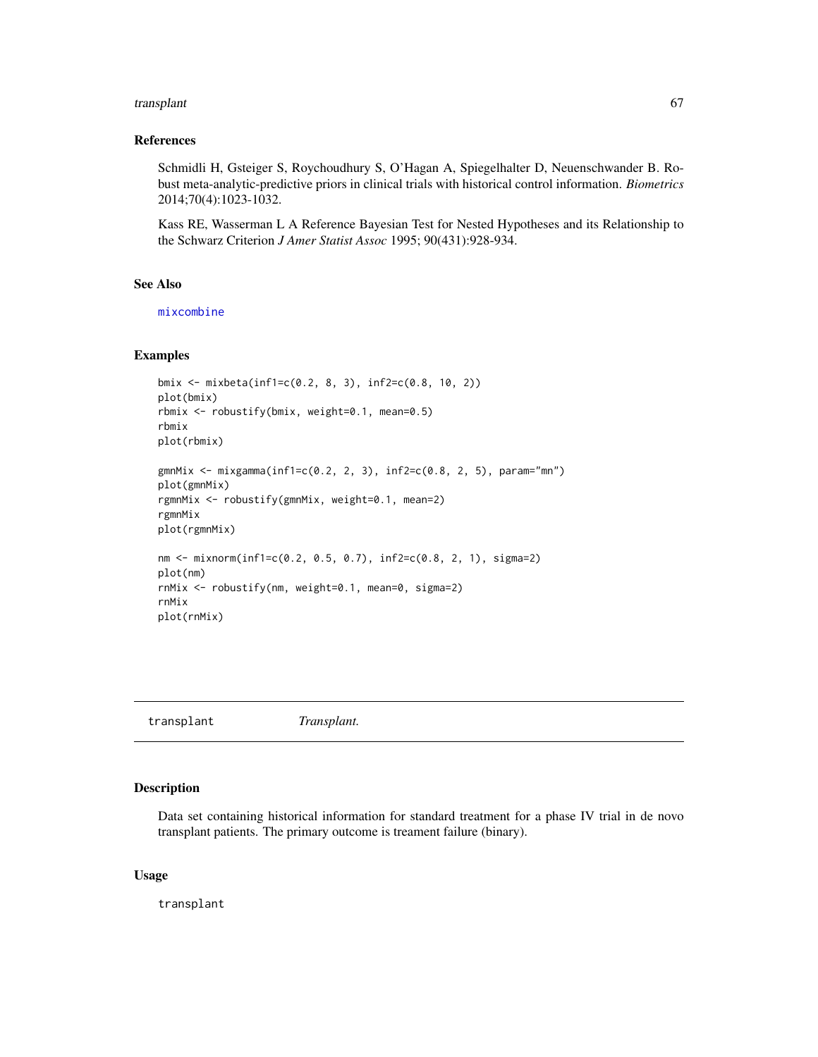### References

Schmidli H, Gsteiger S, Roychoudhury S, O'Hagan A, Spiegelhalter D, Neuenschwander B. Robust meta-analytic-predictive priors in clinical trials with historical control information. *Biometrics* 2014;70(4):1023-1032.

Kass RE, Wasserman L A Reference Bayesian Test for Nested Hypotheses and its Relationship to the Schwarz Criterion *J Amer Statist Assoc* 1995; 90(431):928-934.

### See Also

mixcombine

### Examples

```
bmix <- mixbeta(inf1=c(0.2, 8, 3), inf2=c(0.8, 10, 2))
plot(bmix)
rbmix <- robustify(bmix, weight=0.1, mean=0.5)
rbmix
plot(rbmix)

gmnMix <- mixgamma(inf1=c(0.2, 2, 3), inf2=c(0.8, 2, 5), param="mn")
plot(gmnMix)
rgmnMix <- robustify(gmnMix, weight=0.1, mean=2)
rgmnMix
plot(rgmnMix)

nm <- mixnorm(inf1=c(0.2, 0.5, 0.7), inf2=c(0.8, 2, 1), sigma=2)
plot(nm)
rnMix <- robustify(nm, weight=0.1, mean=0, sigma=2)
rnMix
plot(rnMix)
```

---

## transplant *Transplant.*

---

### Description

Data set containing historical information for standard treatment for a phase IV trial in de novo transplant patients. The primary outcome is treament failure (binary).

### Usage

```
transplant
```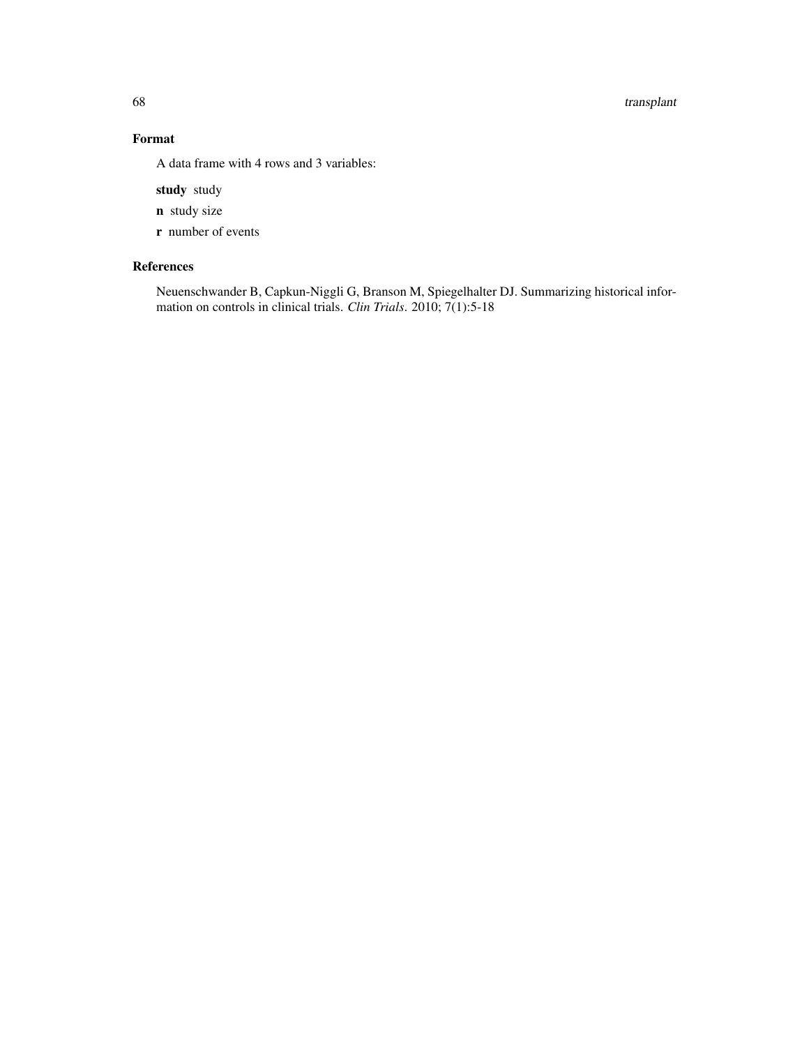## Format

A data frame with 4 rows and 3 variables:

**study** study

**n** study size

**r** number of events

## References

Neuenschwander B, Capkun-Niggli G, Branson M, Spiegelhalter DJ. Summarizing historical information on controls in clinical trials. *Clin Trials*. 2010; 7(1):5-18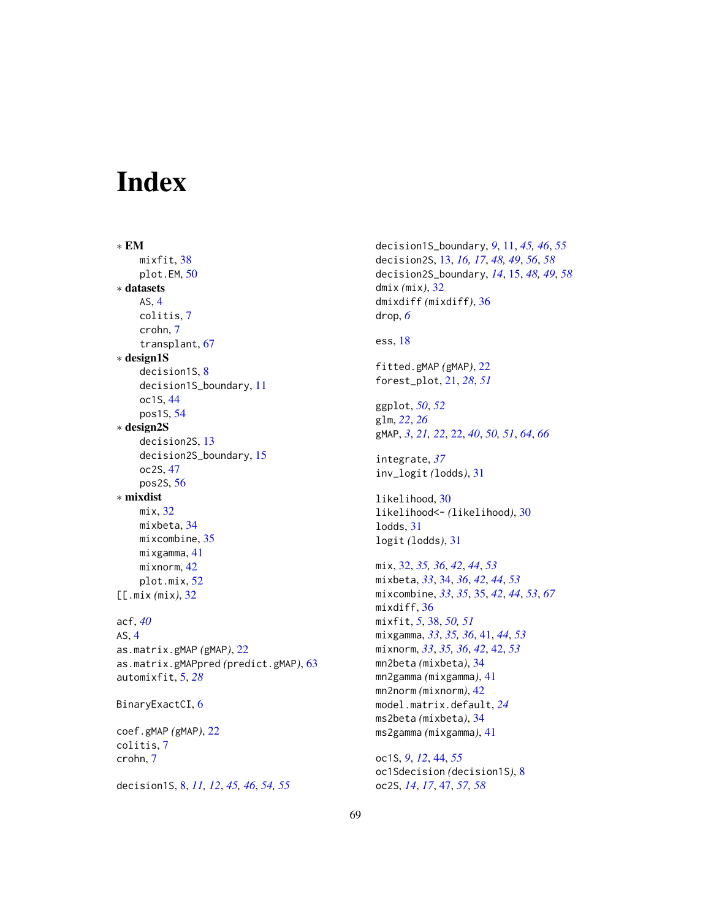# Index

∗ **EM**
- mixfit, 38
- plot.EM, 50

∗ **datasets**
- AS, 4
- colitis, 7
- crohn, 7
- transplant, 67

∗ **design1S**
- decision1S, 8
- decision1S_boundary, 11
- oc1S, 44
- pos1S, 54

∗ **design2S**
- decision2S, 13
- decision2S_boundary, 15
- oc2S, 47
- pos2S, 56

∗ **mixdist**
- mix, 32
- mixbeta, 34
- mixcombine, 35
- mixgamma, 41
- mixnorm, 42
- plot.mix, 52

[[.mix *(mix)*, 32

acf, *40*
AS, 4
as.matrix.gMAP *(gMAP)*, 22
as.matrix.gMAPpred *(predict.gMAP)*, 63
automixfit, 5, *28*

BinaryExactCI, 6

coef.gMAP *(gMAP)*, 22
colitis, 7
crohn, 7

decision1S, 8, *11, 12*, *45, 46*, *54, 55*
decision1S_boundary, *9*, 11, *45, 46*, *55*
decision2S, 13, *16, 17*, *48, 49*, *56*, *58*
decision2S_boundary, *14*, 15, *48, 49*, *58*
dmix *(mix)*, 32
dmixdiff *(mixdiff)*, 36
drop, *6*

ess, 18

fitted.gMAP *(gMAP)*, 22
forest_plot, 21, *28*, *51*

ggplot, *50*, *52*
glm, *22*, *26*
gMAP, *3*, *21, 22*, 22, *40*, *50, 51*, *64*, *66*

integrate, *37*
inv_logit *(lodds)*, 31

likelihood, 30
likelihood<- *(likelihood)*, 30
lodds, 31
logit *(lodds)*, 31

mix, 32, *35, 36*, *42*, *44*, *53*
mixbeta, *33*, 34, *36*, *42*, *44*, *53*
mixcombine, *33*, *35*, 35, *42*, *44*, *53*, *67*
mixdiff, 36
mixfit, *5*, 38, *50, 51*
mixgamma, *33*, *35, 36*, 41, *44*, *53*
mixnorm, *33*, *35, 36*, *42*, 42, *53*
mn2beta *(mixbeta)*, 34
mn2gamma *(mixgamma)*, 41
mn2norm *(mixnorm)*, 42
model.matrix.default, *24*
ms2beta *(mixbeta)*, 34
ms2gamma *(mixgamma)*, 41

oc1S, *9*, *12*, 44, *55*
oc1Sdecision *(decision1S)*, 8
oc2S, *14*, *17*, 47, *57, 58*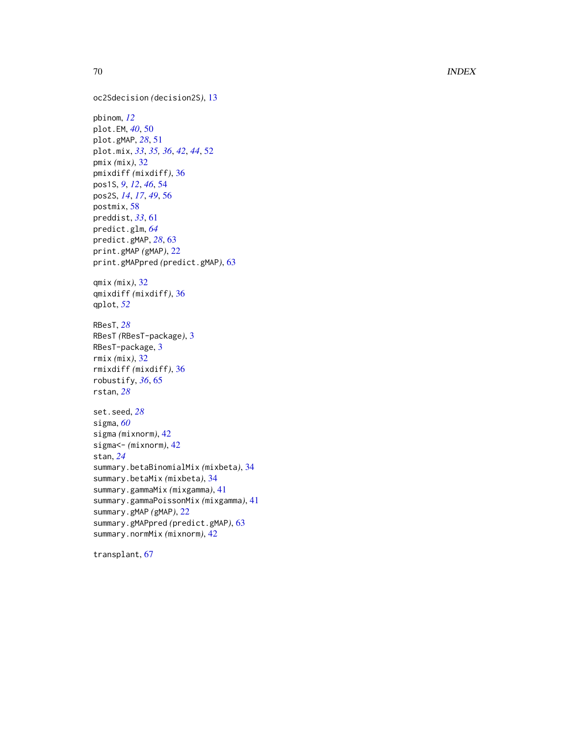oc2Sdecision *(*decision2S*)*, 13

pbinom, *12*  
plot.EM, *40*, 50  
plot.gMAP, *28*, 51  
plot.mix, *33*, *35, 36*, *42*, *44*, 52  
pmix *(*mix*)*, 32  
pmixdiff *(*mixdiff*)*, 36  
pos1S, *9*, *12*, *46*, 54  
pos2S, *14*, *17*, *49*, 56  
postmix, 58  
preddist, *33*, 61  
predict.glm, *64*  
predict.gMAP, *28*, 63  
print.gMAP *(*gMAP*)*, 22  
print.gMAPpred *(*predict.gMAP*)*, 63

qmix *(*mix*)*, 32  
qmixdiff *(*mixdiff*)*, 36  
qplot, *52*

RBesT, *28*  
RBesT *(*RBesT-package*)*, 3  
RBesT-package, 3  
rmix *(*mix*)*, 32  
rmixdiff *(*mixdiff*)*, 36  
robustify, *36*, 65  
rstan, *28*

set.seed, *28*  
sigma, *60*  
sigma *(*mixnorm*)*, 42  
sigma<- *(*mixnorm*)*, 42  
stan, *24*  
summary.betaBinomialMix *(*mixbeta*)*, 34  
summary.betaMix *(*mixbeta*)*, 34  
summary.gammaMix *(*mixgamma*)*, 41  
summary.gammaPoissonMix *(*mixgamma*)*, 41  
summary.gMAP *(*gMAP*)*, 22  
summary.gMAPpred *(*predict.gMAP*)*, 63  
summary.normMix *(*mixnorm*)*, 42

transplant, 67